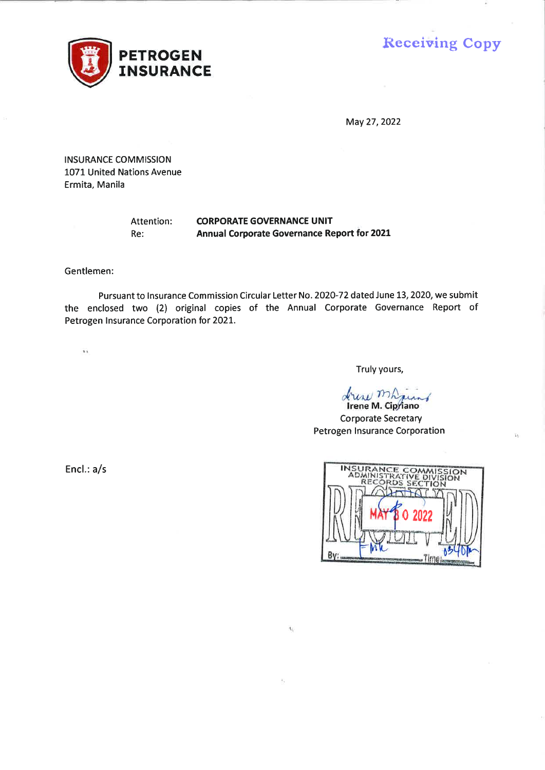**PETROGEN INSURANCE**

Receiving Copy

May 27, 2022

INSURANCE COMMISSION
1071 United Nations Avenue
Ermita, Manila

Attention: **CORPORATE GOVERNANCE UNIT**
Re: **Annual Corporate Governance Report for 2021**

Gentlemen:

Pursuant to Insurance Commission Circular Letter No. 2020-72 dated June 13, 2020, we submit the enclosed two (2) original copies of the Annual Corporate Governance Report of Petrogen Insurance Corporation for 2021.

Truly yours,

**Irene M. Cipriano**
Corporate Secretary
Petrogen Insurance Corporation

Encl.: a/s

INSURANCE COMMISSION
ADMINISTRATIVE DIVISION
RECORDS SECTION
RECEIVED
MAY 30 2022
By: Time: 0340pm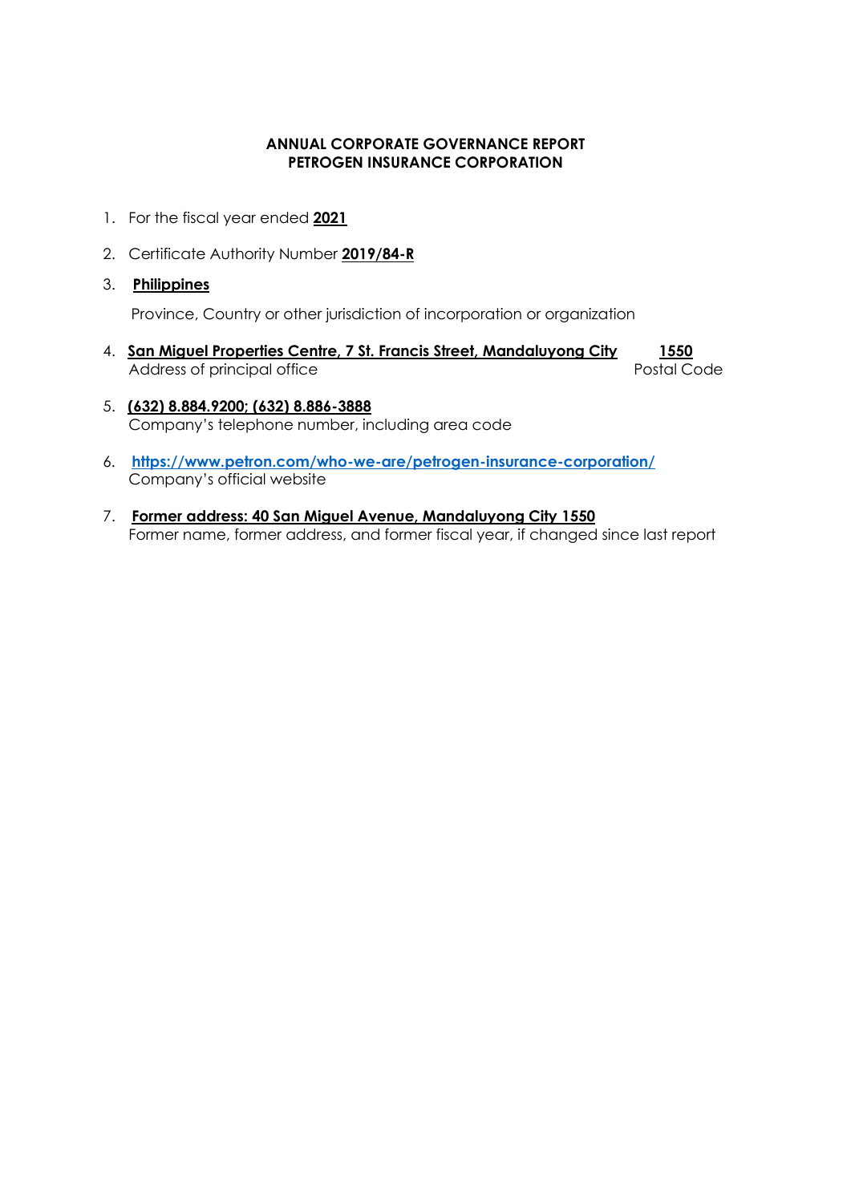**ANNUAL CORPORATE GOVERNANCE REPORT**
**PETROGEN INSURANCE CORPORATION**

1. For the fiscal year ended **2021**

2. Certificate Authority Number **2019/84-R**

3. **Philippines**

   Province, Country or other jurisdiction of incorporation or organization

4. **San Miguel Properties Centre, 7 St. Francis Street, Mandaluyong City** **1550**
   Address of principal office Postal Code

5. **(632) 8.884.9200; (632) 8.886-3888**
   Company's telephone number, including area code

6. **https://www.petron.com/who-we-are/petrogen-insurance-corporation/**
   Company's official website

7. **Former address: 40 San Miguel Avenue, Mandaluyong City 1550**
   Former name, former address, and former fiscal year, if changed since last report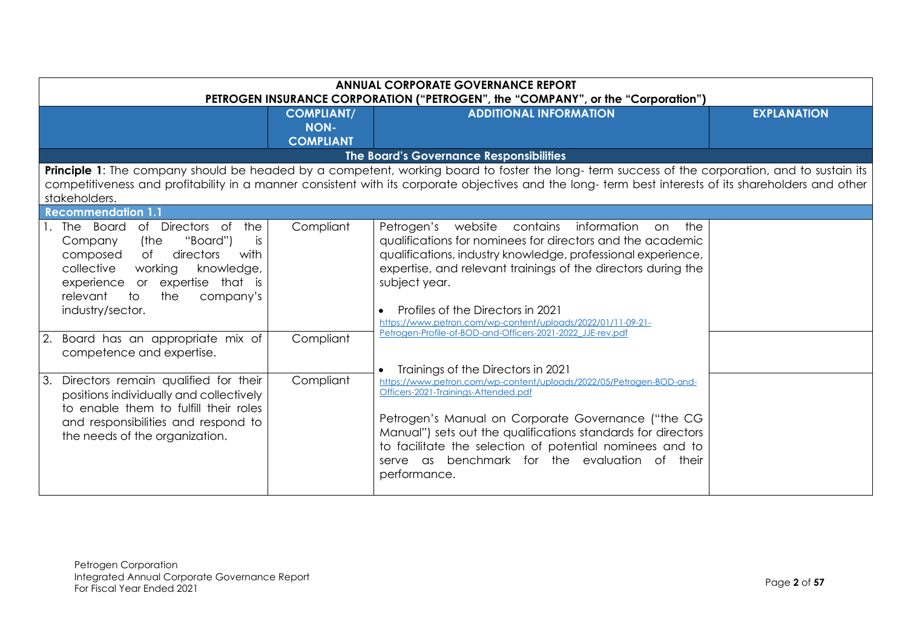| ANNUAL CORPORATE GOVERNANCE REPORT PETROGEN INSURANCE CORPORATION ("PETROGEN", the "COMPANY", or the "Corporation") | | | |
|---|---|---|---|
| | **COMPLIANT/ NON-COMPLIANT** | **ADDITIONAL INFORMATION** | **EXPLANATION** |
| **The Board's Governance Responsibilities** | | | |
| **Principle 1**: The company should be headed by a competent, working board to foster the long- term success of the corporation, and to sustain its competitiveness and profitability in a manner consistent with its corporate objectives and the long- term best interests of its shareholders and other stakeholders. | | | |
| **Recommendation 1.1** | | | |
| 1. The Board of Directors of the Company (the "Board") is composed of directors with collective working knowledge, experience or expertise that is relevant to the company's industry/sector. | Compliant | Petrogen's website contains information on the qualifications for nominees for directors and the academic qualifications, industry knowledge, professional experience, expertise, and relevant trainings of the directors during the subject year.<br><br>• Profiles of the Directors in 2021 https://www.petron.com/wp-content/uploads/2022/01/11-09-21-Petrogen-Profile-of-BOD-and-Officers-2021-2022_JJE-rev.pdf<br><br>• Trainings of the Directors in 2021 https://www.petron.com/wp-content/uploads/2022/05/Petrogen-BOD-and-Officers-2021-Trainings-Attended.pdf<br><br>Petrogen's Manual on Corporate Governance ("the CG Manual") sets out the qualifications standards for directors to facilitate the selection of potential nominees and to serve as benchmark for the evaluation of their performance. | |
| 2. Board has an appropriate mix of competence and expertise. | Compliant | | |
| 3. Directors remain qualified for their positions individually and collectively to enable them to fulfill their roles and responsibilities and respond to the needs of the organization. | Compliant | | |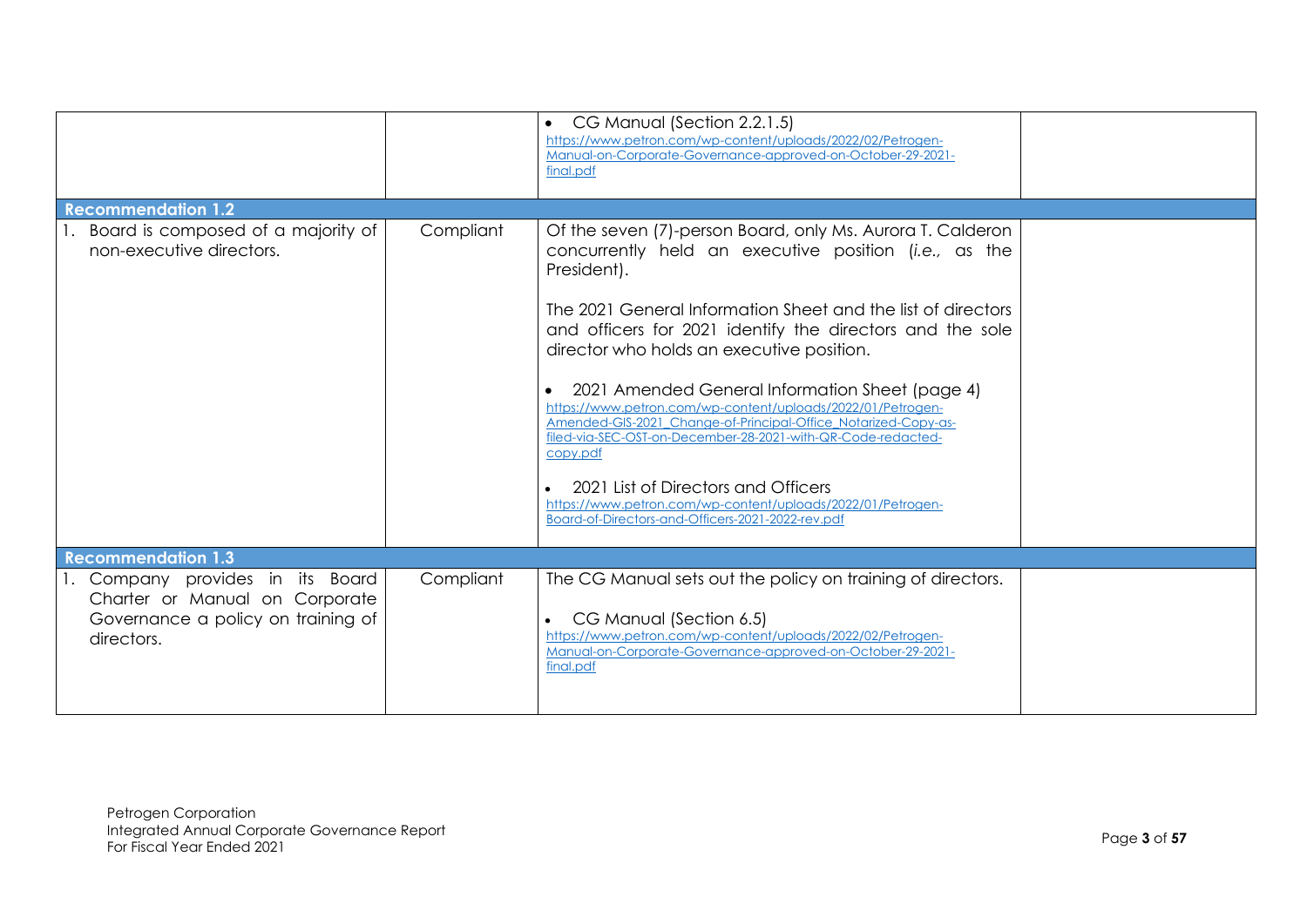| | | | |
|---|---|---|---|
| | | • CG Manual (Section 2.2.1.5) https://www.petron.com/wp-content/uploads/2022/02/Petrogen-Manual-on-Corporate-Governance-approved-on-October-29-2021-final.pdf | |
| **Recommendation 1.2** | | | |
| 1. Board is composed of a majority of non-executive directors. | Compliant | Of the seven (7)-person Board, only Ms. Aurora T. Calderon concurrently held an executive position (*i.e.,* as the President).<br><br>The 2021 General Information Sheet and the list of directors and officers for 2021 identify the directors and the sole director who holds an executive position.<br><br>• 2021 Amended General Information Sheet (page 4) https://www.petron.com/wp-content/uploads/2022/01/Petrogen-Amended-GIS-2021_Change-of-Principal-Office_Notarized-Copy-as-filed-via-SEC-OST-on-December-28-2021-with-QR-Code-redacted-copy.pdf<br><br>• 2021 List of Directors and Officers https://www.petron.com/wp-content/uploads/2022/01/Petrogen-Board-of-Directors-and-Officers-2021-2022-rev.pdf | |
| **Recommendation 1.3** | | | |
| 1. Company provides in its Board Charter or Manual on Corporate Governance a policy on training of directors. | Compliant | The CG Manual sets out the policy on training of directors.<br><br>• CG Manual (Section 6.5) https://www.petron.com/wp-content/uploads/2022/02/Petrogen-Manual-on-Corporate-Governance-approved-on-October-29-2021-final.pdf | |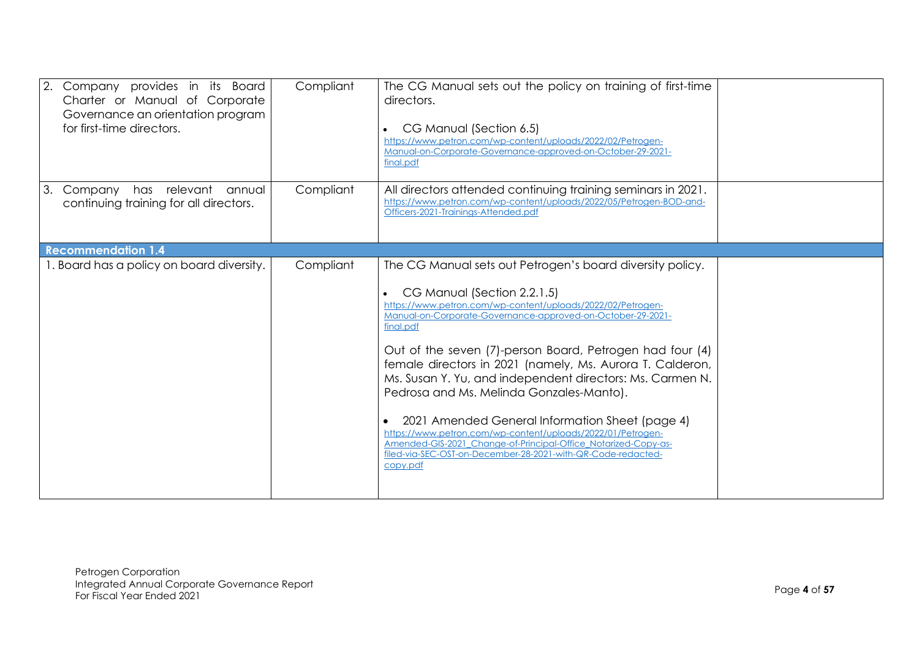| | | | |
|---|---|---|---|
| 2. Company provides in its Board Charter or Manual of Corporate Governance an orientation program for first-time directors. | Compliant | The CG Manual sets out the policy on training of first-time directors.<br><br>• CG Manual (Section 6.5)<br>https://www.petron.com/wp-content/uploads/2022/02/Petrogen-Manual-on-Corporate-Governance-approved-on-October-29-2021-final.pdf | |
| 3. Company has relevant annual continuing training for all directors. | Compliant | All directors attended continuing training seminars in 2021.<br>https://www.petron.com/wp-content/uploads/2022/05/Petrogen-BOD-and-Officers-2021-Trainings-Attended.pdf | |
| **Recommendation 1.4** | | | |
| 1. Board has a policy on board diversity. | Compliant | The CG Manual sets out Petrogen's board diversity policy.<br><br>• CG Manual (Section 2.2.1.5)<br>https://www.petron.com/wp-content/uploads/2022/02/Petrogen-Manual-on-Corporate-Governance-approved-on-October-29-2021-final.pdf<br><br>Out of the seven (7)-person Board, Petrogen had four (4) female directors in 2021 (namely, Ms. Aurora T. Calderon, Ms. Susan Y. Yu, and independent directors: Ms. Carmen N. Pedrosa and Ms. Melinda Gonzales-Manto).<br><br>• 2021 Amended General Information Sheet (page 4)<br>https://www.petron.com/wp-content/uploads/2022/01/Petrogen-Amended-GIS-2021_Change-of-Principal-Office_Notarized-Copy-as-filed-via-SEC-OST-on-December-28-2021-with-QR-Code-redacted-copy.pdf | |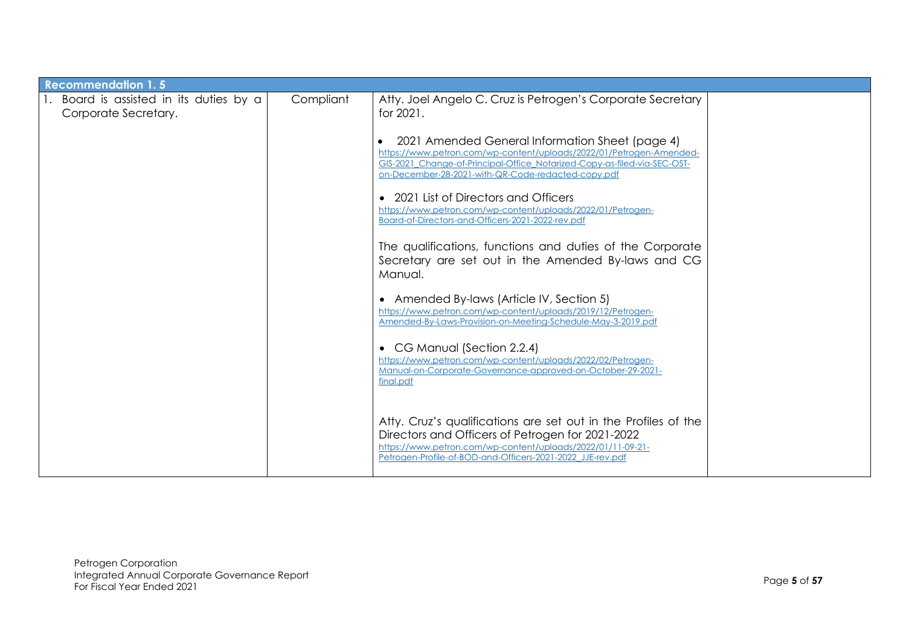| Recommendation 1. 5 | | | |
|---|---|---|---|
| 1. Board is assisted in its duties by a Corporate Secretary. | Compliant | Atty. Joel Angelo C. Cruz is Petrogen's Corporate Secretary for 2021.<br><br>• 2021 Amended General Information Sheet (page 4) https://www.petron.com/wp-content/uploads/2022/01/Petrogen-Amended-GIS-2021_Change-of-Principal-Office_Notarized-Copy-as-filed-via-SEC-OST-on-December-28-2021-with-QR-Code-redacted-copy.pdf<br><br>• 2021 List of Directors and Officers https://www.petron.com/wp-content/uploads/2022/01/Petrogen-Board-of-Directors-and-Officers-2021-2022-rev.pdf<br><br>The qualifications, functions and duties of the Corporate Secretary are set out in the Amended By-laws and CG Manual.<br><br>• Amended By-laws (Article IV, Section 5) https://www.petron.com/wp-content/uploads/2019/12/Petrogen-Amended-By-Laws-Provision-on-Meeting-Schedule-May-3-2019.pdf<br><br>• CG Manual (Section 2.2.4) https://www.petron.com/wp-content/uploads/2022/02/Petrogen-Manual-on-Corporate-Governance-approved-on-October-29-2021-final.pdf<br><br>Atty. Cruz's qualifications are set out in the Profiles of the Directors and Officers of Petrogen for 2021-2022 https://www.petron.com/wp-content/uploads/2022/01/11-09-21-Petrogen-Profile-of-BOD-and-Officers-2021-2022_JJE-rev.pdf | |

Petrogen Corporation
Integrated Annual Corporate Governance Report
For Fiscal Year Ended 2021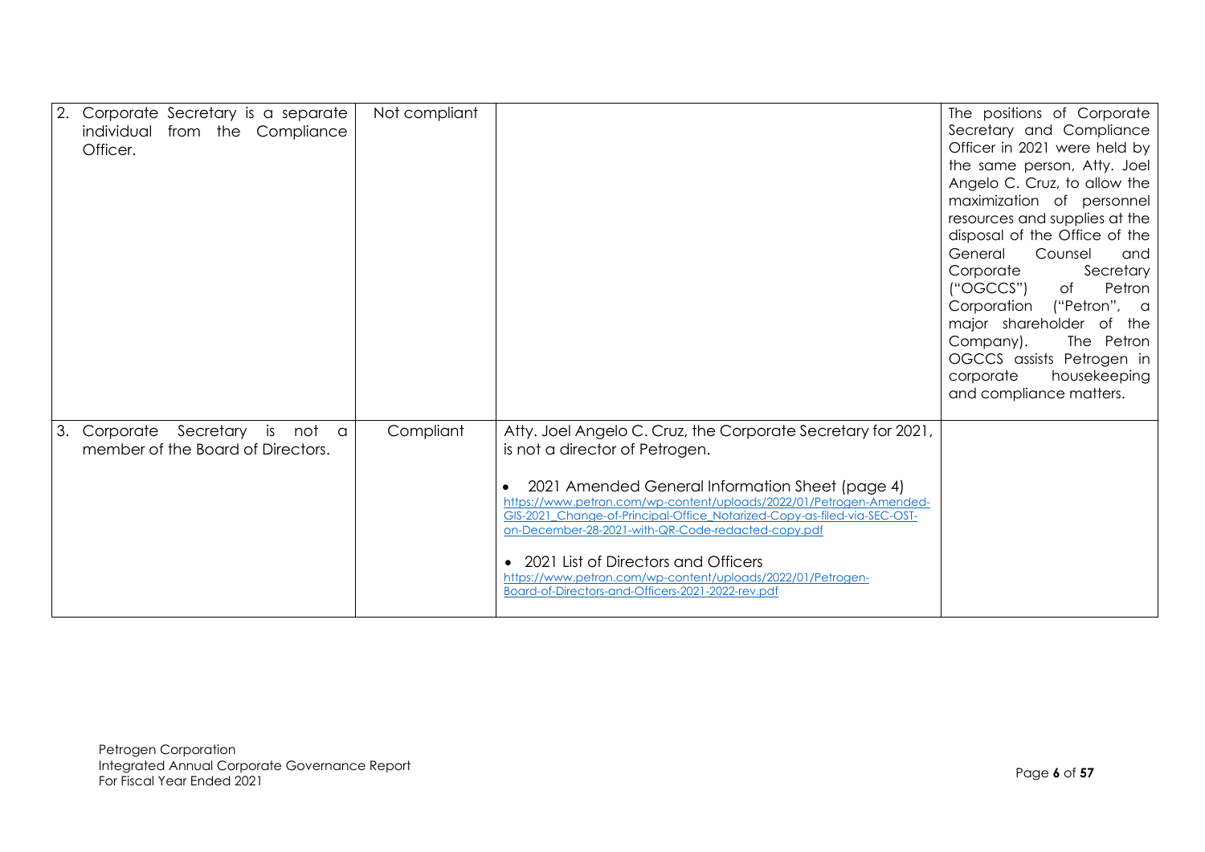| | | | |
|---|---|---|---|
| 2. Corporate Secretary is a separate individual from the Compliance Officer. | Not compliant | | The positions of Corporate Secretary and Compliance Officer in 2021 were held by the same person, Atty. Joel Angelo C. Cruz, to allow the maximization of personnel resources and supplies at the disposal of the Office of the General Counsel and Corporate Secretary ("OGCCS") of Petron Corporation ("Petron", a major shareholder of the Company). The Petron OGCCS assists Petrogen in corporate housekeeping and compliance matters. |
| 3. Corporate Secretary is not a member of the Board of Directors. | Compliant | Atty. Joel Angelo C. Cruz, the Corporate Secretary for 2021, is not a director of Petrogen.<br><br>• 2021 Amended General Information Sheet (page 4) https://www.petron.com/wp-content/uploads/2022/01/Petrogen-Amended-GIS-2021_Change-of-Principal-Office_Notarized-Copy-as-filed-via-SEC-OST-on-December-28-2021-with-QR-Code-redacted-copy.pdf<br><br>• 2021 List of Directors and Officers https://www.petron.com/wp-content/uploads/2022/01/Petrogen-Board-of-Directors-and-Officers-2021-2022-rev.pdf | |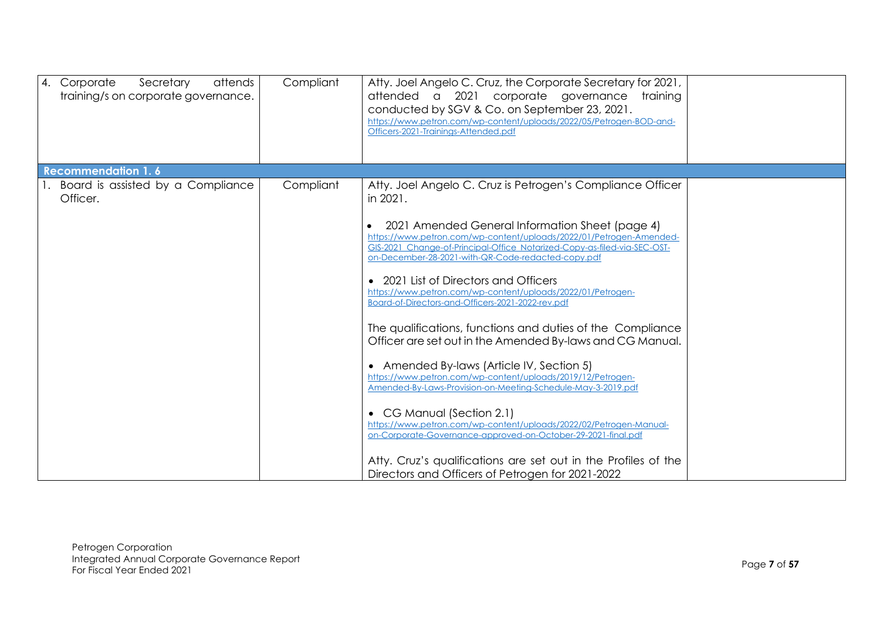| | | | |
|---|---|---|---|
| 4. Corporate Secretary attends training/s on corporate governance. | Compliant | Atty. Joel Angelo C. Cruz, the Corporate Secretary for 2021, attended a 2021 corporate governance training conducted by SGV & Co. on September 23, 2021.<br>https://www.petron.com/wp-content/uploads/2022/05/Petrogen-BOD-and-Officers-2021-Trainings-Attended.pdf | |
| **Recommendation 1. 6** | | | |
| 1. Board is assisted by a Compliance Officer. | Compliant | Atty. Joel Angelo C. Cruz is Petrogen's Compliance Officer in 2021.<br><br>• 2021 Amended General Information Sheet (page 4)<br>https://www.petron.com/wp-content/uploads/2022/01/Petrogen-Amended-GIS-2021_Change-of-Principal-Office_Notarized-Copy-as-filed-via-SEC-OST-on-December-28-2021-with-QR-Code-redacted-copy.pdf<br><br>• 2021 List of Directors and Officers<br>https://www.petron.com/wp-content/uploads/2022/01/Petrogen-Board-of-Directors-and-Officers-2021-2022-rev.pdf<br><br>The qualifications, functions and duties of the Compliance Officer are set out in the Amended By-laws and CG Manual.<br><br>• Amended By-laws (Article IV, Section 5)<br>https://www.petron.com/wp-content/uploads/2019/12/Petrogen-Amended-By-Laws-Provision-on-Meeting-Schedule-May-3-2019.pdf<br><br>• CG Manual (Section 2.1)<br>https://www.petron.com/wp-content/uploads/2022/02/Petrogen-Manual-on-Corporate-Governance-approved-on-October-29-2021-final.pdf<br><br>Atty. Cruz's qualifications are set out in the Profiles of the Directors and Officers of Petrogen for 2021-2022 | |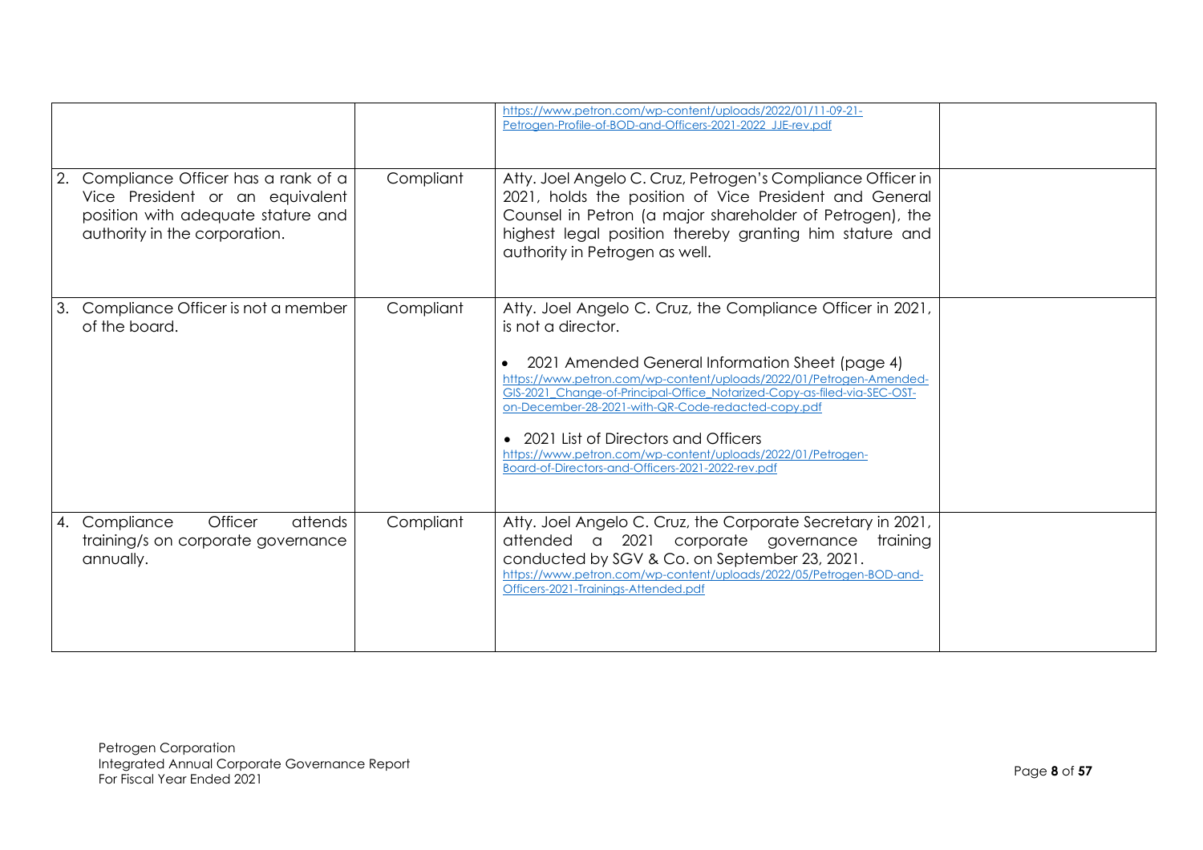| | | | |
|---|---|---|---|
| | | https://www.petron.com/wp-content/uploads/2022/01/11-09-21-Petrogen-Profile-of-BOD-and-Officers-2021-2022_JJE-rev.pdf | |
| 2. Compliance Officer has a rank of a Vice President or an equivalent position with adequate stature and authority in the corporation. | Compliant | Atty. Joel Angelo C. Cruz, Petrogen's Compliance Officer in 2021, holds the position of Vice President and General Counsel in Petron (a major shareholder of Petrogen), the highest legal position thereby granting him stature and authority in Petrogen as well. | |
| 3. Compliance Officer is not a member of the board. | Compliant | Atty. Joel Angelo C. Cruz, the Compliance Officer in 2021, is not a director.<br><br>• 2021 Amended General Information Sheet (page 4)<br>https://www.petron.com/wp-content/uploads/2022/01/Petrogen-Amended-GIS-2021_Change-of-Principal-Office_Notarized-Copy-as-filed-via-SEC-OST-on-December-28-2021-with-QR-Code-redacted-copy.pdf<br><br>• 2021 List of Directors and Officers<br>https://www.petron.com/wp-content/uploads/2022/01/Petrogen-Board-of-Directors-and-Officers-2021-2022-rev.pdf | |
| 4. Compliance Officer attends training/s on corporate governance annually. | Compliant | Atty. Joel Angelo C. Cruz, the Corporate Secretary in 2021, attended a 2021 corporate governance training conducted by SGV & Co. on September 23, 2021.<br>https://www.petron.com/wp-content/uploads/2022/05/Petrogen-BOD-and-Officers-2021-Trainings-Attended.pdf | |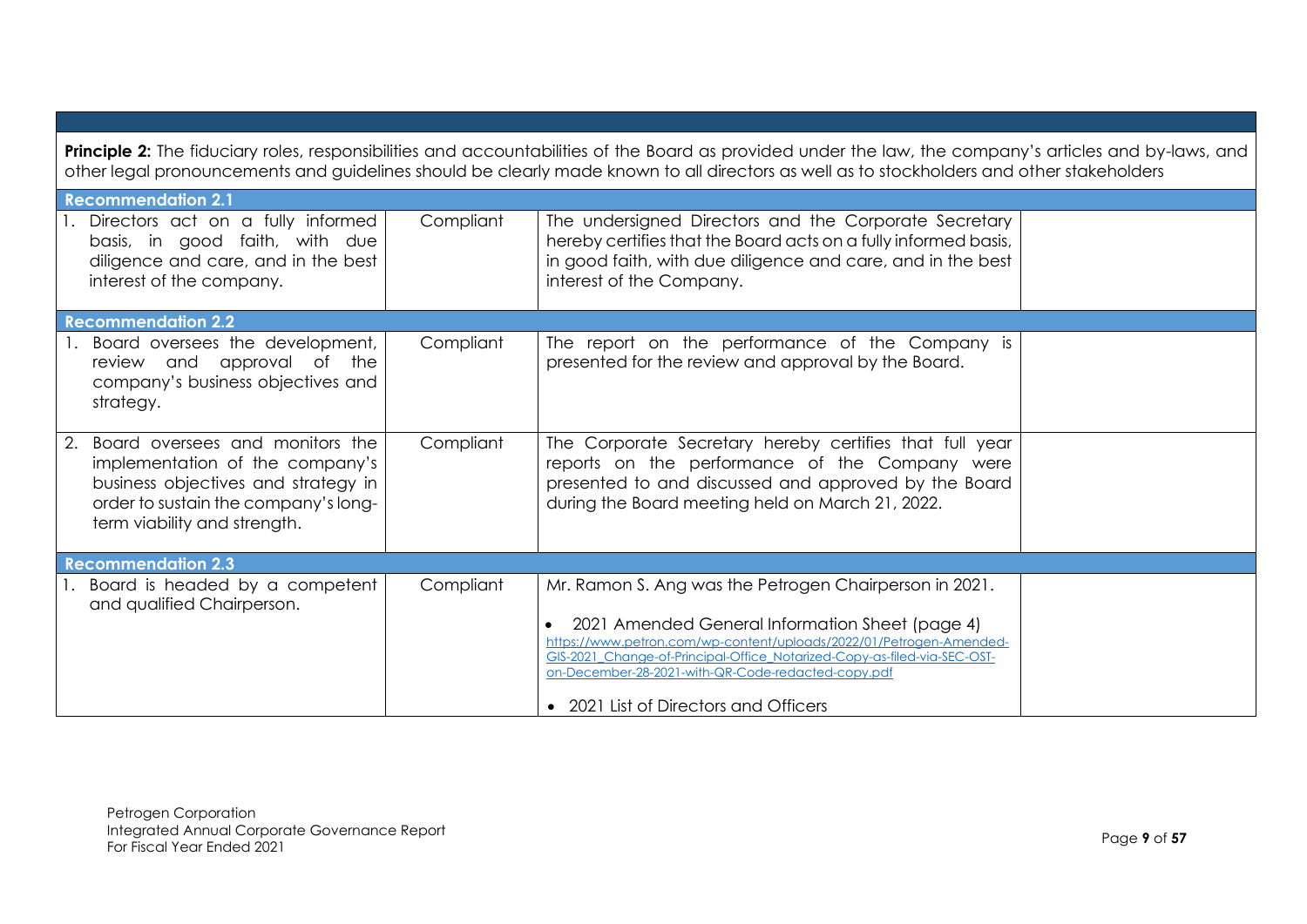**Principle 2:** The fiduciary roles, responsibilities and accountabilities of the Board as provided under the law, the company's articles and by-laws, and other legal pronouncements and guidelines should be clearly made known to all directors as well as to stockholders and other stakeholders

| | | | |
|---|---|---|---|
| **Recommendation 2.1** | | | |
| 1. Directors act on a fully informed basis, in good faith, with due diligence and care, and in the best interest of the company. | Compliant | The undersigned Directors and the Corporate Secretary hereby certifies that the Board acts on a fully informed basis, in good faith, with due diligence and care, and in the best interest of the Company. | |
| **Recommendation 2.2** | | | |
| 1. Board oversees the development, review and approval of the company's business objectives and strategy. | Compliant | The report on the performance of the Company is presented for the review and approval by the Board. | |
| 2. Board oversees and monitors the implementation of the company's business objectives and strategy in order to sustain the company's long-term viability and strength. | Compliant | The Corporate Secretary hereby certifies that full year reports on the performance of the Company were presented to and discussed and approved by the Board during the Board meeting held on March 21, 2022. | |
| **Recommendation 2.3** | | | |
| 1. Board is headed by a competent and qualified Chairperson. | Compliant | Mr. Ramon S. Ang was the Petrogen Chairperson in 2021.<br><br>• 2021 Amended General Information Sheet (page 4) https://www.petron.com/wp-content/uploads/2022/01/Petrogen-Amended-GIS-2021_Change-of-Principal-Office_Notarized-Copy-as-filed-via-SEC-OST-on-December-28-2021-with-QR-Code-redacted-copy.pdf<br><br>• 2021 List of Directors and Officers | |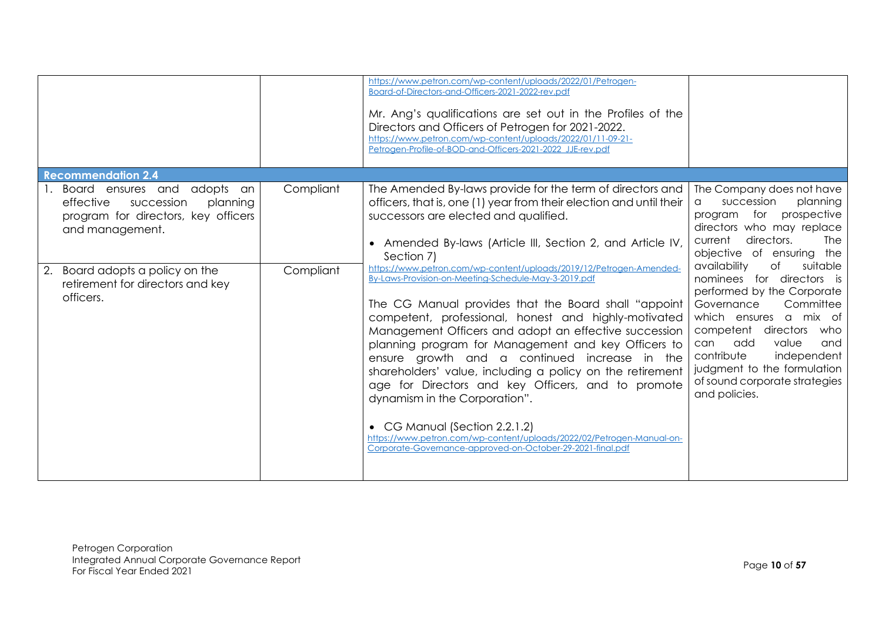| | | | |
|---|---|---|---|
| | | https://www.petron.com/wp-content/uploads/2022/01/Petrogen-Board-of-Directors-and-Officers-2021-2022-rev.pdf<br><br>Mr. Ang's qualifications are set out in the Profiles of the Directors and Officers of Petrogen for 2021-2022.<br>https://www.petron.com/wp-content/uploads/2022/01/11-09-21-Petrogen-Profile-of-BOD-and-Officers-2021-2022_JJE-rev.pdf | |
| **Recommendation 2.4** | | | |
| 1. Board ensures and adopts an effective succession planning program for directors, key officers and management. | Compliant | The Amended By-laws provide for the term of directors and officers, that is, one (1) year from their election and until their successors are elected and qualified.<br><br>• Amended By-laws (Article III, Section 2, and Article IV, Section 7)<br>https://www.petron.com/wp-content/uploads/2019/12/Petrogen-Amended-By-Laws-Provision-on-Meeting-Schedule-May-3-2019.pdf<br><br>The CG Manual provides that the Board shall "appoint competent, professional, honest and highly-motivated Management Officers and adopt an effective succession planning program for Management and key Officers to ensure growth and a continued increase in the shareholders' value, including a policy on the retirement age for Directors and key Officers, and to promote dynamism in the Corporation".<br><br>• CG Manual (Section 2.2.1.2)<br>https://www.petron.com/wp-content/uploads/2022/02/Petrogen-Manual-on-Corporate-Governance-approved-on-October-29-2021-final.pdf | The Company does not have a succession planning program for prospective directors who may replace current directors. The objective of ensuring the availability of suitable nominees for directors is performed by the Corporate Governance Committee which ensures a mix of competent directors who can add value and contribute independent judgment to the formulation of sound corporate strategies and policies. |
| 2. Board adopts a policy on the retirement for directors and key officers. | Compliant | | |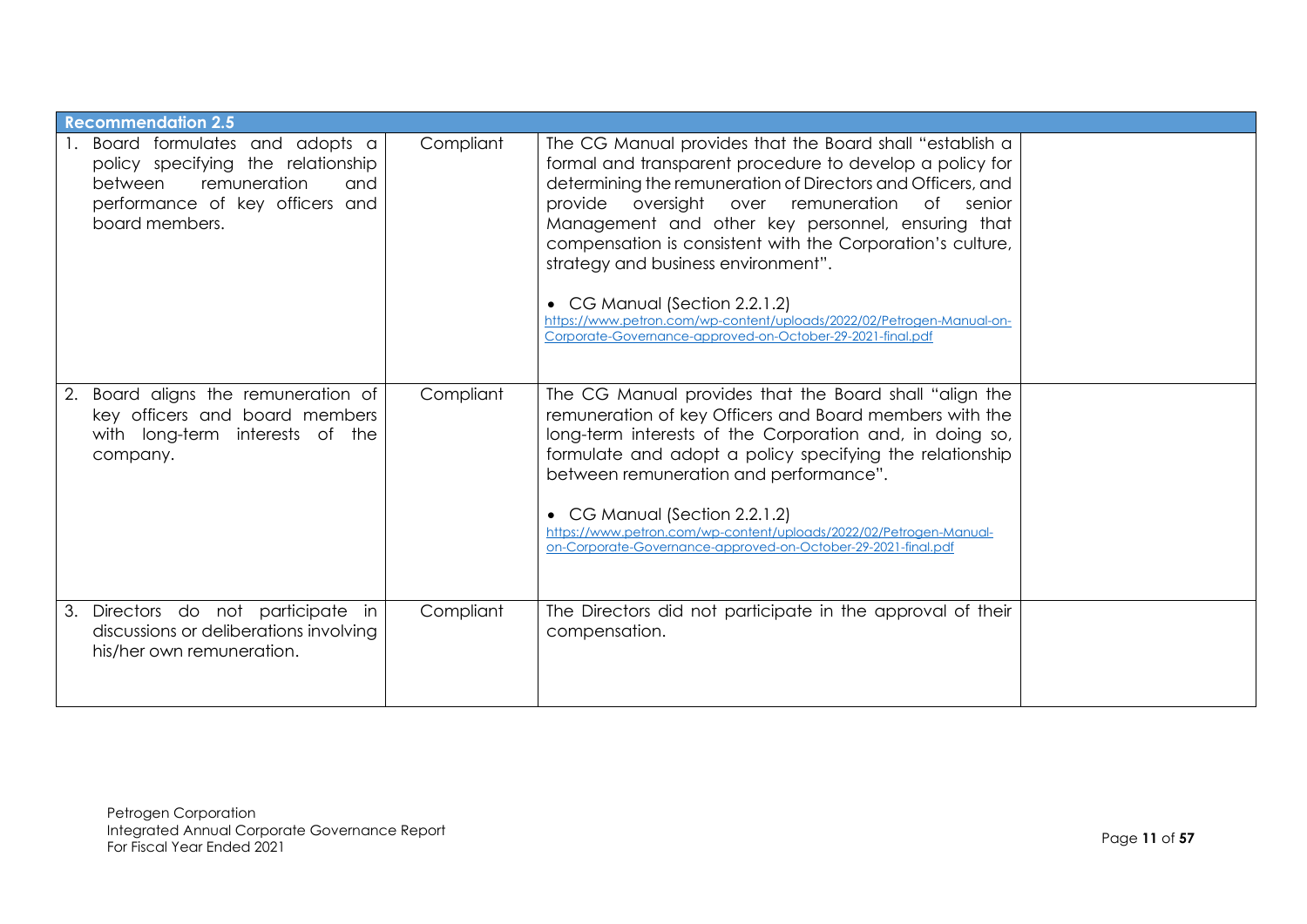| Recommendation 2.5 | | | |
|---|---|---|---|
| 1. Board formulates and adopts a policy specifying the relationship between remuneration and performance of key officers and board members. | Compliant | The CG Manual provides that the Board shall "establish a formal and transparent procedure to develop a policy for determining the remuneration of Directors and Officers, and provide oversight over remuneration of senior Management and other key personnel, ensuring that compensation is consistent with the Corporation's culture, strategy and business environment".<br><br>• CG Manual (Section 2.2.1.2)<br>https://www.petron.com/wp-content/uploads/2022/02/Petrogen-Manual-on-Corporate-Governance-approved-on-October-29-2021-final.pdf | |
| 2. Board aligns the remuneration of key officers and board members with long-term interests of the company. | Compliant | The CG Manual provides that the Board shall "align the remuneration of key Officers and Board members with the long-term interests of the Corporation and, in doing so, formulate and adopt a policy specifying the relationship between remuneration and performance".<br><br>• CG Manual (Section 2.2.1.2)<br>https://www.petron.com/wp-content/uploads/2022/02/Petrogen-Manual-on-Corporate-Governance-approved-on-October-29-2021-final.pdf | |
| 3. Directors do not participate in discussions or deliberations involving his/her own remuneration. | Compliant | The Directors did not participate in the approval of their compensation. | |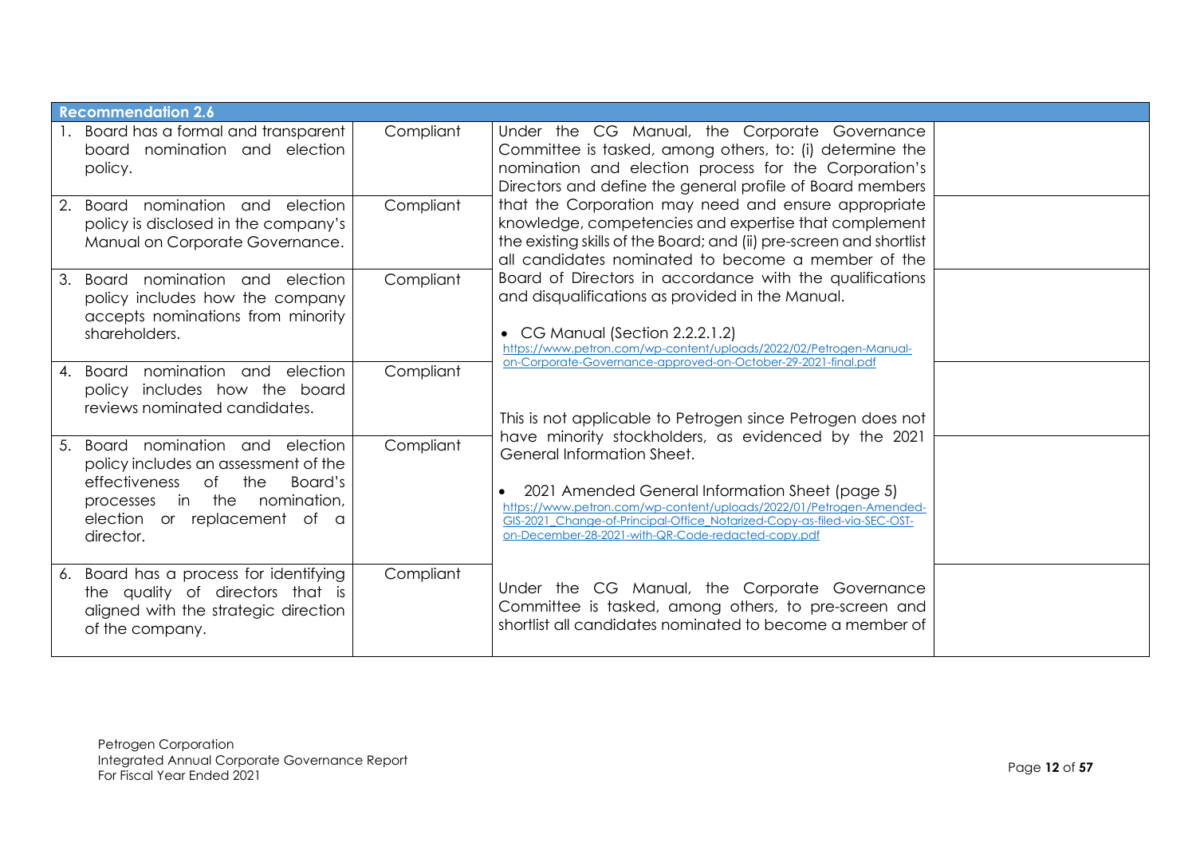| Recommendation 2.6 | | | |
|---|---|---|---|
| 1. Board has a formal and transparent board nomination and election policy. | Compliant | Under the CG Manual, the Corporate Governance Committee is tasked, among others, to: (i) determine the nomination and election process for the Corporation's Directors and define the general profile of Board members that the Corporation may need and ensure appropriate knowledge, competencies and expertise that complement the existing skills of the Board; and (ii) pre-screen and shortlist all candidates nominated to become a member of the Board of Directors in accordance with the qualifications and disqualifications as provided in the Manual.<br><br>• CG Manual (Section 2.2.2.1.2) https://www.petron.com/wp-content/uploads/2022/02/Petrogen-Manual-on-Corporate-Governance-approved-on-October-29-2021-final.pdf | |
| 2. Board nomination and election policy is disclosed in the company's Manual on Corporate Governance. | Compliant | | |
| 3. Board nomination and election policy includes how the company accepts nominations from minority shareholders. | Compliant | This is not applicable to Petrogen since Petrogen does not have minority stockholders, as evidenced by the 2021 General Information Sheet.<br><br>• 2021 Amended General Information Sheet (page 5) https://www.petron.com/wp-content/uploads/2022/01/Petrogen-Amended-GIS-2021_Change-of-Principal-Office_Notarized-Copy-as-filed-via-SEC-OST-on-December-28-2021-with-QR-Code-redacted-copy.pdf | |
| 4. Board nomination and election policy includes how the board reviews nominated candidates. | Compliant | | |
| 5. Board nomination and election policy includes an assessment of the effectiveness of the Board's processes in the nomination, election or replacement of a director. | Compliant | | |
| 6. Board has a process for identifying the quality of directors that is aligned with the strategic direction of the company. | Compliant | Under the CG Manual, the Corporate Governance Committee is tasked, among others, to pre-screen and shortlist all candidates nominated to become a member of | |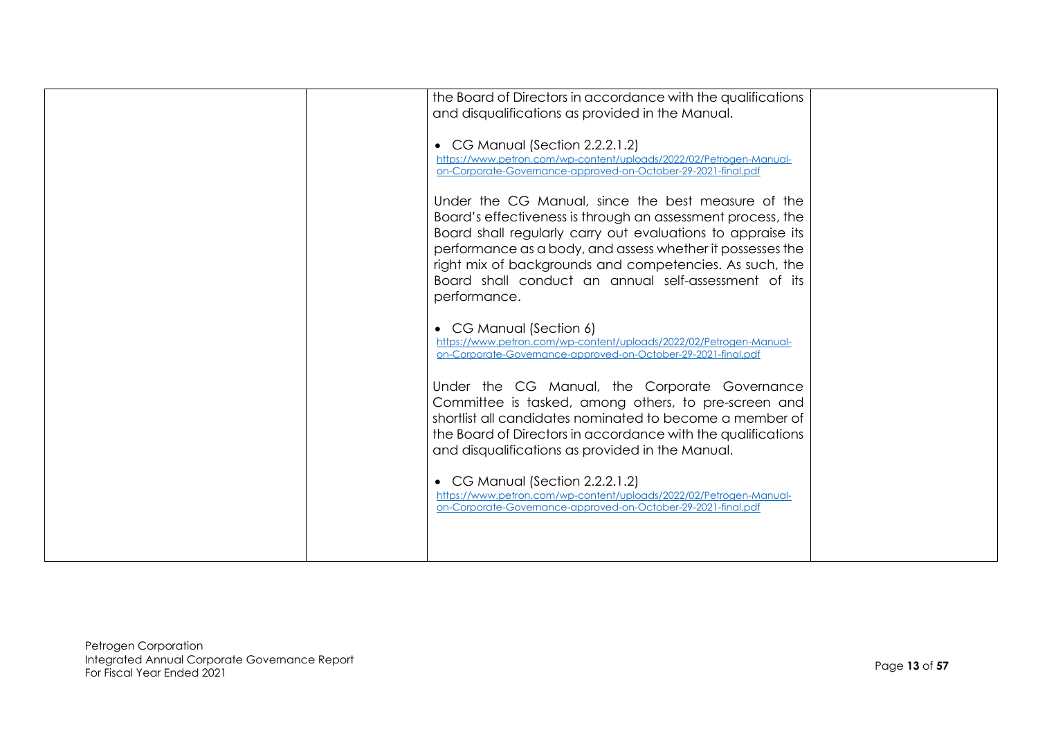| | | | |
|---|---|---|---|
| | | the Board of Directors in accordance with the qualifications and disqualifications as provided in the Manual.<br><br>• CG Manual (Section 2.2.2.1.2) https://www.petron.com/wp-content/uploads/2022/02/Petrogen-Manual-on-Corporate-Governance-approved-on-October-29-2021-final.pdf<br><br>Under the CG Manual, since the best measure of the Board's effectiveness is through an assessment process, the Board shall regularly carry out evaluations to appraise its performance as a body, and assess whether it possesses the right mix of backgrounds and competencies. As such, the Board shall conduct an annual self-assessment of its performance.<br><br>• CG Manual (Section 6) https://www.petron.com/wp-content/uploads/2022/02/Petrogen-Manual-on-Corporate-Governance-approved-on-October-29-2021-final.pdf<br><br>Under the CG Manual, the Corporate Governance Committee is tasked, among others, to pre-screen and shortlist all candidates nominated to become a member of the Board of Directors in accordance with the qualifications and disqualifications as provided in the Manual.<br><br>• CG Manual (Section 2.2.2.1.2) https://www.petron.com/wp-content/uploads/2022/02/Petrogen-Manual-on-Corporate-Governance-approved-on-October-29-2021-final.pdf | |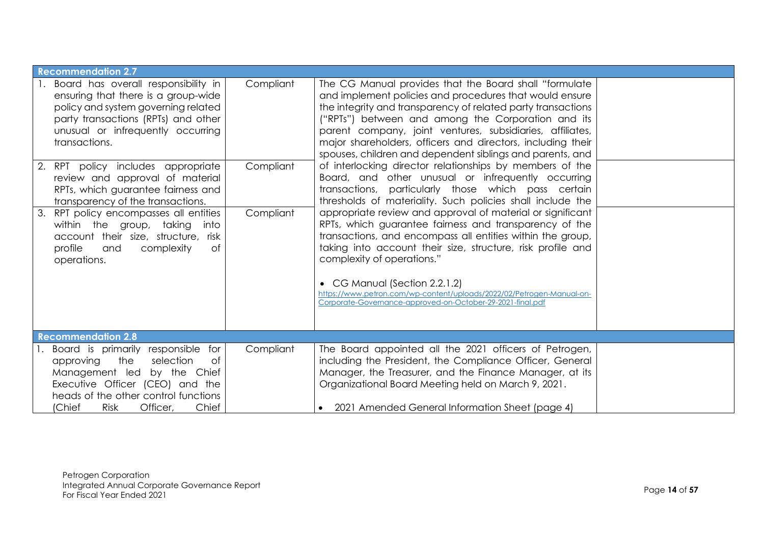| | | | |
|---|---|---|---|
| **Recommendation 2.7** | | | |
| 1. Board has overall responsibility in ensuring that there is a group-wide policy and system governing related party transactions (RPTs) and other unusual or infrequently occurring transactions. | Compliant | The CG Manual provides that the Board shall "formulate and implement policies and procedures that would ensure the integrity and transparency of related party transactions ("RPTs") between and among the Corporation and its parent company, joint ventures, subsidiaries, affiliates, major shareholders, officers and directors, including their spouses, children and dependent siblings and parents, and of interlocking director relationships by members of the Board, and other unusual or infrequently occurring transactions, particularly those which pass certain thresholds of materiality. Such policies shall include the appropriate review and approval of material or significant RPTs, which guarantee fairness and transparency of the transactions, and encompass all entities within the group, taking into account their size, structure, risk profile and complexity of operations."<br><br>• CG Manual (Section 2.2.1.2)<br>https://www.petron.com/wp-content/uploads/2022/02/Petrogen-Manual-on-Corporate-Governance-approved-on-October-29-2021-final.pdf | |
| 2. RPT policy includes appropriate review and approval of material RPTs, which guarantee fairness and transparency of the transactions. | Compliant | | |
| 3. RPT policy encompasses all entities within the group, taking into account their size, structure, risk profile and complexity of operations. | Compliant | | |
| **Recommendation 2.8** | | | |
| 1. Board is primarily responsible for approving the selection of Management led by the Chief Executive Officer (CEO) and the heads of the other control functions (Chief Risk Officer, Chief | Compliant | The Board appointed all the 2021 officers of Petrogen, including the President, the Compliance Officer, General Manager, the Treasurer, and the Finance Manager, at its Organizational Board Meeting held on March 9, 2021.<br><br>• 2021 Amended General Information Sheet (page 4) | |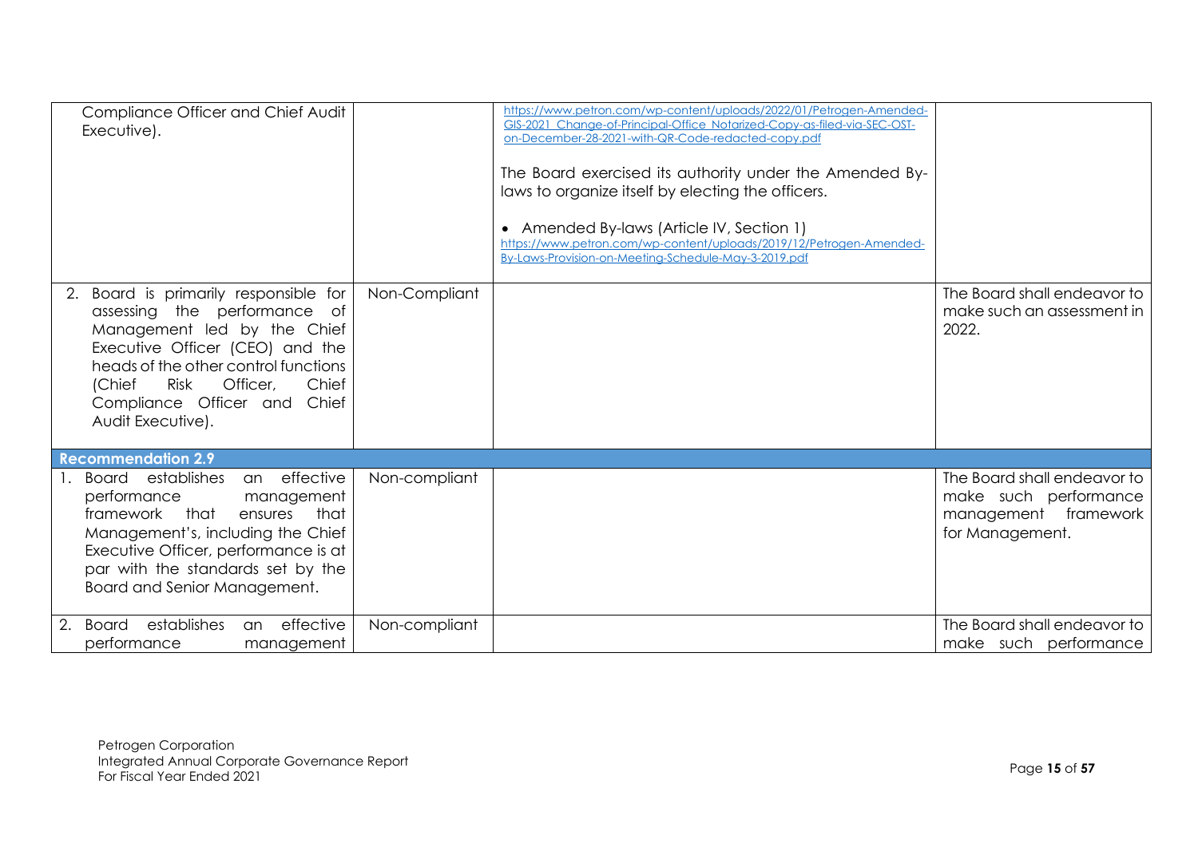| | | | |
|---|---|---|---|
| Compliance Officer and Chief Audit Executive). | | https://www.petron.com/wp-content/uploads/2022/01/Petrogen-Amended-GIS-2021_Change-of-Principal-Office_Notarized-Copy-as-filed-via-SEC-OST-on-December-28-2021-with-QR-Code-redacted-copy.pdf<br><br>The Board exercised its authority under the Amended By-laws to organize itself by electing the officers.<br><br>• Amended By-laws (Article IV, Section 1)<br>https://www.petron.com/wp-content/uploads/2019/12/Petrogen-Amended-By-Laws-Provision-on-Meeting-Schedule-May-3-2019.pdf | |
| 2. Board is primarily responsible for assessing the performance of Management led by the Chief Executive Officer (CEO) and the heads of the other control functions (Chief Risk Officer, Chief Compliance Officer and Chief Audit Executive). | Non-Compliant | | The Board shall endeavor to make such an assessment in 2022. |
| **Recommendation 2.9** | | | |
| 1. Board establishes an effective performance management framework that ensures that Management's, including the Chief Executive Officer, performance is at par with the standards set by the Board and Senior Management. | Non-compliant | | The Board shall endeavor to make such performance management framework for Management. |
| 2. Board establishes an effective performance management | Non-compliant | | The Board shall endeavor to make such performance |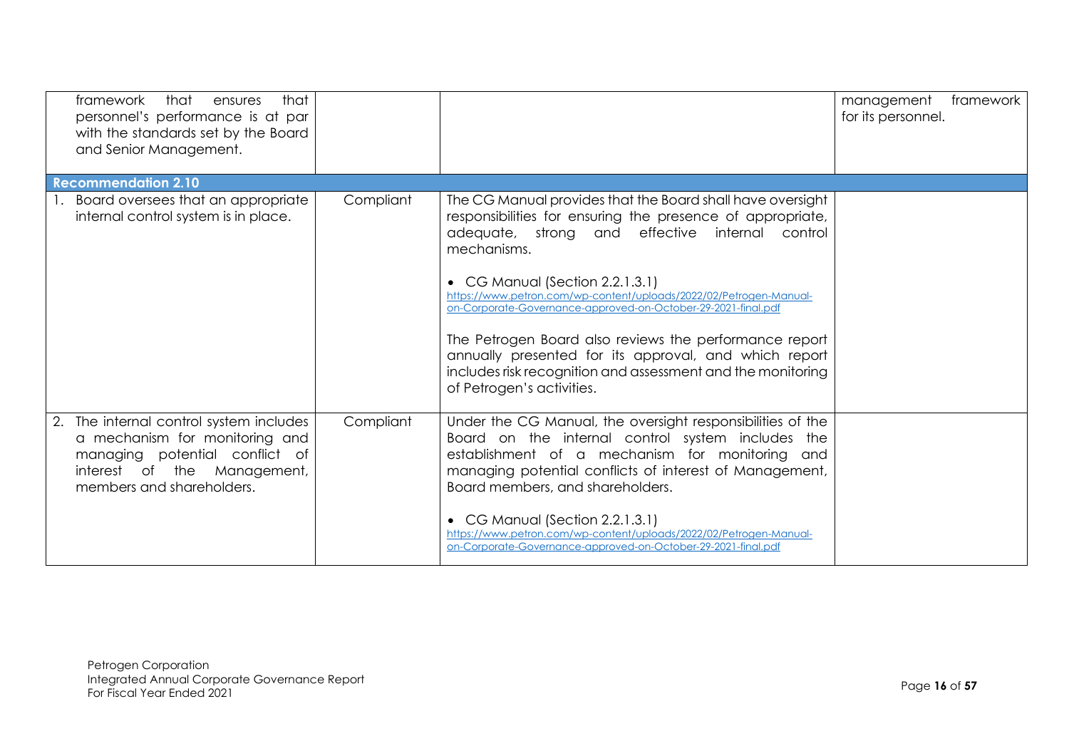| | | | |
|---|---|---|---|
| framework that ensures that personnel's performance is at par with the standards set by the Board and Senior Management. | | | management framework for its personnel. |
| **Recommendation 2.10** | | | |
| 1. Board oversees that an appropriate internal control system is in place. | Compliant | The CG Manual provides that the Board shall have oversight responsibilities for ensuring the presence of appropriate, adequate, strong and effective internal control mechanisms.<br><br>• CG Manual (Section 2.2.1.3.1)<br>https://www.petron.com/wp-content/uploads/2022/02/Petrogen-Manual-on-Corporate-Governance-approved-on-October-29-2021-final.pdf<br><br>The Petrogen Board also reviews the performance report annually presented for its approval, and which report includes risk recognition and assessment and the monitoring of Petrogen's activities. | |
| 2. The internal control system includes a mechanism for monitoring and managing potential conflict of interest of the Management, members and shareholders. | Compliant | Under the CG Manual, the oversight responsibilities of the Board on the internal control system includes the establishment of a mechanism for monitoring and managing potential conflicts of interest of Management, Board members, and shareholders.<br><br>• CG Manual (Section 2.2.1.3.1)<br>https://www.petron.com/wp-content/uploads/2022/02/Petrogen-Manual-on-Corporate-Governance-approved-on-October-29-2021-final.pdf | |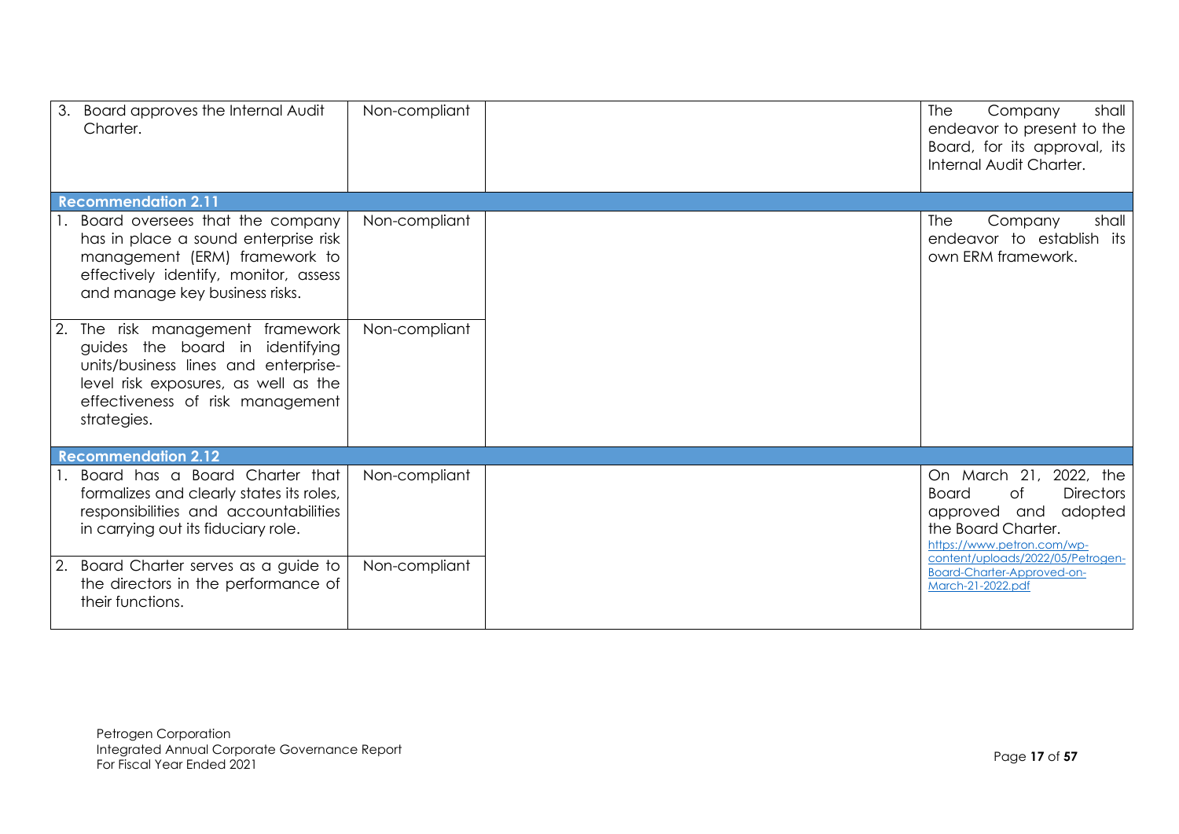| | | | |
|---|---|---|---|
| 3. Board approves the Internal Audit Charter. | Non-compliant | | The Company shall endeavor to present to the Board, for its approval, its Internal Audit Charter. |
| **Recommendation 2.11** | | | |
| 1. Board oversees that the company has in place a sound enterprise risk management (ERM) framework to effectively identify, monitor, assess and manage key business risks. | Non-compliant | | The Company shall endeavor to establish its own ERM framework. |
| 2. The risk management framework guides the board in identifying units/business lines and enterprise-level risk exposures, as well as the effectiveness of risk management strategies. | Non-compliant | | |
| **Recommendation 2.12** | | | |
| 1. Board has a Board Charter that formalizes and clearly states its roles, responsibilities and accountabilities in carrying out its fiduciary role. | Non-compliant | | On March 21, 2022, the Board of Directors approved and adopted the Board Charter. https://www.petron.com/wp-content/uploads/2022/05/Petrogen-Board-Charter-Approved-on-March-21-2022.pdf |
| 2. Board Charter serves as a guide to the directors in the performance of their functions. | Non-compliant | | |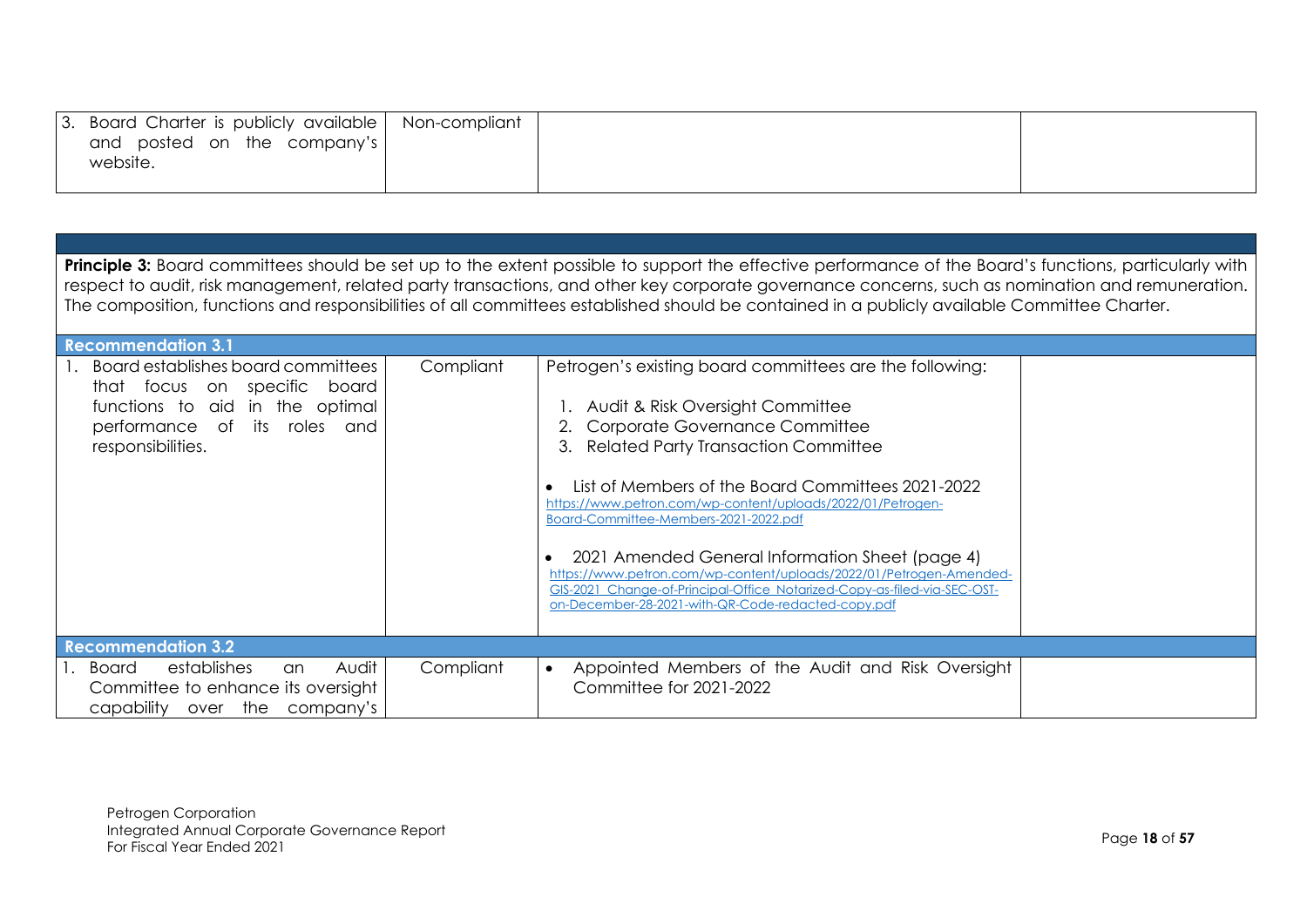| | | | |
|---|---|---|---|
| 3. Board Charter is publicly available and posted on the company's website. | Non-compliant | | |

| | | | |
|---|---|---|---|
| **Principle 3:** Board committees should be set up to the extent possible to support the effective performance of the Board's functions, particularly with respect to audit, risk management, related party transactions, and other key corporate governance concerns, such as nomination and remuneration. The composition, functions and responsibilities of all committees established should be contained in a publicly available Committee Charter. | | | |
| **Recommendation 3.1** | | | |
| 1. Board establishes board committees that focus on specific board functions to aid in the optimal performance of its roles and responsibilities. | Compliant | Petrogen's existing board committees are the following:<br><br>1. Audit & Risk Oversight Committee<br>2. Corporate Governance Committee<br>3. Related Party Transaction Committee<br><br>• List of Members of the Board Committees 2021-2022 https://www.petron.com/wp-content/uploads/2022/01/Petrogen-Board-Committee-Members-2021-2022.pdf<br><br>• 2021 Amended General Information Sheet (page 4) https://www.petron.com/wp-content/uploads/2022/01/Petrogen-Amended-GIS-2021_Change-of-Principal-Office_Notarized-Copy-as-filed-via-SEC-OST-on-December-28-2021-with-QR-Code-redacted-copy.pdf | |
| **Recommendation 3.2** | | | |
| 1. Board establishes an Audit Committee to enhance its oversight capability over the company's | Compliant | • Appointed Members of the Audit and Risk Oversight Committee for 2021-2022 | |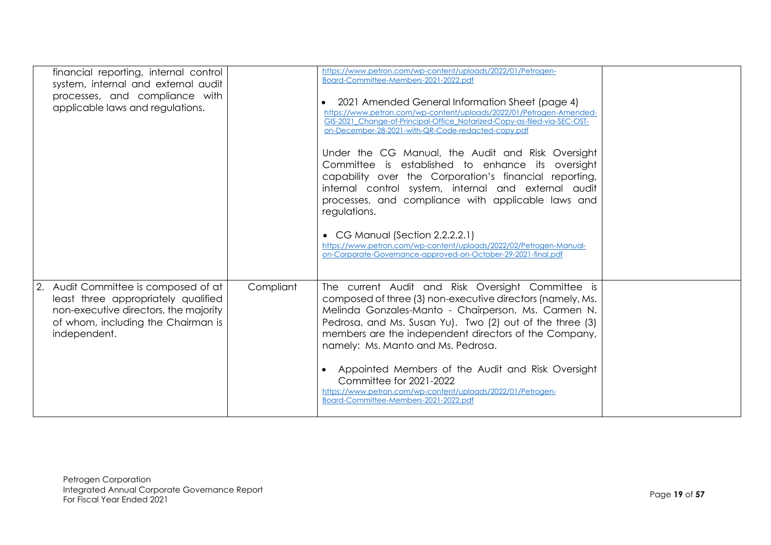| | | | |
|---|---|---|---|
| financial reporting, internal control system, internal and external audit processes, and compliance with applicable laws and regulations. | | https://www.petron.com/wp-content/uploads/2022/01/Petrogen-Board-Committee-Members-2021-2022.pdf<br><br>• 2021 Amended General Information Sheet (page 4)<br>https://www.petron.com/wp-content/uploads/2022/01/Petrogen-Amended-GIS-2021_Change-of-Principal-Office_Notarized-Copy-as-filed-via-SEC-OST-on-December-28-2021-with-QR-Code-redacted-copy.pdf<br><br>Under the CG Manual, the Audit and Risk Oversight Committee is established to enhance its oversight capability over the Corporation's financial reporting, internal control system, internal and external audit processes, and compliance with applicable laws and regulations.<br><br>• CG Manual (Section 2.2.2.2.1)<br>https://www.petron.com/wp-content/uploads/2022/02/Petrogen-Manual-on-Corporate-Governance-approved-on-October-29-2021-final.pdf | |
| 2. Audit Committee is composed of at least three appropriately qualified non-executive directors, the majority of whom, including the Chairman is independent. | Compliant | The current Audit and Risk Oversight Committee is composed of three (3) non-executive directors (namely, Ms. Melinda Gonzales-Manto - Chairperson, Ms. Carmen N. Pedrosa, and Ms. Susan Yu). Two (2) out of the three (3) members are the independent directors of the Company, namely: Ms. Manto and Ms. Pedrosa.<br><br>• Appointed Members of the Audit and Risk Oversight Committee for 2021-2022<br>https://www.petron.com/wp-content/uploads/2022/01/Petrogen-Board-Committee-Members-2021-2022.pdf | |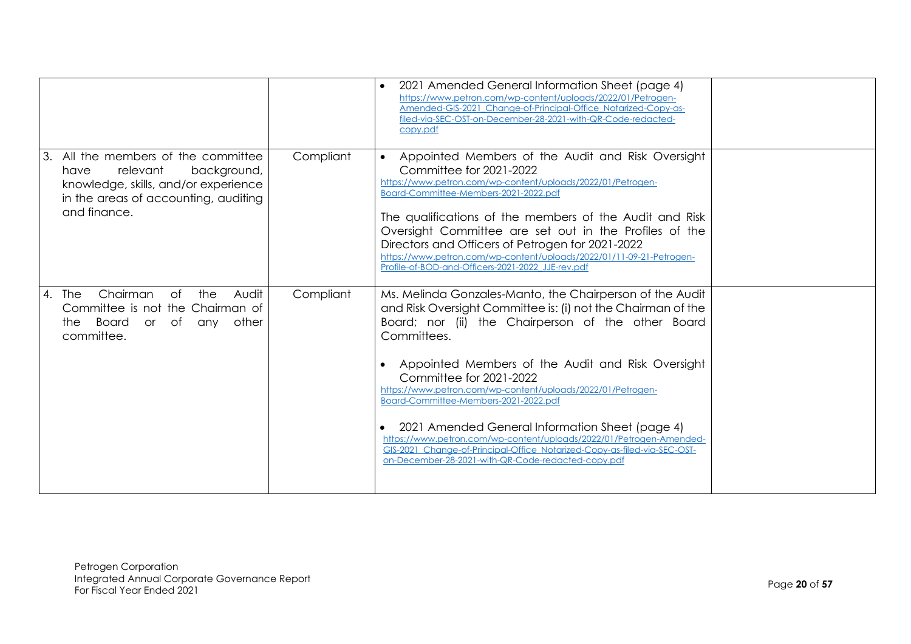| | | | |
|---|---|---|---|
| | | • 2021 Amended General Information Sheet (page 4) https://www.petron.com/wp-content/uploads/2022/01/Petrogen-Amended-GIS-2021_Change-of-Principal-Office_Notarized-Copy-as-filed-via-SEC-OST-on-December-28-2021-with-QR-Code-redacted-copy.pdf | |
| 3. All the members of the committee have relevant background, knowledge, skills, and/or experience in the areas of accounting, auditing and finance. | Compliant | • Appointed Members of the Audit and Risk Oversight Committee for 2021-2022 https://www.petron.com/wp-content/uploads/2022/01/Petrogen-Board-Committee-Members-2021-2022.pdf<br><br>The qualifications of the members of the Audit and Risk Oversight Committee are set out in the Profiles of the Directors and Officers of Petrogen for 2021-2022 https://www.petron.com/wp-content/uploads/2022/01/11-09-21-Petrogen-Profile-of-BOD-and-Officers-2021-2022_JJE-rev.pdf | |
| 4. The Chairman of the Audit Committee is not the Chairman of the Board or of any other committee. | Compliant | Ms. Melinda Gonzales-Manto, the Chairperson of the Audit and Risk Oversight Committee is: (i) not the Chairman of the Board; nor (ii) the Chairperson of the other Board Committees.<br><br>• Appointed Members of the Audit and Risk Oversight Committee for 2021-2022 https://www.petron.com/wp-content/uploads/2022/01/Petrogen-Board-Committee-Members-2021-2022.pdf<br><br>• 2021 Amended General Information Sheet (page 4) https://www.petron.com/wp-content/uploads/2022/01/Petrogen-Amended-GIS-2021_Change-of-Principal-Office_Notarized-Copy-as-filed-via-SEC-OST-on-December-28-2021-with-QR-Code-redacted-copy.pdf | |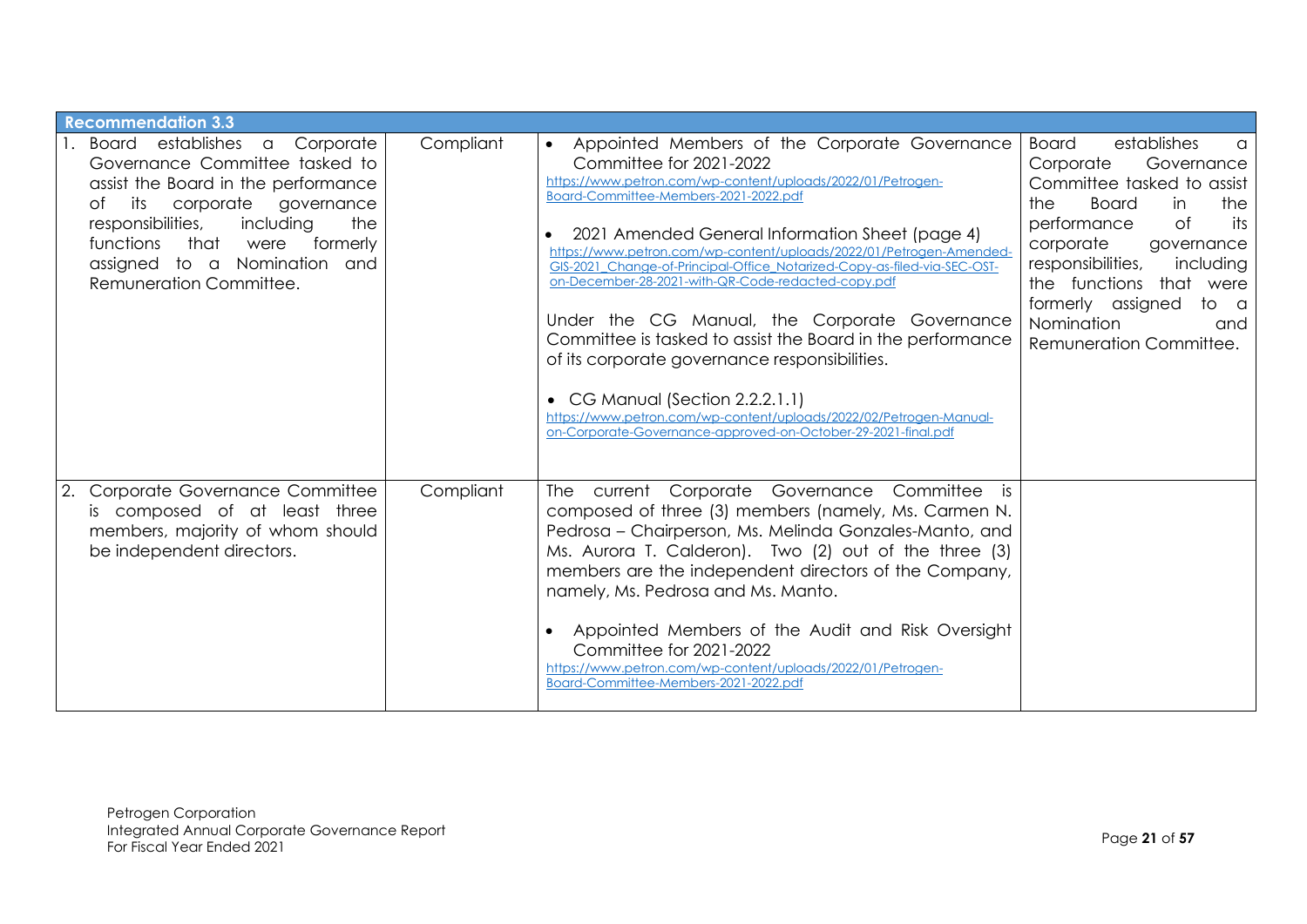| **Recommendation 3.3** | | | |
|---|---|---|---|
| 1. Board establishes a Corporate Governance Committee tasked to assist the Board in the performance of its corporate governance responsibilities, including the functions that were formerly assigned to a Nomination and Remuneration Committee. | Compliant | • Appointed Members of the Corporate Governance Committee for 2021-2022 https://www.petron.com/wp-content/uploads/2022/01/Petrogen-Board-Committee-Members-2021-2022.pdf <br><br> • 2021 Amended General Information Sheet (page 4) https://www.petron.com/wp-content/uploads/2022/01/Petrogen-Amended-GIS-2021_Change-of-Principal-Office_Notarized-Copy-as-filed-via-SEC-OST-on-December-28-2021-with-QR-Code-redacted-copy.pdf <br><br> Under the CG Manual, the Corporate Governance Committee is tasked to assist the Board in the performance of its corporate governance responsibilities. <br><br> • CG Manual (Section 2.2.2.1.1) https://www.petron.com/wp-content/uploads/2022/02/Petrogen-Manual-on-Corporate-Governance-approved-on-October-29-2021-final.pdf | Board establishes a Corporate Governance Committee tasked to assist the Board in the performance of its corporate governance responsibilities, including the functions that were formerly assigned to a Nomination and Remuneration Committee. |
| 2. Corporate Governance Committee is composed of at least three members, majority of whom should be independent directors. | Compliant | The current Corporate Governance Committee is composed of three (3) members (namely, Ms. Carmen N. Pedrosa – Chairperson, Ms. Melinda Gonzales-Manto, and Ms. Aurora T. Calderon). Two (2) out of the three (3) members are the independent directors of the Company, namely, Ms. Pedrosa and Ms. Manto. <br><br> • Appointed Members of the Audit and Risk Oversight Committee for 2021-2022 https://www.petron.com/wp-content/uploads/2022/01/Petrogen-Board-Committee-Members-2021-2022.pdf | |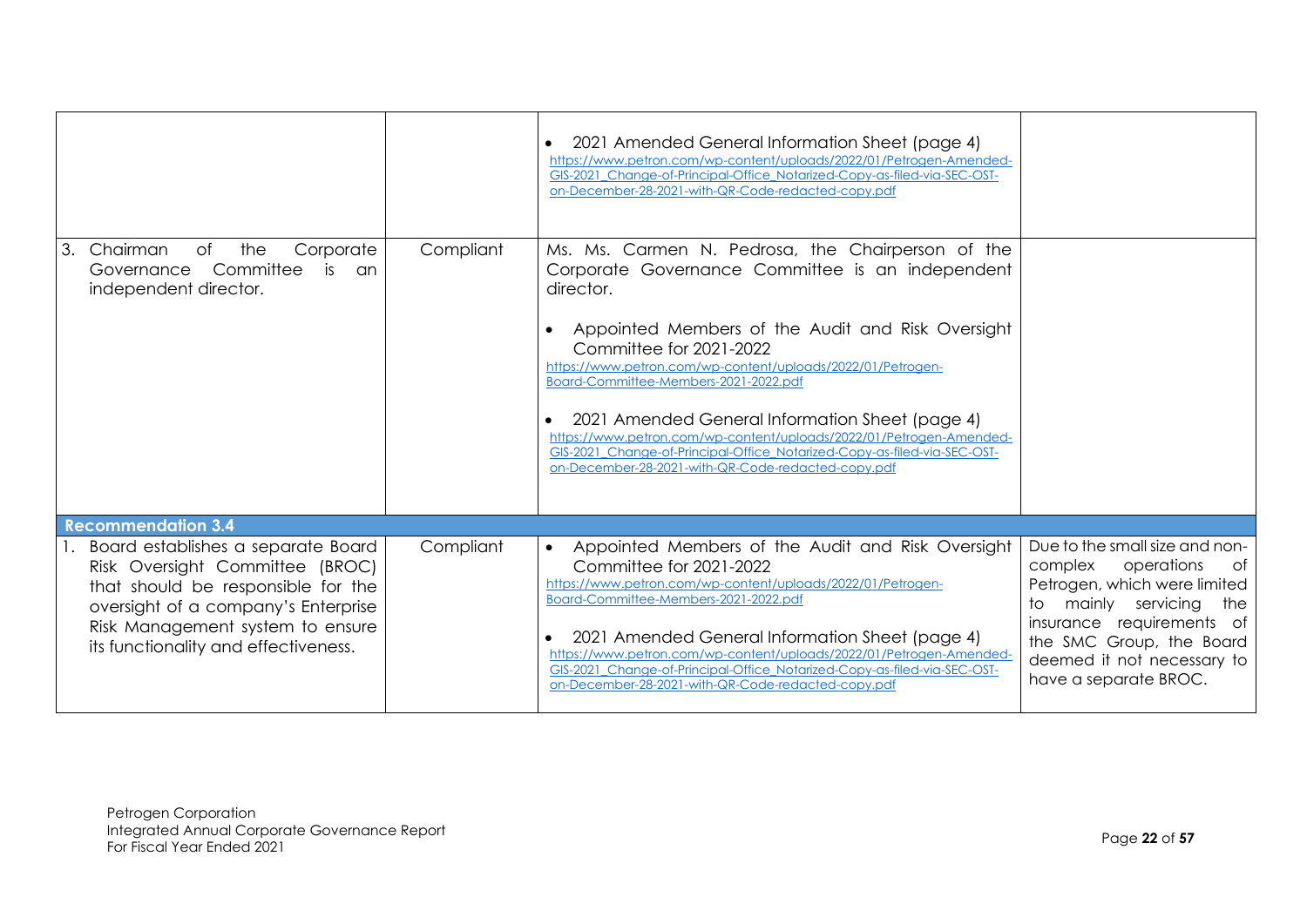| | | | |
|---|---|---|---|
| | | • 2021 Amended General Information Sheet (page 4) https://www.petron.com/wp-content/uploads/2022/01/Petrogen-Amended-GIS-2021_Change-of-Principal-Office_Notarized-Copy-as-filed-via-SEC-OST-on-December-28-2021-with-QR-Code-redacted-copy.pdf | |
| 3. Chairman of the Corporate Governance Committee is an independent director. | Compliant | Ms. Ms. Carmen N. Pedrosa, the Chairperson of the Corporate Governance Committee is an independent director.<br><br>• Appointed Members of the Audit and Risk Oversight Committee for 2021-2022 https://www.petron.com/wp-content/uploads/2022/01/Petrogen-Board-Committee-Members-2021-2022.pdf<br><br>• 2021 Amended General Information Sheet (page 4) https://www.petron.com/wp-content/uploads/2022/01/Petrogen-Amended-GIS-2021_Change-of-Principal-Office_Notarized-Copy-as-filed-via-SEC-OST-on-December-28-2021-with-QR-Code-redacted-copy.pdf | |
| **Recommendation 3.4** | | | |
| 1. Board establishes a separate Board Risk Oversight Committee (BROC) that should be responsible for the oversight of a company's Enterprise Risk Management system to ensure its functionality and effectiveness. | Compliant | • Appointed Members of the Audit and Risk Oversight Committee for 2021-2022 https://www.petron.com/wp-content/uploads/2022/01/Petrogen-Board-Committee-Members-2021-2022.pdf<br><br>• 2021 Amended General Information Sheet (page 4) https://www.petron.com/wp-content/uploads/2022/01/Petrogen-Amended-GIS-2021_Change-of-Principal-Office_Notarized-Copy-as-filed-via-SEC-OST-on-December-28-2021-with-QR-Code-redacted-copy.pdf | Due to the small size and non-complex operations of Petrogen, which were limited to mainly servicing the insurance requirements of the SMC Group, the Board deemed it not necessary to have a separate BROC. |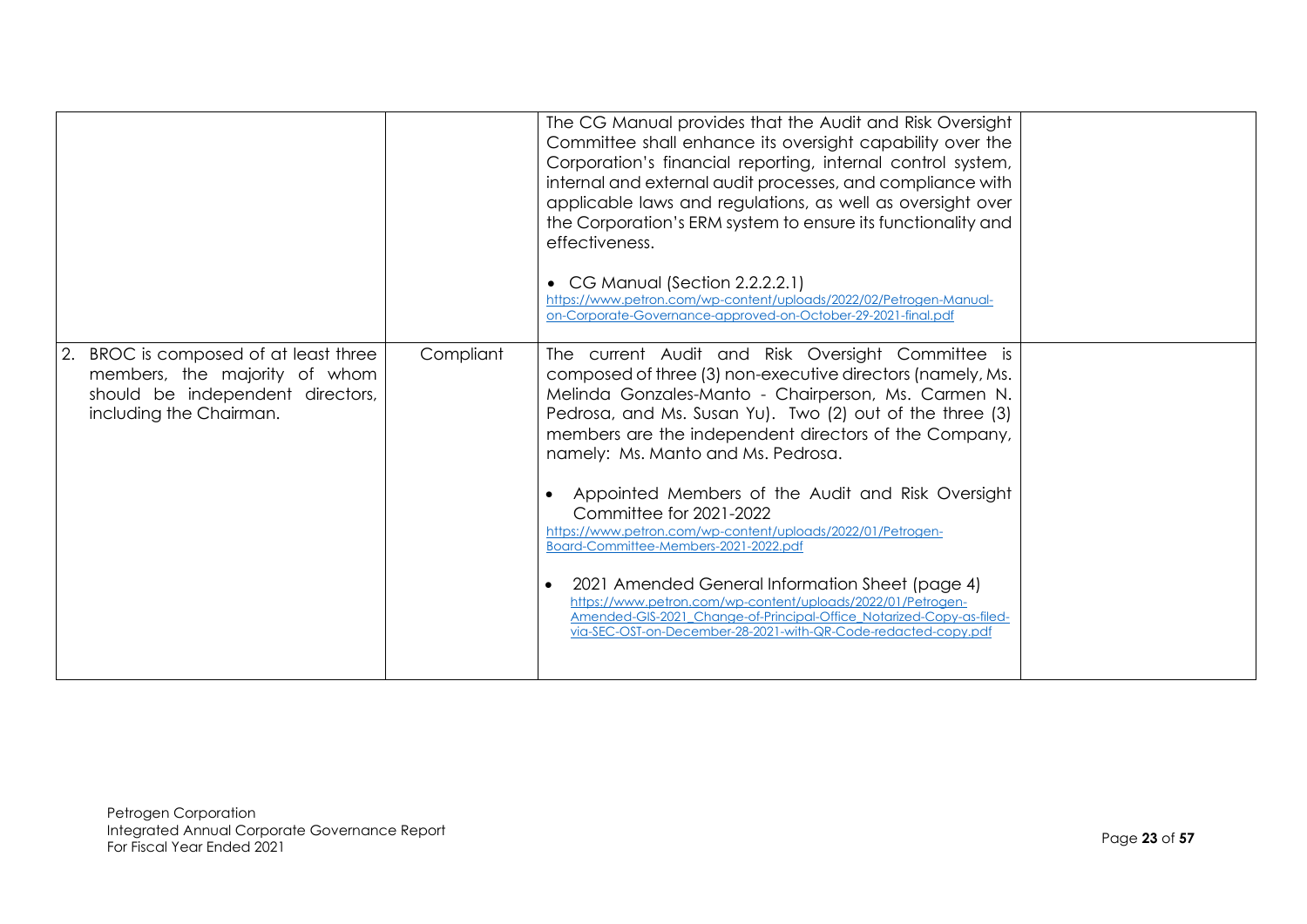| | | | |
|---|---|---|---|
| | | The CG Manual provides that the Audit and Risk Oversight Committee shall enhance its oversight capability over the Corporation's financial reporting, internal control system, internal and external audit processes, and compliance with applicable laws and regulations, as well as oversight over the Corporation's ERM system to ensure its functionality and effectiveness.<br><br>• CG Manual (Section 2.2.2.2.1)<br>https://www.petron.com/wp-content/uploads/2022/02/Petrogen-Manual-on-Corporate-Governance-approved-on-October-29-2021-final.pdf | |
| 2. BROC is composed of at least three members, the majority of whom should be independent directors, including the Chairman. | Compliant | The current Audit and Risk Oversight Committee is composed of three (3) non-executive directors (namely, Ms. Melinda Gonzales-Manto - Chairperson, Ms. Carmen N. Pedrosa, and Ms. Susan Yu). Two (2) out of the three (3) members are the independent directors of the Company, namely: Ms. Manto and Ms. Pedrosa.<br><br>• Appointed Members of the Audit and Risk Oversight Committee for 2021-2022<br>https://www.petron.com/wp-content/uploads/2022/01/Petrogen-Board-Committee-Members-2021-2022.pdf<br><br>• 2021 Amended General Information Sheet (page 4)<br>https://www.petron.com/wp-content/uploads/2022/01/Petrogen-Amended-GIS-2021_Change-of-Principal-Office_Notarized-Copy-as-filed-via-SEC-OST-on-December-28-2021-with-QR-Code-redacted-copy.pdf | |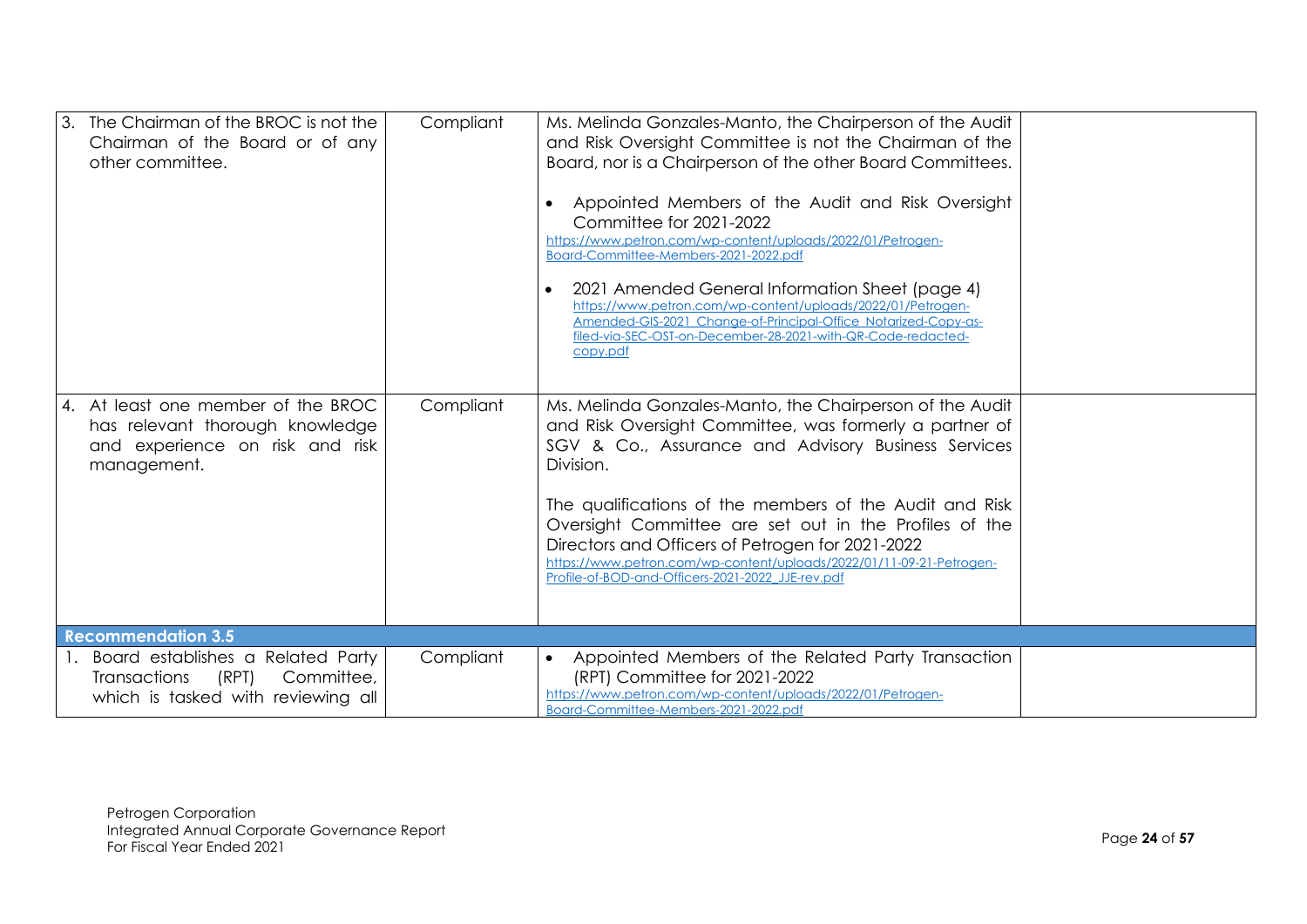| | | | |
|---|---|---|---|
| 3. The Chairman of the BROC is not the Chairman of the Board or of any other committee. | Compliant | Ms. Melinda Gonzales-Manto, the Chairperson of the Audit and Risk Oversight Committee is not the Chairman of the Board, nor is a Chairperson of the other Board Committees.<br><br>• Appointed Members of the Audit and Risk Oversight Committee for 2021-2022<br>https://www.petron.com/wp-content/uploads/2022/01/Petrogen-Board-Committee-Members-2021-2022.pdf<br><br>• 2021 Amended General Information Sheet (page 4)<br>https://www.petron.com/wp-content/uploads/2022/01/Petrogen-Amended-GIS-2021_Change-of-Principal-Office_Notarized-Copy-as-filed-via-SEC-OST-on-December-28-2021-with-QR-Code-redacted-copy.pdf | |
| 4. At least one member of the BROC has relevant thorough knowledge and experience on risk and risk management. | Compliant | Ms. Melinda Gonzales-Manto, the Chairperson of the Audit and Risk Oversight Committee, was formerly a partner of SGV & Co., Assurance and Advisory Business Services Division.<br><br>The qualifications of the members of the Audit and Risk Oversight Committee are set out in the Profiles of the Directors and Officers of Petrogen for 2021-2022<br>https://www.petron.com/wp-content/uploads/2022/01/11-09-21-Petrogen-Profile-of-BOD-and-Officers-2021-2022_JJE-rev.pdf | |
| **Recommendation 3.5** | | | |
| 1. Board establishes a Related Party Transactions (RPT) Committee, which is tasked with reviewing all | Compliant | • Appointed Members of the Related Party Transaction (RPT) Committee for 2021-2022<br>https://www.petron.com/wp-content/uploads/2022/01/Petrogen-Board-Committee-Members-2021-2022.pdf | |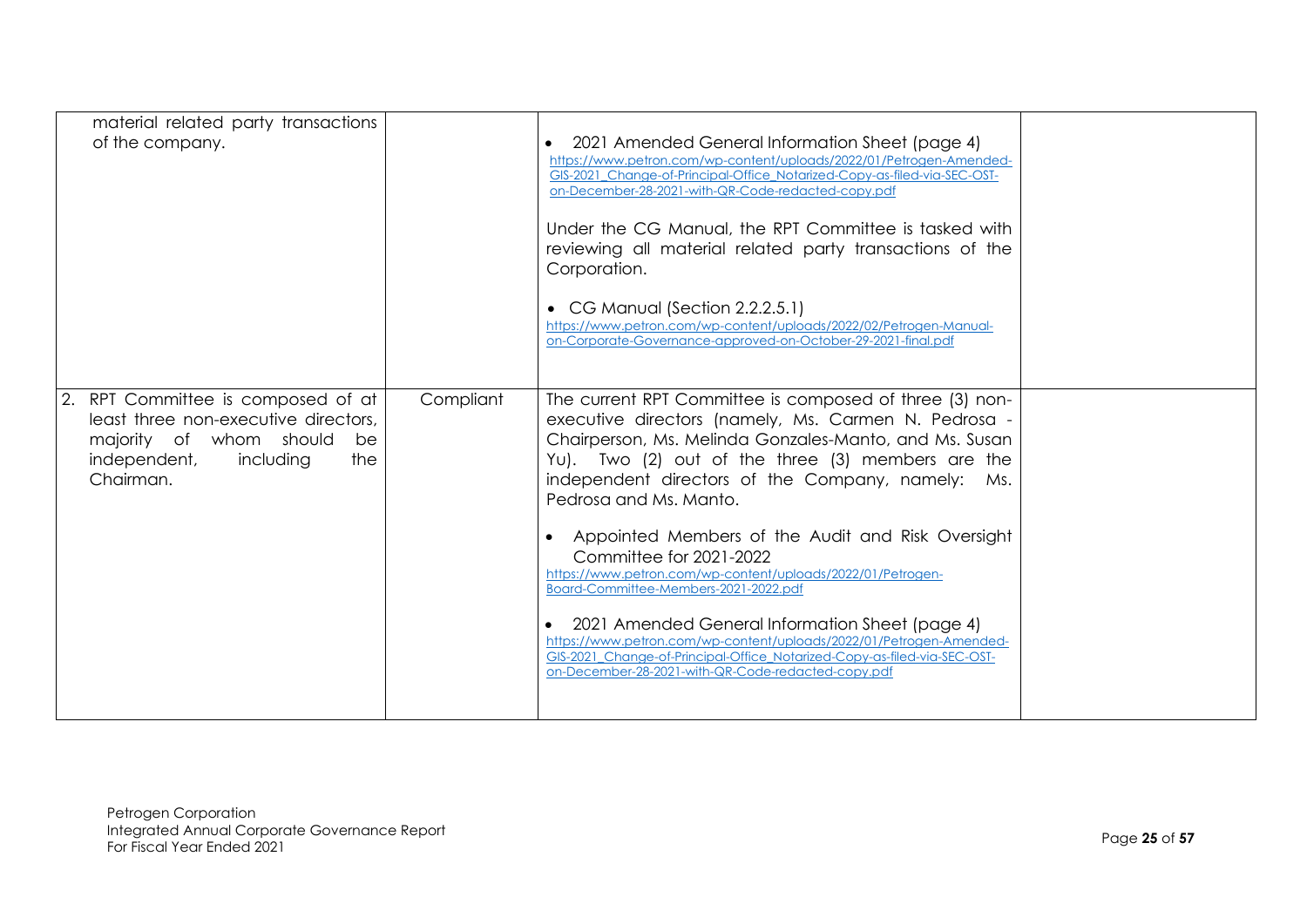| | | | |
|---|---|---|---|
| material related party transactions of the company. | | • 2021 Amended General Information Sheet (page 4) https://www.petron.com/wp-content/uploads/2022/01/Petrogen-Amended-GIS-2021_Change-of-Principal-Office_Notarized-Copy-as-filed-via-SEC-OST-on-December-28-2021-with-QR-Code-redacted-copy.pdf<br><br>Under the CG Manual, the RPT Committee is tasked with reviewing all material related party transactions of the Corporation.<br><br>• CG Manual (Section 2.2.2.5.1) https://www.petron.com/wp-content/uploads/2022/02/Petrogen-Manual-on-Corporate-Governance-approved-on-October-29-2021-final.pdf | |
| 2. RPT Committee is composed of at least three non-executive directors, majority of whom should be independent, including the Chairman. | Compliant | The current RPT Committee is composed of three (3) non-executive directors (namely, Ms. Carmen N. Pedrosa - Chairperson, Ms. Melinda Gonzales-Manto, and Ms. Susan Yu). Two (2) out of the three (3) members are the independent directors of the Company, namely: Ms. Pedrosa and Ms. Manto.<br><br>• Appointed Members of the Audit and Risk Oversight Committee for 2021-2022 https://www.petron.com/wp-content/uploads/2022/01/Petrogen-Board-Committee-Members-2021-2022.pdf<br><br>• 2021 Amended General Information Sheet (page 4) https://www.petron.com/wp-content/uploads/2022/01/Petrogen-Amended-GIS-2021_Change-of-Principal-Office_Notarized-Copy-as-filed-via-SEC-OST-on-December-28-2021-with-QR-Code-redacted-copy.pdf | |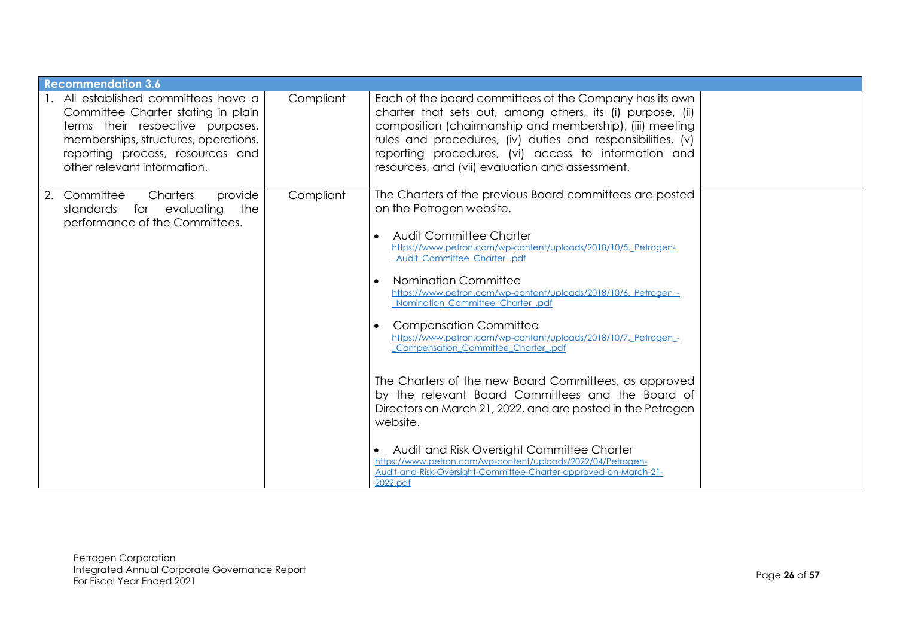| Recommendation 3.6 | | | |
|---|---|---|---|
| 1. All established committees have a Committee Charter stating in plain terms their respective purposes, memberships, structures, operations, reporting process, resources and other relevant information. | Compliant | Each of the board committees of the Company has its own charter that sets out, among others, its (i) purpose, (ii) composition (chairmanship and membership), (iii) meeting rules and procedures, (iv) duties and responsibilities, (v) reporting procedures, (vi) access to information and resources, and (vii) evaluation and assessment. | |
| 2. Committee Charters provide standards for evaluating the performance of the Committees. | Compliant | The Charters of the previous Board committees are posted on the Petrogen website.<br><br>• Audit Committee Charter https://www.petron.com/wp-content/uploads/2018/10/5._Petrogen-_Audit_Committee_Charter_.pdf<br><br>• Nomination Committee https://www.petron.com/wp-content/uploads/2018/10/6._Petrogen_-_Nomination_Committee_Charter_.pdf<br><br>• Compensation Committee https://www.petron.com/wp-content/uploads/2018/10/7._Petrogen_-_Compensation_Committee_Charter_.pdf<br><br>The Charters of the new Board Committees, as approved by the relevant Board Committees and the Board of Directors on March 21, 2022, and are posted in the Petrogen website.<br><br>• Audit and Risk Oversight Committee Charter https://www.petron.com/wp-content/uploads/2022/04/Petrogen-Audit-and-Risk-Oversight-Committee-Charter-approved-on-March-21-2022.pdf | |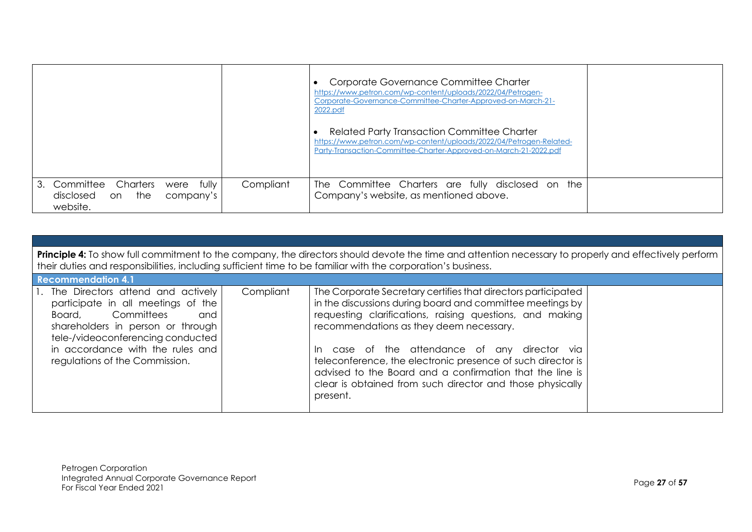| | | | |
|---|---|---|---|
| | | • Corporate Governance Committee Charter https://www.petron.com/wp-content/uploads/2022/04/Petrogen-Corporate-Governance-Committee-Charter-Approved-on-March-21-2022.pdf<br><br>• Related Party Transaction Committee Charter https://www.petron.com/wp-content/uploads/2022/04/Petrogen-Related-Party-Transaction-Committee-Charter-Approved-on-March-21-2022.pdf | |
| 3. Committee Charters were fully disclosed on the company's website. | Compliant | The Committee Charters are fully disclosed on the Company's website, as mentioned above. | |

**Principle 4:** To show full commitment to the company, the directors should devote the time and attention necessary to properly and effectively perform their duties and responsibilities, including sufficient time to be familiar with the corporation's business.

**Recommendation 4.1**

| | | | |
|---|---|---|---|
| 1. The Directors attend and actively participate in all meetings of the Board, Committees and shareholders in person or through tele-/videoconferencing conducted in accordance with the rules and regulations of the Commission. | Compliant | The Corporate Secretary certifies that directors participated in the discussions during board and committee meetings by requesting clarifications, raising questions, and making recommendations as they deem necessary.<br><br>In case of the attendance of any director via teleconference, the electronic presence of such director is advised to the Board and a confirmation that the line is clear is obtained from such director and those physically present. | |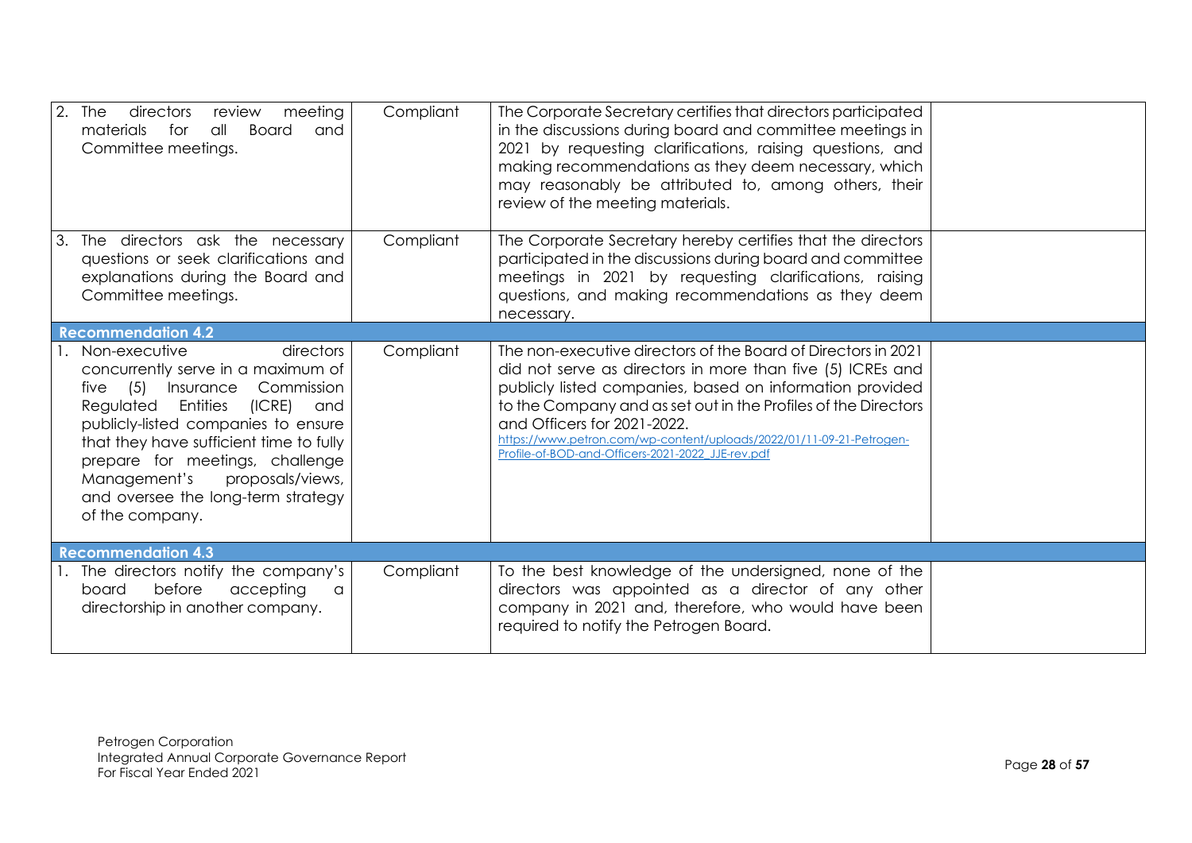| | | | |
|---|---|---|---|
| 2. The directors review meeting materials for all Board and Committee meetings. | Compliant | The Corporate Secretary certifies that directors participated in the discussions during board and committee meetings in 2021 by requesting clarifications, raising questions, and making recommendations as they deem necessary, which may reasonably be attributed to, among others, their review of the meeting materials. | |
| 3. The directors ask the necessary questions or seek clarifications and explanations during the Board and Committee meetings. | Compliant | The Corporate Secretary hereby certifies that the directors participated in the discussions during board and committee meetings in 2021 by requesting clarifications, raising questions, and making recommendations as they deem necessary. | |
| **Recommendation 4.2** | | | |
| 1. Non-executive directors concurrently serve in a maximum of five (5) Insurance Commission Regulated Entities (ICRE) and publicly-listed companies to ensure that they have sufficient time to fully prepare for meetings, challenge Management's proposals/views, and oversee the long-term strategy of the company. | Compliant | The non-executive directors of the Board of Directors in 2021 did not serve as directors in more than five (5) ICREs and publicly listed companies, based on information provided to the Company and as set out in the Profiles of the Directors and Officers for 2021-2022. https://www.petron.com/wp-content/uploads/2022/01/11-09-21-Petrogen-Profile-of-BOD-and-Officers-2021-2022_JJE-rev.pdf | |
| **Recommendation 4.3** | | | |
| 1. The directors notify the company's board before accepting a directorship in another company. | Compliant | To the best knowledge of the undersigned, none of the directors was appointed as a director of any other company in 2021 and, therefore, who would have been required to notify the Petrogen Board. | |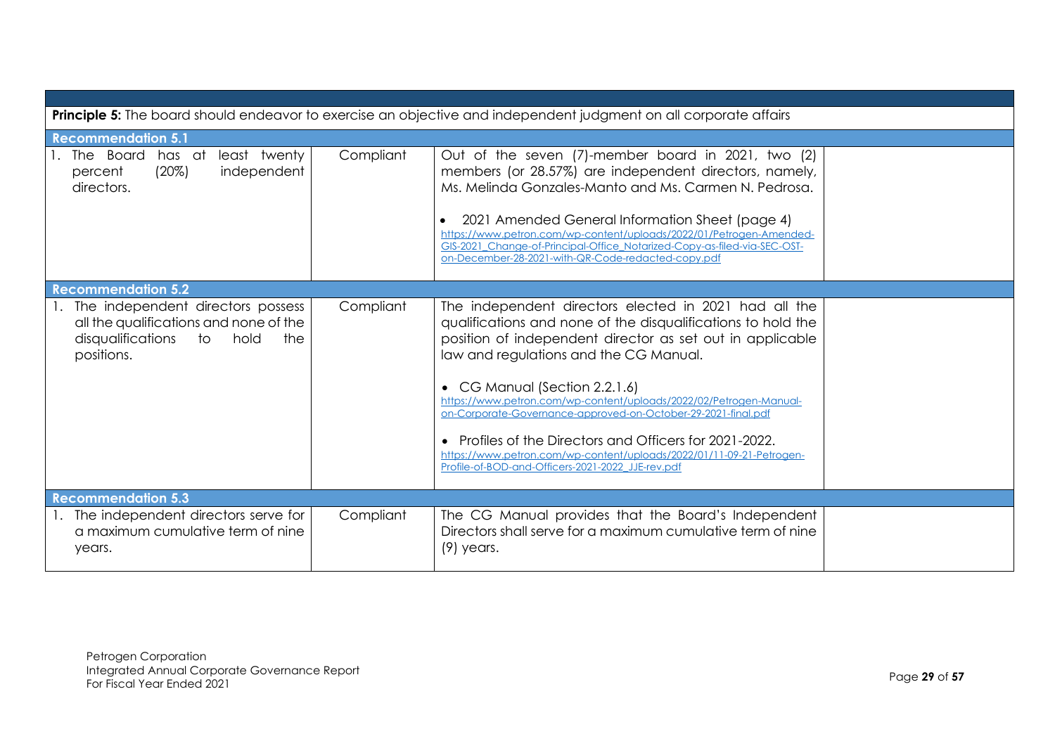| | | | |
|---|---|---|---|
| **Principle 5:** The board should endeavor to exercise an objective and independent judgment on all corporate affairs | | | |
| **Recommendation 5.1** | | | |
| 1. The Board has at least twenty percent (20%) independent directors. | Compliant | Out of the seven (7)-member board in 2021, two (2) members (or 28.57%) are independent directors, namely, Ms. Melinda Gonzales-Manto and Ms. Carmen N. Pedrosa.<br><br>• 2021 Amended General Information Sheet (page 4)<br>https://www.petron.com/wp-content/uploads/2022/01/Petrogen-Amended-GIS-2021_Change-of-Principal-Office_Notarized-Copy-as-filed-via-SEC-OST-on-December-28-2021-with-QR-Code-redacted-copy.pdf | |
| **Recommendation 5.2** | | | |
| 1. The independent directors possess all the qualifications and none of the disqualifications to hold the positions. | Compliant | The independent directors elected in 2021 had all the qualifications and none of the disqualifications to hold the position of independent director as set out in applicable law and regulations and the CG Manual.<br><br>• CG Manual (Section 2.2.1.6)<br>https://www.petron.com/wp-content/uploads/2022/02/Petrogen-Manual-on-Corporate-Governance-approved-on-October-29-2021-final.pdf<br><br>• Profiles of the Directors and Officers for 2021-2022.<br>https://www.petron.com/wp-content/uploads/2022/01/11-09-21-Petrogen-Profile-of-BOD-and-Officers-2021-2022_JJE-rev.pdf | |
| **Recommendation 5.3** | | | |
| 1. The independent directors serve for a maximum cumulative term of nine years. | Compliant | The CG Manual provides that the Board's Independent Directors shall serve for a maximum cumulative term of nine (9) years. | |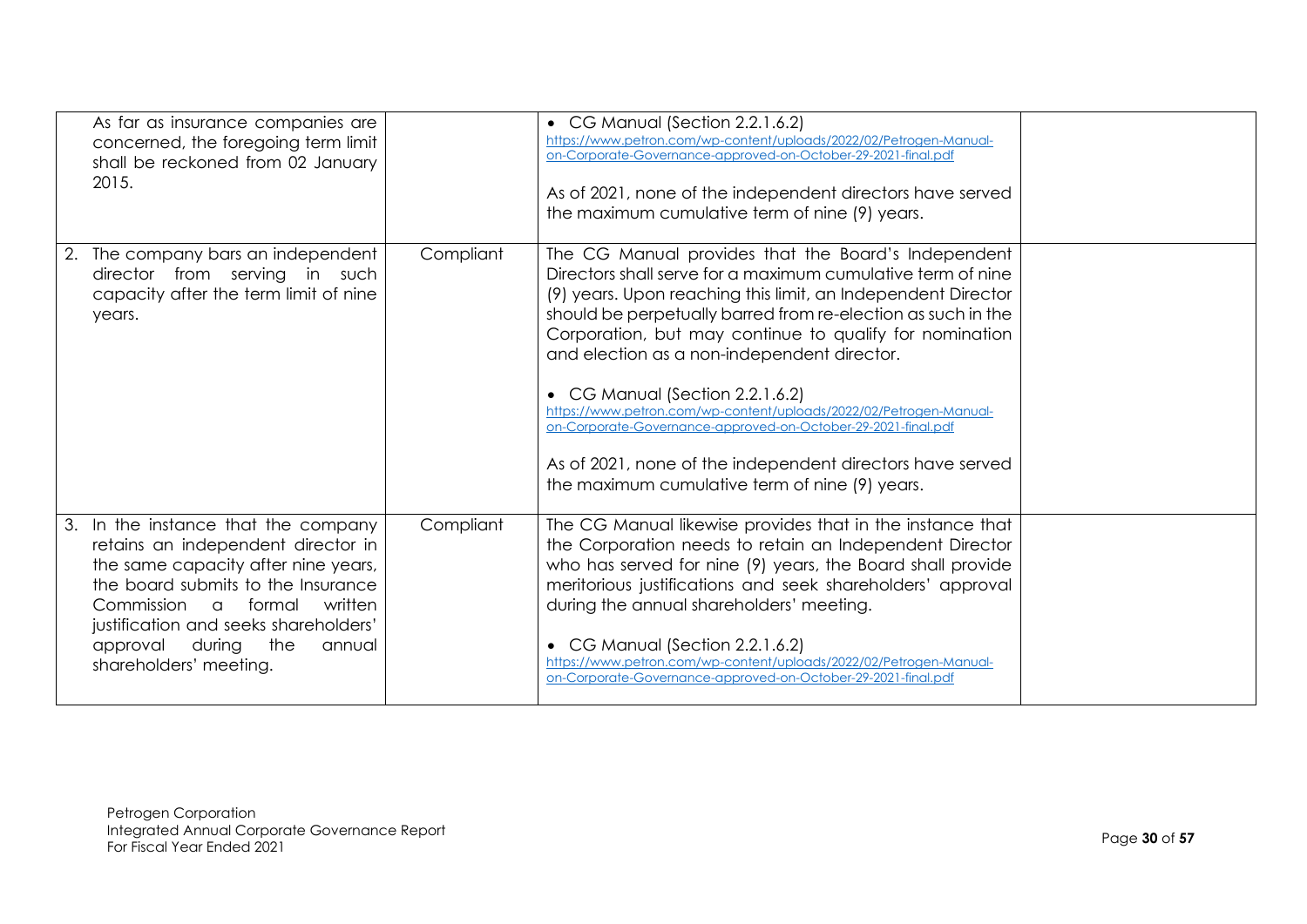| | | | |
|---|---|---|---|
| As far as insurance companies are concerned, the foregoing term limit shall be reckoned from 02 January 2015. | | • CG Manual (Section 2.2.1.6.2) https://www.petron.com/wp-content/uploads/2022/02/Petrogen-Manual-on-Corporate-Governance-approved-on-October-29-2021-final.pdf<br><br>As of 2021, none of the independent directors have served the maximum cumulative term of nine (9) years. | |
| 2. The company bars an independent director from serving in such capacity after the term limit of nine years. | Compliant | The CG Manual provides that the Board's Independent Directors shall serve for a maximum cumulative term of nine (9) years. Upon reaching this limit, an Independent Director should be perpetually barred from re-election as such in the Corporation, but may continue to qualify for nomination and election as a non-independent director.<br><br>• CG Manual (Section 2.2.1.6.2) https://www.petron.com/wp-content/uploads/2022/02/Petrogen-Manual-on-Corporate-Governance-approved-on-October-29-2021-final.pdf<br><br>As of 2021, none of the independent directors have served the maximum cumulative term of nine (9) years. | |
| 3. In the instance that the company retains an independent director in the same capacity after nine years, the board submits to the Insurance Commission a formal written justification and seeks shareholders' approval during the annual shareholders' meeting. | Compliant | The CG Manual likewise provides that in the instance that the Corporation needs to retain an Independent Director who has served for nine (9) years, the Board shall provide meritorious justifications and seek shareholders' approval during the annual shareholders' meeting.<br><br>• CG Manual (Section 2.2.1.6.2) https://www.petron.com/wp-content/uploads/2022/02/Petrogen-Manual-on-Corporate-Governance-approved-on-October-29-2021-final.pdf | |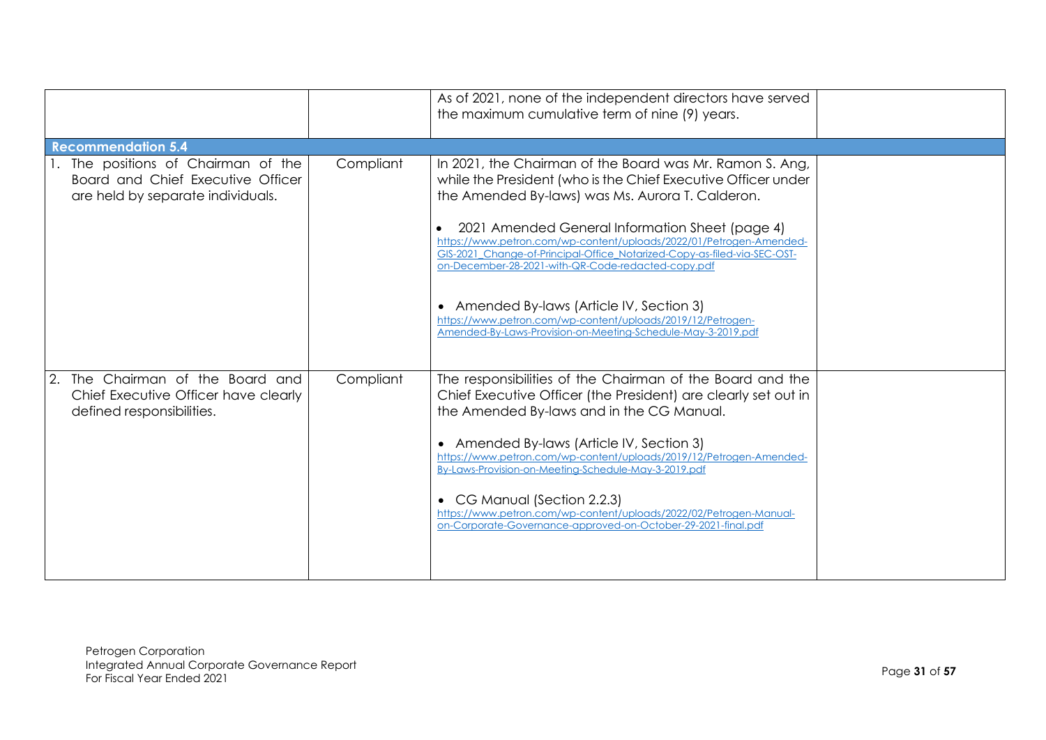| | | | |
|---|---|---|---|
| | | As of 2021, none of the independent directors have served the maximum cumulative term of nine (9) years. | |
| **Recommendation 5.4** | | | |
| 1. The positions of Chairman of the Board and Chief Executive Officer are held by separate individuals. | Compliant | In 2021, the Chairman of the Board was Mr. Ramon S. Ang, while the President (who is the Chief Executive Officer under the Amended By-laws) was Ms. Aurora T. Calderon.<br><br>• 2021 Amended General Information Sheet (page 4) https://www.petron.com/wp-content/uploads/2022/01/Petrogen-Amended-GIS-2021_Change-of-Principal-Office_Notarized-Copy-as-filed-via-SEC-OST-on-December-28-2021-with-QR-Code-redacted-copy.pdf<br><br>• Amended By-laws (Article IV, Section 3) https://www.petron.com/wp-content/uploads/2019/12/Petrogen-Amended-By-Laws-Provision-on-Meeting-Schedule-May-3-2019.pdf | |
| 2. The Chairman of the Board and Chief Executive Officer have clearly defined responsibilities. | Compliant | The responsibilities of the Chairman of the Board and the Chief Executive Officer (the President) are clearly set out in the Amended By-laws and in the CG Manual.<br><br>• Amended By-laws (Article IV, Section 3) https://www.petron.com/wp-content/uploads/2019/12/Petrogen-Amended-By-Laws-Provision-on-Meeting-Schedule-May-3-2019.pdf<br><br>• CG Manual (Section 2.2.3) https://www.petron.com/wp-content/uploads/2022/02/Petrogen-Manual-on-Corporate-Governance-approved-on-October-29-2021-final.pdf | |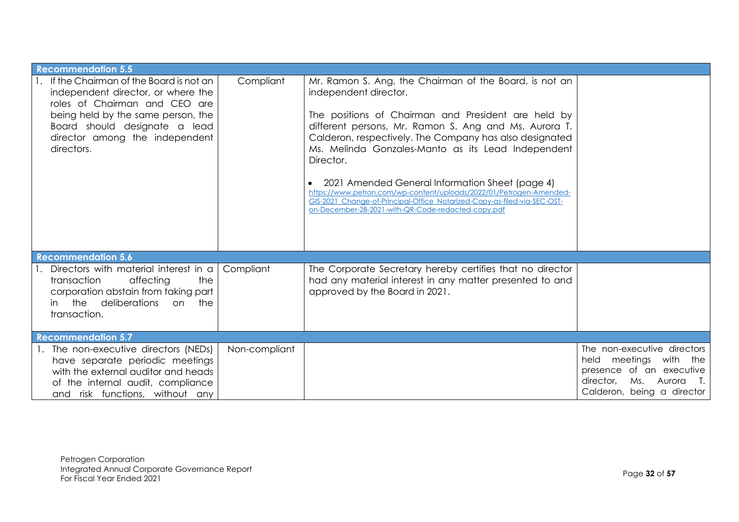| | | | |
|---|---|---|---|
| **Recommendation 5.5** | | | |
| 1. If the Chairman of the Board is not an independent director, or where the roles of Chairman and CEO are being held by the same person, the Board should designate a lead director among the independent directors. | Compliant | Mr. Ramon S. Ang, the Chairman of the Board, is not an independent director.<br><br>The positions of Chairman and President are held by different persons, Mr. Ramon S. Ang and Ms. Aurora T. Calderon, respectively. The Company has also designated Ms. Melinda Gonzales-Manto as its Lead Independent Director.<br><br>• 2021 Amended General Information Sheet (page 4) https://www.petron.com/wp-content/uploads/2022/01/Petrogen-Amended-GIS-2021_Change-of-Principal-Office_Notarized-Copy-as-filed-via-SEC-OST-on-December-28-2021-with-QR-Code-redacted-copy.pdf | |
| **Recommendation 5.6** | | | |
| 1. Directors with material interest in a transaction affecting the corporation abstain from taking part in the deliberations on the transaction. | Compliant | The Corporate Secretary hereby certifies that no director had any material interest in any matter presented to and approved by the Board in 2021. | |
| **Recommendation 5.7** | | | |
| 1. The non-executive directors (NEDs) have separate periodic meetings with the external auditor and heads of the internal audit, compliance and risk functions, without any | Non-compliant | | The non-executive directors held meetings with the presence of an executive director, Ms. Aurora T. Calderon, being a director |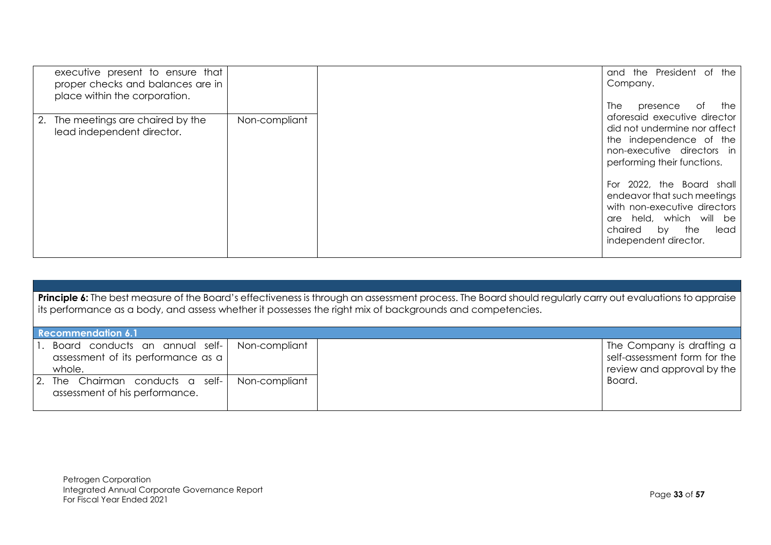| | | | |
|---|---|---|---|
| executive present to ensure that proper checks and balances are in place within the corporation. | | | and the President of the Company. |
| 2. The meetings are chaired by the lead independent director. | Non-compliant | | The presence of the aforesaid executive director did not undermine nor affect the independence of the non-executive directors in performing their functions.<br><br>For 2022, the Board shall endeavor that such meetings with non-executive directors are held, which will be chaired by the lead independent director. |

**Principle 6:** The best measure of the Board's effectiveness is through an assessment process. The Board should regularly carry out evaluations to appraise its performance as a body, and assess whether it possesses the right mix of backgrounds and competencies.

| **Recommendation 6.1** | | | |
|---|---|---|---|
| 1. Board conducts an annual self-assessment of its performance as a whole. | Non-compliant | | The Company is drafting a self-assessment form for the review and approval by the Board. |
| 2. The Chairman conducts a self-assessment of his performance. | Non-compliant | | |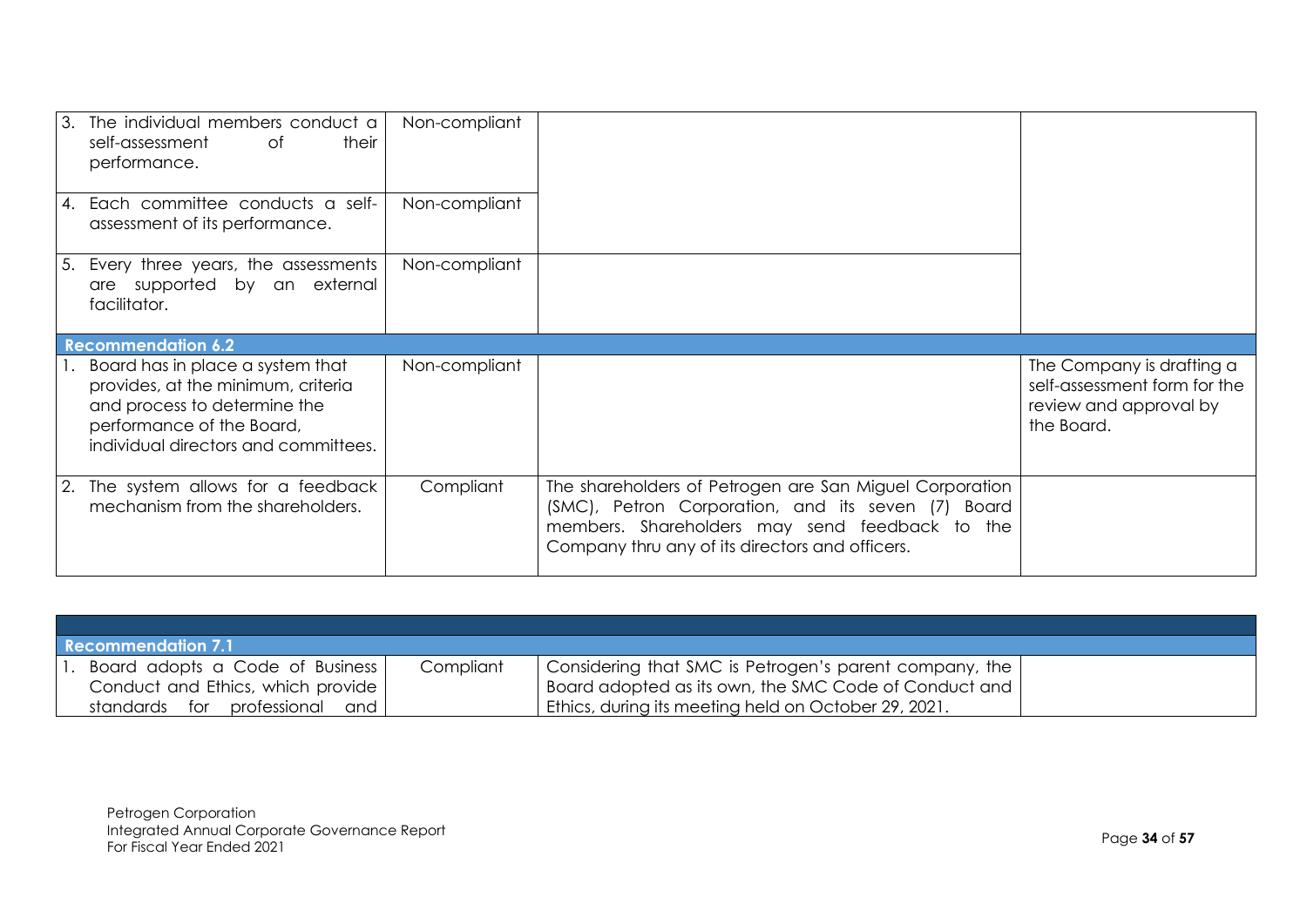| | | | |
|---|---|---|---|
| 3. The individual members conduct a self-assessment of their performance. | Non-compliant | | |
| 4. Each committee conducts a self-assessment of its performance. | Non-compliant | | |
| 5. Every three years, the assessments are supported by an external facilitator. | Non-compliant | | |
| **Recommendation 6.2** | | | |
| 1. Board has in place a system that provides, at the minimum, criteria and process to determine the performance of the Board, individual directors and committees. | Non-compliant | | The Company is drafting a self-assessment form for the review and approval by the Board. |
| 2. The system allows for a feedback mechanism from the shareholders. | Compliant | The shareholders of Petrogen are San Miguel Corporation (SMC), Petron Corporation, and its seven (7) Board members. Shareholders may send feedback to the Company thru any of its directors and officers. | |

| | | | |
|---|---|---|---|
| **Recommendation 7.1** | | | |
| 1. Board adopts a Code of Business Conduct and Ethics, which provide standards for professional and | Compliant | Considering that SMC is Petrogen's parent company, the Board adopted as its own, the SMC Code of Conduct and Ethics, during its meeting held on October 29, 2021. | |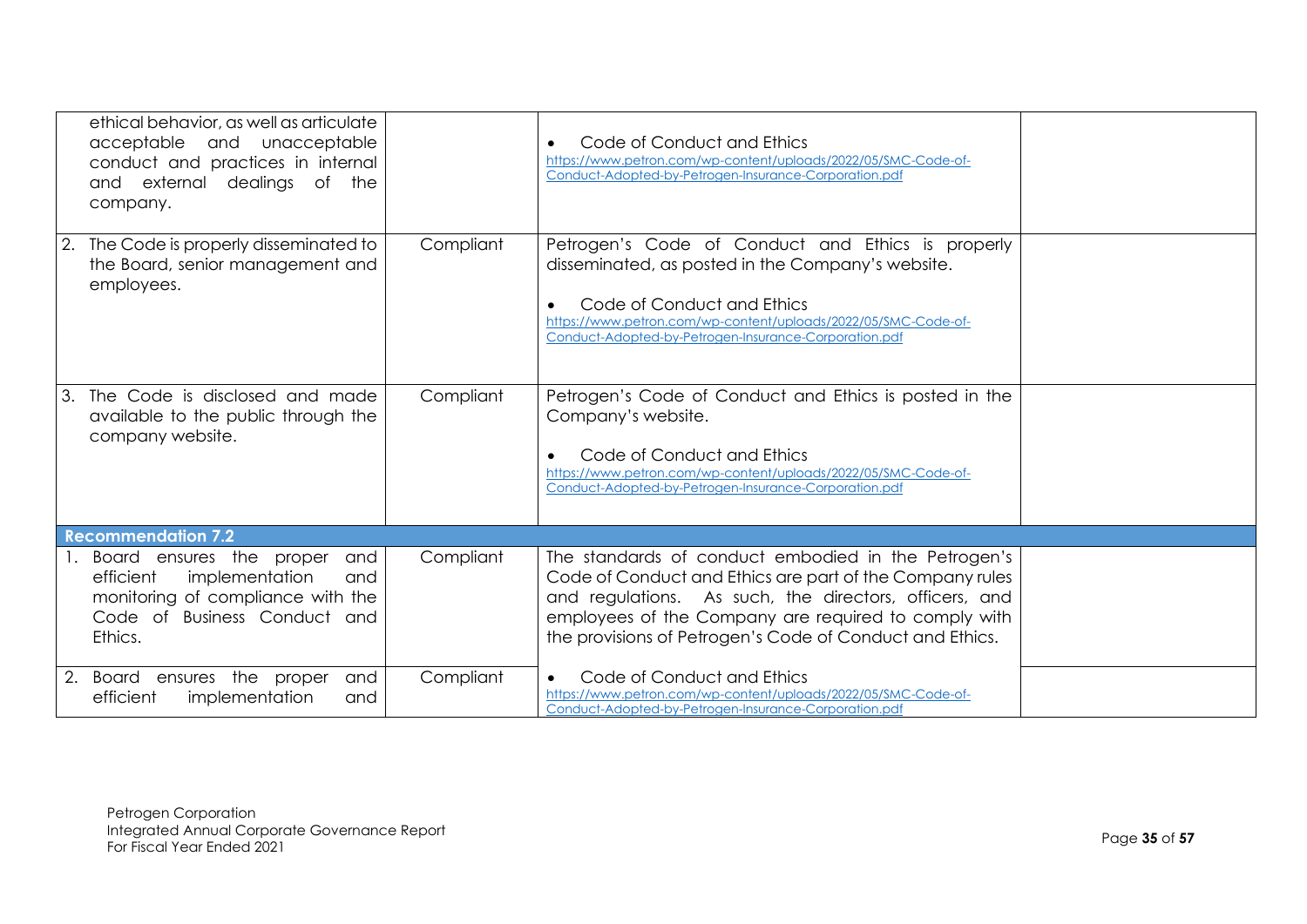| | | | |
|---|---|---|---|
| ethical behavior, as well as articulate acceptable and unacceptable conduct and practices in internal and external dealings of the company. | | • Code of Conduct and Ethics https://www.petron.com/wp-content/uploads/2022/05/SMC-Code-of-Conduct-Adopted-by-Petrogen-Insurance-Corporation.pdf | |
| 2. The Code is properly disseminated to the Board, senior management and employees. | Compliant | Petrogen's Code of Conduct and Ethics is properly disseminated, as posted in the Company's website.<br><br>• Code of Conduct and Ethics https://www.petron.com/wp-content/uploads/2022/05/SMC-Code-of-Conduct-Adopted-by-Petrogen-Insurance-Corporation.pdf | |
| 3. The Code is disclosed and made available to the public through the company website. | Compliant | Petrogen's Code of Conduct and Ethics is posted in the Company's website.<br><br>• Code of Conduct and Ethics https://www.petron.com/wp-content/uploads/2022/05/SMC-Code-of-Conduct-Adopted-by-Petrogen-Insurance-Corporation.pdf | |
| **Recommendation 7.2** | | | |
| 1. Board ensures the proper and efficient implementation and monitoring of compliance with the Code of Business Conduct and Ethics. | Compliant | The standards of conduct embodied in the Petrogen's Code of Conduct and Ethics are part of the Company rules and regulations. As such, the directors, officers, and employees of the Company are required to comply with the provisions of Petrogen's Code of Conduct and Ethics. | |
| 2. Board ensures the proper and efficient implementation and | Compliant | • Code of Conduct and Ethics https://www.petron.com/wp-content/uploads/2022/05/SMC-Code-of-Conduct-Adopted-by-Petrogen-Insurance-Corporation.pdf | |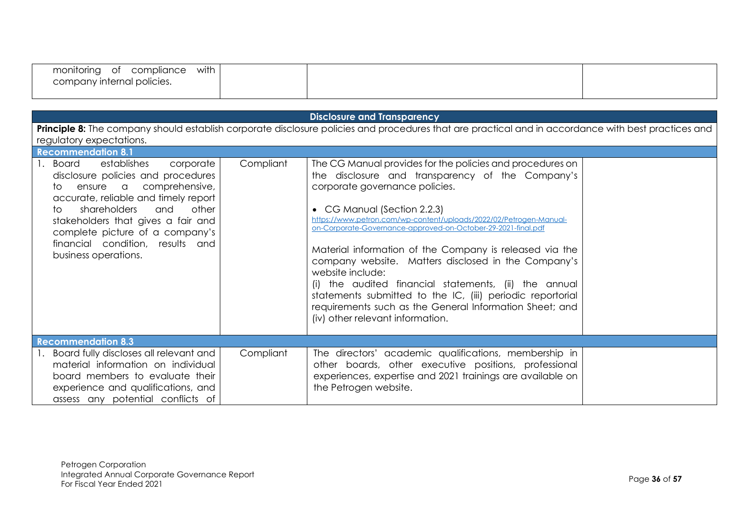| | | | |
|---|---|---|---|
| monitoring of compliance with company internal policies. | | | |

| **Disclosure and Transparency** | | | |
|---|---|---|---|
| **Principle 8:** The company should establish corporate disclosure policies and procedures that are practical and in accordance with best practices and regulatory expectations. | | | |
| **Recommendation 8.1** | | | |
| 1. Board establishes corporate disclosure policies and procedures to ensure a comprehensive, accurate, reliable and timely report to shareholders and other stakeholders that gives a fair and complete picture of a company's financial condition, results and business operations. | Compliant | The CG Manual provides for the policies and procedures on the disclosure and transparency of the Company's corporate governance policies.<br><br>• CG Manual (Section 2.2.3)<br>https://www.petron.com/wp-content/uploads/2022/02/Petrogen-Manual-on-Corporate-Governance-approved-on-October-29-2021-final.pdf<br><br>Material information of the Company is released via the company website. Matters disclosed in the Company's website include:<br>(i) the audited financial statements, (ii) the annual statements submitted to the IC, (iii) periodic reportorial requirements such as the General Information Sheet; and (iv) other relevant information. | |
| **Recommendation 8.3** | | | |
| 1. Board fully discloses all relevant and material information on individual board members to evaluate their experience and qualifications, and assess any potential conflicts of | Compliant | The directors' academic qualifications, membership in other boards, other executive positions, professional experiences, expertise and 2021 trainings are available on the Petrogen website. | |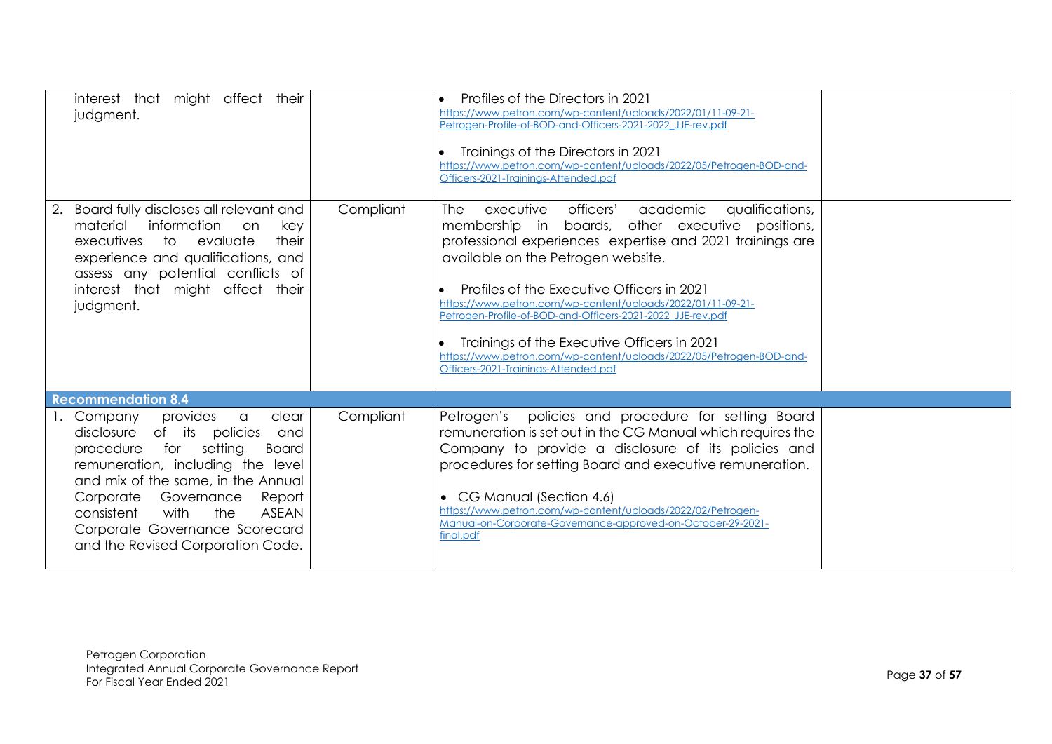| | | | |
|---|---|---|---|
| interest that might affect their judgment. | | • Profiles of the Directors in 2021<br>https://www.petron.com/wp-content/uploads/2022/01/11-09-21-Petrogen-Profile-of-BOD-and-Officers-2021-2022_JJE-rev.pdf<br><br>• Trainings of the Directors in 2021<br>https://www.petron.com/wp-content/uploads/2022/05/Petrogen-BOD-and-Officers-2021-Trainings-Attended.pdf | |
| 2. Board fully discloses all relevant and material information on key executives to evaluate their experience and qualifications, and assess any potential conflicts of interest that might affect their judgment. | Compliant | The executive officers' academic qualifications, membership in boards, other executive positions, professional experiences expertise and 2021 trainings are available on the Petrogen website.<br><br>• Profiles of the Executive Officers in 2021<br>https://www.petron.com/wp-content/uploads/2022/01/11-09-21-Petrogen-Profile-of-BOD-and-Officers-2021-2022_JJE-rev.pdf<br><br>• Trainings of the Executive Officers in 2021<br>https://www.petron.com/wp-content/uploads/2022/05/Petrogen-BOD-and-Officers-2021-Trainings-Attended.pdf | |
| **Recommendation 8.4** | | | |
| 1. Company provides a clear disclosure of its policies and procedure for setting Board remuneration, including the level and mix of the same, in the Annual Corporate Governance Report consistent with the ASEAN Corporate Governance Scorecard and the Revised Corporation Code. | Compliant | Petrogen's policies and procedure for setting Board remuneration is set out in the CG Manual which requires the Company to provide a disclosure of its policies and procedures for setting Board and executive remuneration.<br><br>• CG Manual (Section 4.6)<br>https://www.petron.com/wp-content/uploads/2022/02/Petrogen-Manual-on-Corporate-Governance-approved-on-October-29-2021-final.pdf | |

Petrogen Corporation
Integrated Annual Corporate Governance Report
For Fiscal Year Ended 2021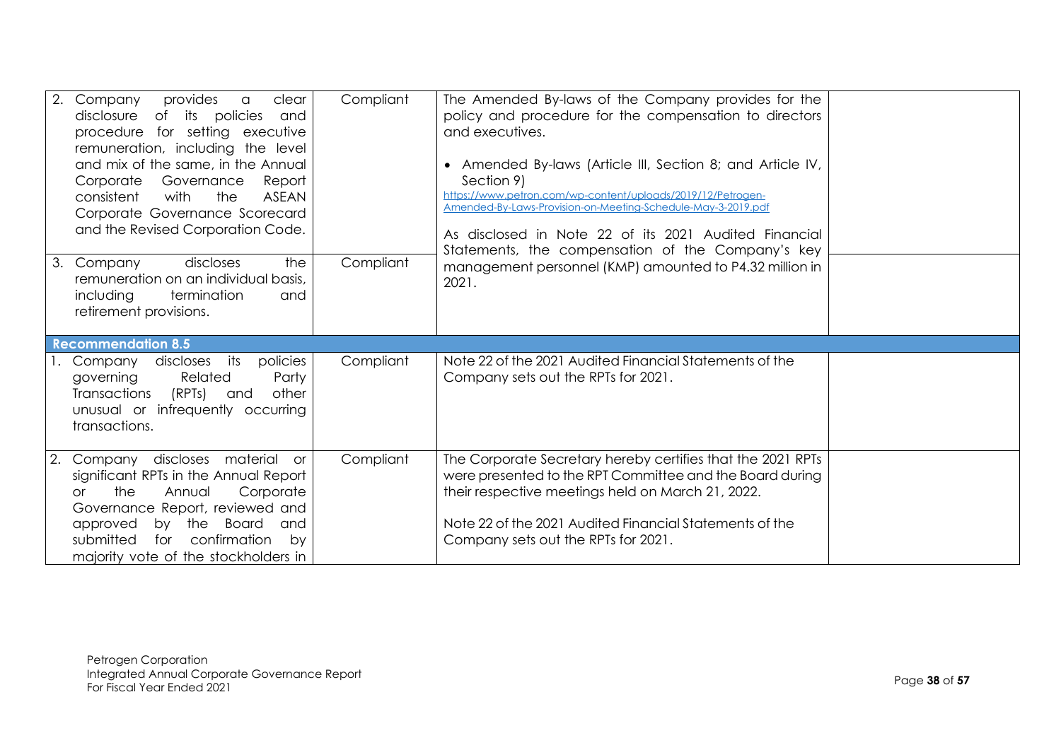| | | | |
|---|---|---|---|
| 2. Company provides a clear disclosure of its policies and procedure for setting executive remuneration, including the level and mix of the same, in the Annual Corporate Governance Report consistent with the ASEAN Corporate Governance Scorecard and the Revised Corporation Code. | Compliant | The Amended By-laws of the Company provides for the policy and procedure for the compensation to directors and executives.<br><br>• Amended By-laws (Article III, Section 8; and Article IV, Section 9) https://www.petron.com/wp-content/uploads/2019/12/Petrogen-Amended-By-Laws-Provision-on-Meeting-Schedule-May-3-2019.pdf<br><br>As disclosed in Note 22 of its 2021 Audited Financial Statements, the compensation of the Company's key management personnel (KMP) amounted to P4.32 million in 2021. | |
| 3. Company discloses the remuneration on an individual basis, including termination and retirement provisions. | Compliant | | |
| **Recommendation 8.5** | | | |
| 1. Company discloses its policies governing Related Party Transactions (RPTs) and other unusual or infrequently occurring transactions. | Compliant | Note 22 of the 2021 Audited Financial Statements of the Company sets out the RPTs for 2021. | |
| 2. Company discloses material or significant RPTs in the Annual Report or the Annual Corporate Governance Report, reviewed and approved by the Board and submitted for confirmation by majority vote of the stockholders in | Compliant | The Corporate Secretary hereby certifies that the 2021 RPTs were presented to the RPT Committee and the Board during their respective meetings held on March 21, 2022.<br><br>Note 22 of the 2021 Audited Financial Statements of the Company sets out the RPTs for 2021. | |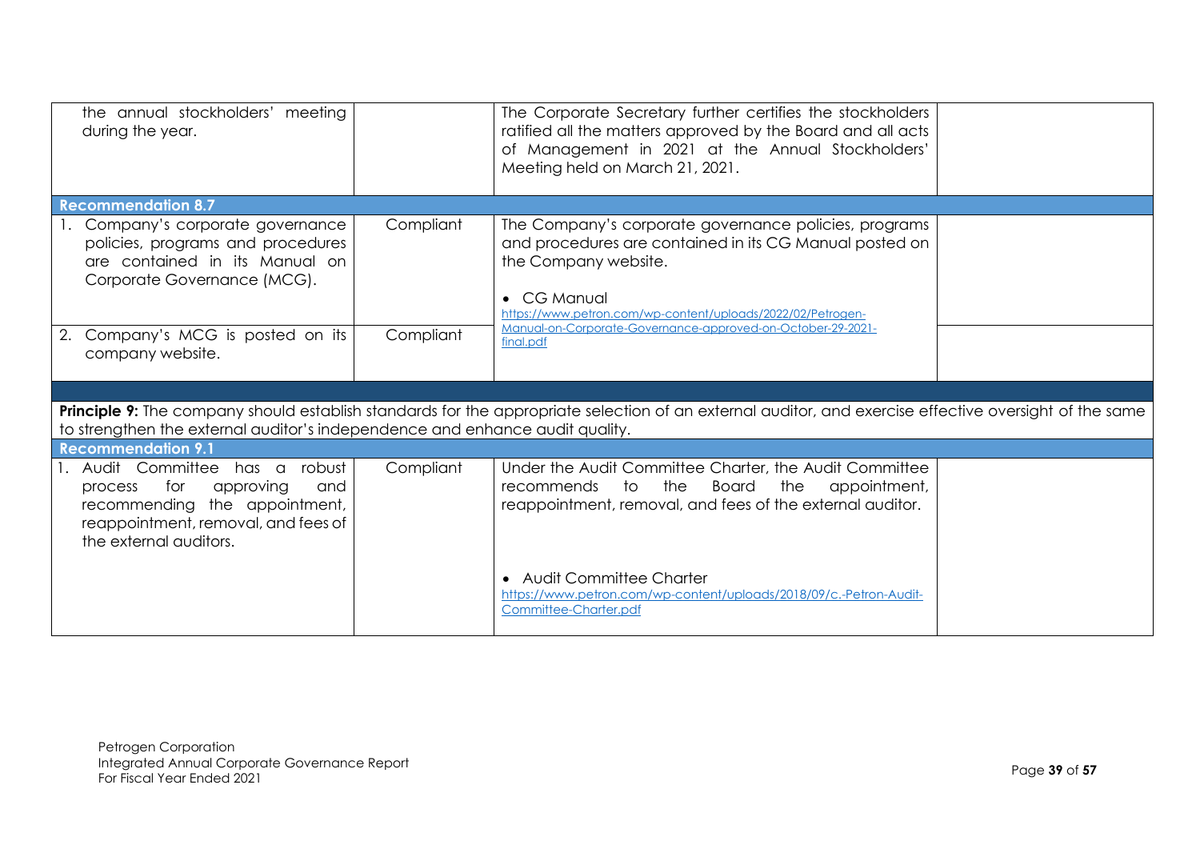| | | | |
|---|---|---|---|
| the annual stockholders' meeting during the year. | | The Corporate Secretary further certifies the stockholders ratified all the matters approved by the Board and all acts of Management in 2021 at the Annual Stockholders' Meeting held on March 21, 2021. | |
| **Recommendation 8.7** | | | |
| 1. Company's corporate governance policies, programs and procedures are contained in its Manual on Corporate Governance (MCG). | Compliant | The Company's corporate governance policies, programs and procedures are contained in its CG Manual posted on the Company website.<br><br>• CG Manual<br>https://www.petron.com/wp-content/uploads/2022/02/Petrogen-Manual-on-Corporate-Governance-approved-on-October-29-2021-final.pdf | |
| 2. Company's MCG is posted on its company website. | Compliant | | |
| | | | |
| **Principle 9:** The company should establish standards for the appropriate selection of an external auditor, and exercise effective oversight of the same to strengthen the external auditor's independence and enhance audit quality. | | | |
| **Recommendation 9.1** | | | |
| 1. Audit Committee has a robust process for approving and recommending the appointment, reappointment, removal, and fees of the external auditors. | Compliant | Under the Audit Committee Charter, the Audit Committee recommends to the Board the appointment, reappointment, removal, and fees of the external auditor.<br><br>• Audit Committee Charter<br>https://www.petron.com/wp-content/uploads/2018/09/c.-Petron-Audit-Committee-Charter.pdf | |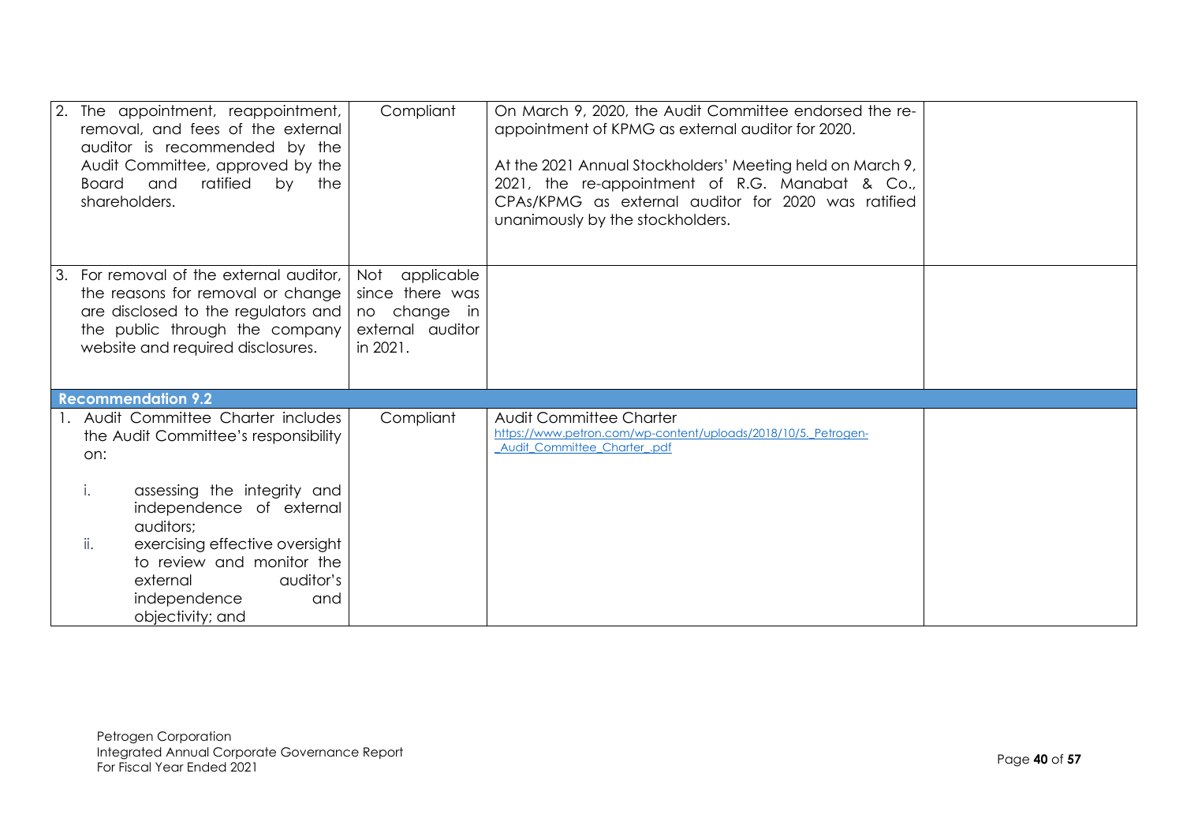| | | | |
|---|---|---|---|
| 2. The appointment, reappointment, removal, and fees of the external auditor is recommended by the Audit Committee, approved by the Board and ratified by the shareholders. | Compliant | On March 9, 2020, the Audit Committee endorsed the re-appointment of KPMG as external auditor for 2020.<br><br>At the 2021 Annual Stockholders' Meeting held on March 9, 2021, the re-appointment of R.G. Manabat & Co., CPAs/KPMG as external auditor for 2020 was ratified unanimously by the stockholders. | |
| 3. For removal of the external auditor, the reasons for removal or change are disclosed to the regulators and the public through the company website and required disclosures. | Not applicable since there was no change in external auditor in 2021. | | |
| **Recommendation 9.2** | | | |
| 1. Audit Committee Charter includes the Audit Committee's responsibility on:<br><br>i. assessing the integrity and independence of external auditors;<br>ii. exercising effective oversight to review and monitor the external auditor's independence and objectivity; and | Compliant | Audit Committee Charter<br>https://www.petron.com/wp-content/uploads/2018/10/5._Petrogen-_Audit_Committee_Charter_.pdf | |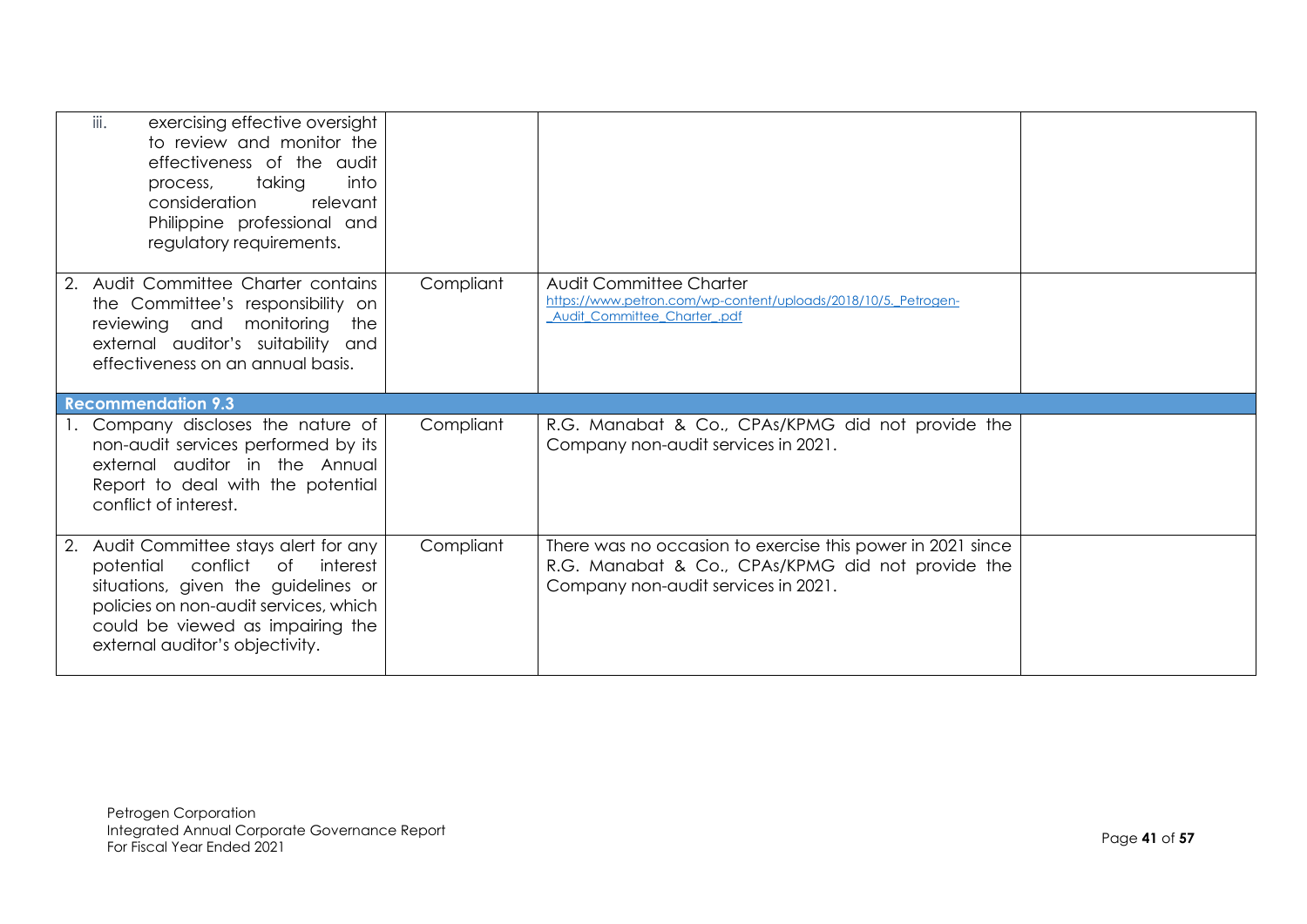| | | | |
|---|---|---|---|
| iii. exercising effective oversight to review and monitor the effectiveness of the audit process, taking into consideration relevant Philippine professional and regulatory requirements. | | | |
| 2. Audit Committee Charter contains the Committee's responsibility on reviewing and monitoring the external auditor's suitability and effectiveness on an annual basis. | Compliant | Audit Committee Charter https://www.petron.com/wp-content/uploads/2018/10/5._Petrogen-_Audit_Committee_Charter_.pdf | |
| **Recommendation 9.3** | | | |
| 1. Company discloses the nature of non-audit services performed by its external auditor in the Annual Report to deal with the potential conflict of interest. | Compliant | R.G. Manabat & Co., CPAs/KPMG did not provide the Company non-audit services in 2021. | |
| 2. Audit Committee stays alert for any potential conflict of interest situations, given the guidelines or policies on non-audit services, which could be viewed as impairing the external auditor's objectivity. | Compliant | There was no occasion to exercise this power in 2021 since R.G. Manabat & Co., CPAs/KPMG did not provide the Company non-audit services in 2021. | |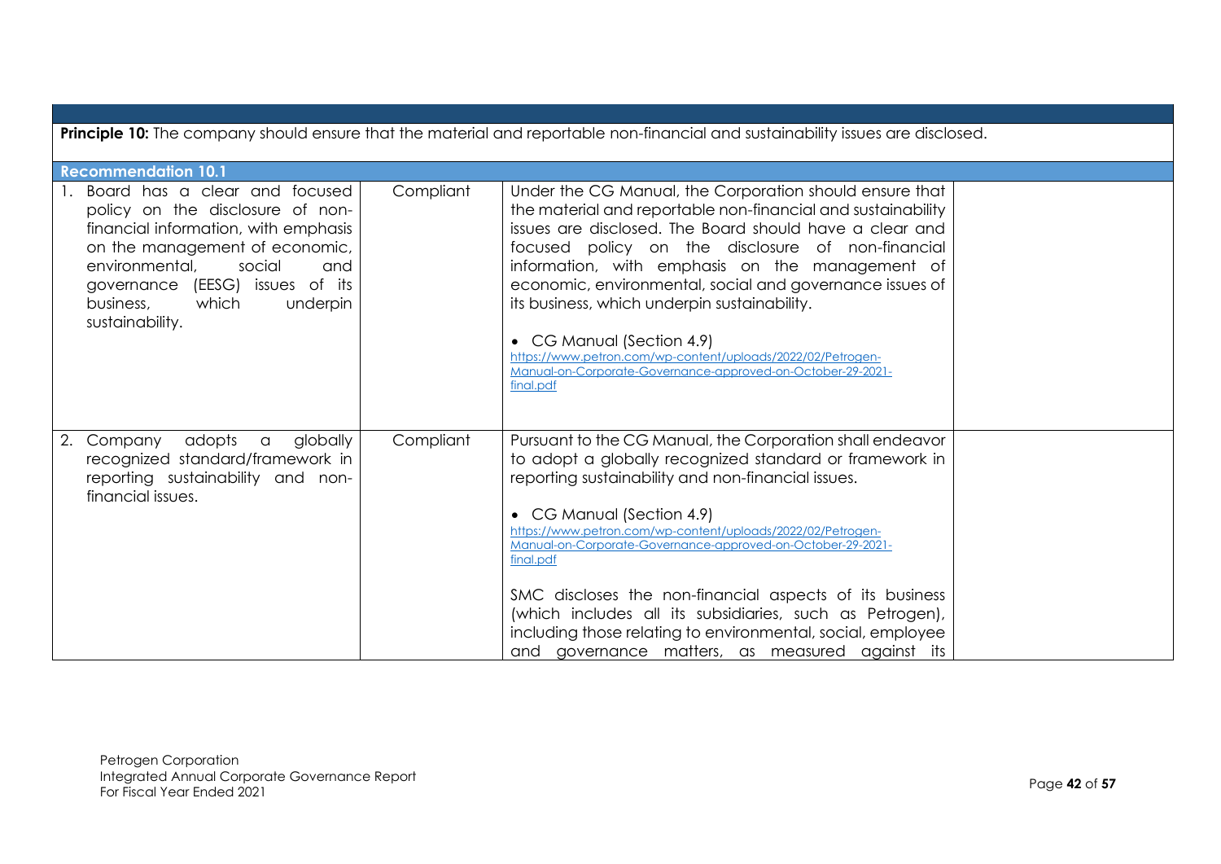| | | | |
|---|---|---|---|
| **Principle 10:** The company should ensure that the material and reportable non-financial and sustainability issues are disclosed. | | | |
| **Recommendation 10.1** | | | |
| 1. Board has a clear and focused policy on the disclosure of non-financial information, with emphasis on the management of economic, environmental, social and governance (EESG) issues of its business, which underpin sustainability. | Compliant | Under the CG Manual, the Corporation should ensure that the material and reportable non-financial and sustainability issues are disclosed. The Board should have a clear and focused policy on the disclosure of non-financial information, with emphasis on the management of economic, environmental, social and governance issues of its business, which underpin sustainability.<br><br>• CG Manual (Section 4.9)<br>https://www.petron.com/wp-content/uploads/2022/02/Petrogen-Manual-on-Corporate-Governance-approved-on-October-29-2021-final.pdf | |
| 2. Company adopts a globally recognized standard/framework in reporting sustainability and non-financial issues. | Compliant | Pursuant to the CG Manual, the Corporation shall endeavor to adopt a globally recognized standard or framework in reporting sustainability and non-financial issues.<br><br>• CG Manual (Section 4.9)<br>https://www.petron.com/wp-content/uploads/2022/02/Petrogen-Manual-on-Corporate-Governance-approved-on-October-29-2021-final.pdf<br><br>SMC discloses the non-financial aspects of its business (which includes all its subsidiaries, such as Petrogen), including those relating to environmental, social, employee and governance matters, as measured against its | |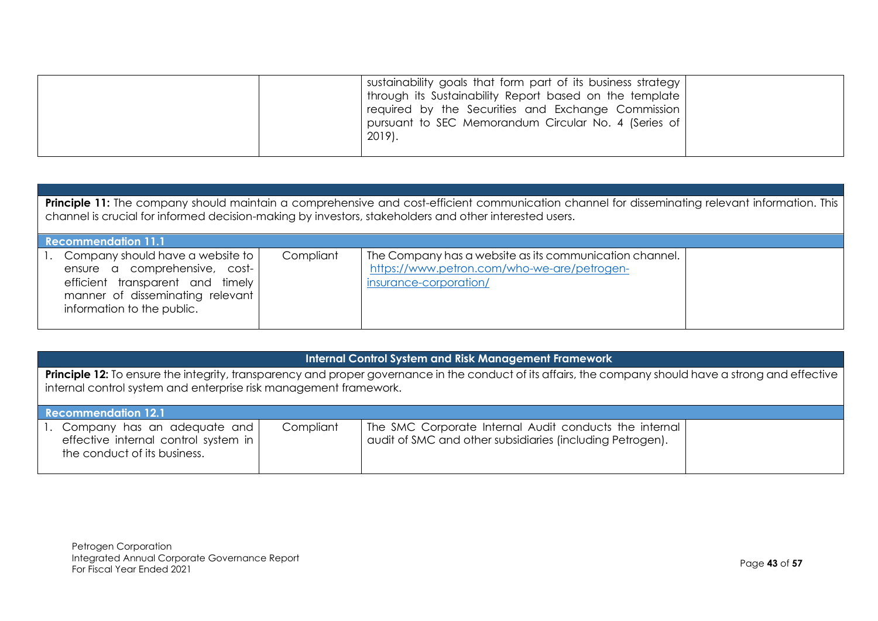| | | | |
|---|---|---|---|
| | | sustainability goals that form part of its business strategy through its Sustainability Report based on the template required by the Securities and Exchange Commission pursuant to SEC Memorandum Circular No. 4 (Series of 2019). | |

| | | | |
|---|---|---|---|
| **Principle 11:** The company should maintain a comprehensive and cost-efficient communication channel for disseminating relevant information. This channel is crucial for informed decision-making by investors, stakeholders and other interested users. | | | |
| **Recommendation 11.1** | | | |
| 1. Company should have a website to ensure a comprehensive, cost-efficient transparent and timely manner of disseminating relevant information to the public. | Compliant | The Company has a website as its communication channel. https://www.petron.com/who-we-are/petrogen-insurance-corporation/ | |

| | | | |
|---|---|---|---|
| **Internal Control System and Risk Management Framework** | | | |
| **Principle 12:** To ensure the integrity, transparency and proper governance in the conduct of its affairs, the company should have a strong and effective internal control system and enterprise risk management framework. | | | |
| **Recommendation 12.1** | | | |
| 1. Company has an adequate and effective internal control system in the conduct of its business. | Compliant | The SMC Corporate Internal Audit conducts the internal audit of SMC and other subsidiaries (including Petrogen). | |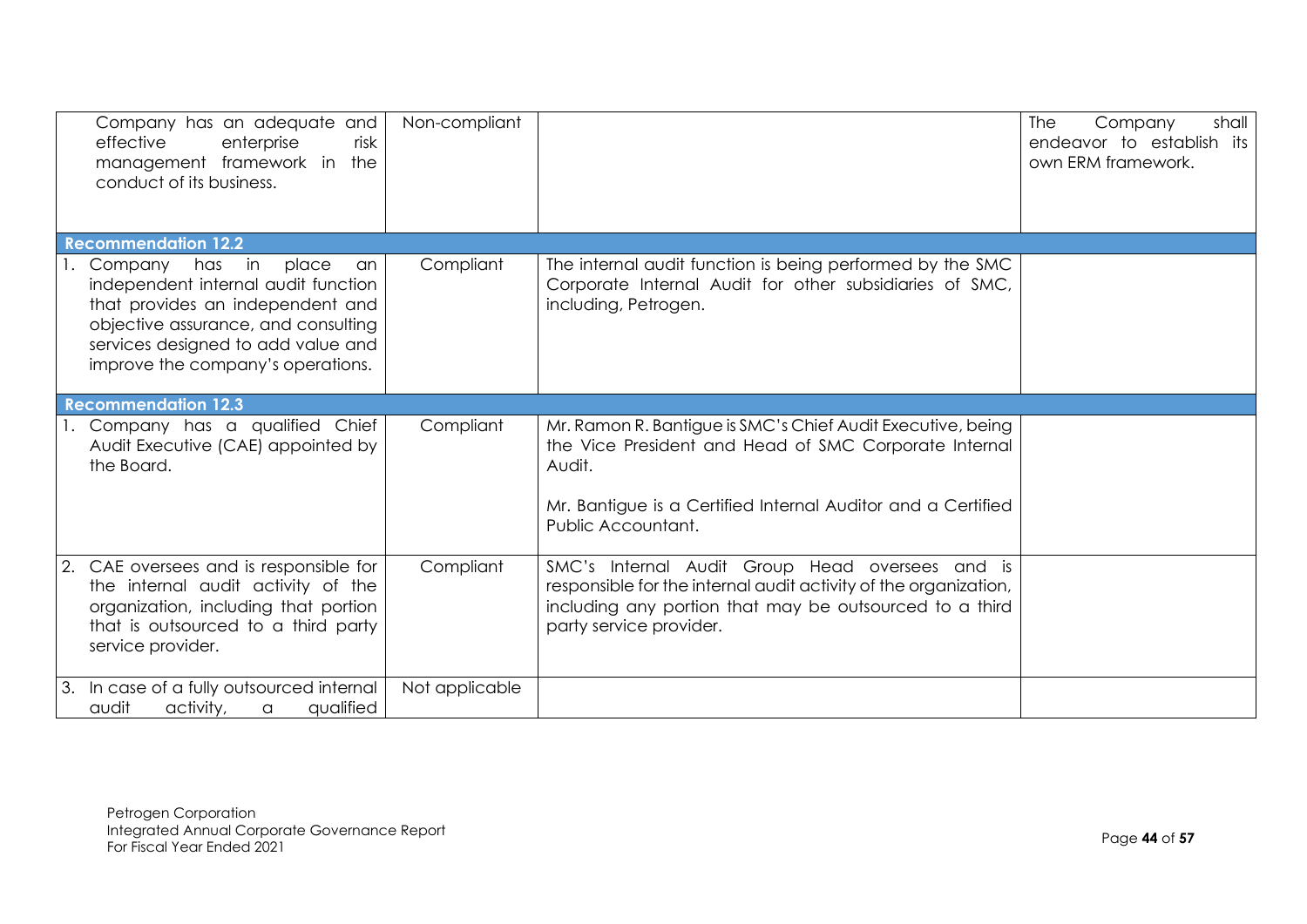| | | | |
|---|---|---|---|
| Company has an adequate and effective enterprise risk management framework in the conduct of its business. | Non-compliant | | The Company shall endeavor to establish its own ERM framework. |
| **Recommendation 12.2** | | | |
| 1. Company has in place an independent internal audit function that provides an independent and objective assurance, and consulting services designed to add value and improve the company's operations. | Compliant | The internal audit function is being performed by the SMC Corporate Internal Audit for other subsidiaries of SMC, including, Petrogen. | |
| **Recommendation 12.3** | | | |
| 1. Company has a qualified Chief Audit Executive (CAE) appointed by the Board. | Compliant | Mr. Ramon R. Bantigue is SMC's Chief Audit Executive, being the Vice President and Head of SMC Corporate Internal Audit.<br><br>Mr. Bantigue is a Certified Internal Auditor and a Certified Public Accountant. | |
| 2. CAE oversees and is responsible for the internal audit activity of the organization, including that portion that is outsourced to a third party service provider. | Compliant | SMC's Internal Audit Group Head oversees and is responsible for the internal audit activity of the organization, including any portion that may be outsourced to a third party service provider. | |
| 3. In case of a fully outsourced internal audit activity, a qualified | Not applicable | | |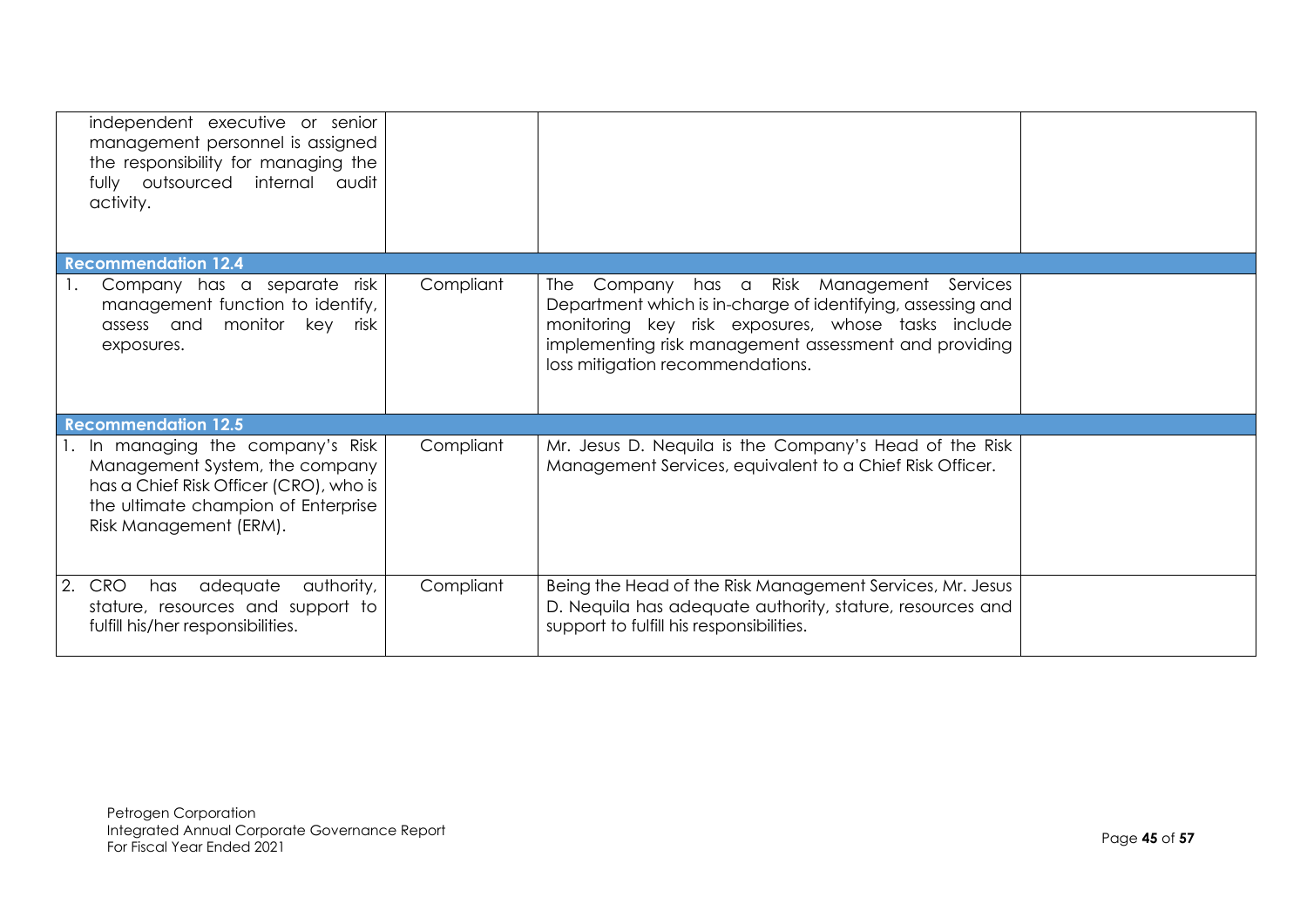| | | | |
|---|---|---|---|
| independent executive or senior management personnel is assigned the responsibility for managing the fully outsourced internal audit activity. | | | |
| **Recommendation 12.4** | | | |
| 1. Company has a separate risk management function to identify, assess and monitor key risk exposures. | Compliant | The Company has a Risk Management Services Department which is in-charge of identifying, assessing and monitoring key risk exposures, whose tasks include implementing risk management assessment and providing loss mitigation recommendations. | |
| **Recommendation 12.5** | | | |
| 1. In managing the company's Risk Management System, the company has a Chief Risk Officer (CRO), who is the ultimate champion of Enterprise Risk Management (ERM). | Compliant | Mr. Jesus D. Nequila is the Company's Head of the Risk Management Services, equivalent to a Chief Risk Officer. | |
| 2. CRO has adequate authority, stature, resources and support to fulfill his/her responsibilities. | Compliant | Being the Head of the Risk Management Services, Mr. Jesus D. Nequila has adequate authority, stature, resources and support to fulfill his responsibilities. | |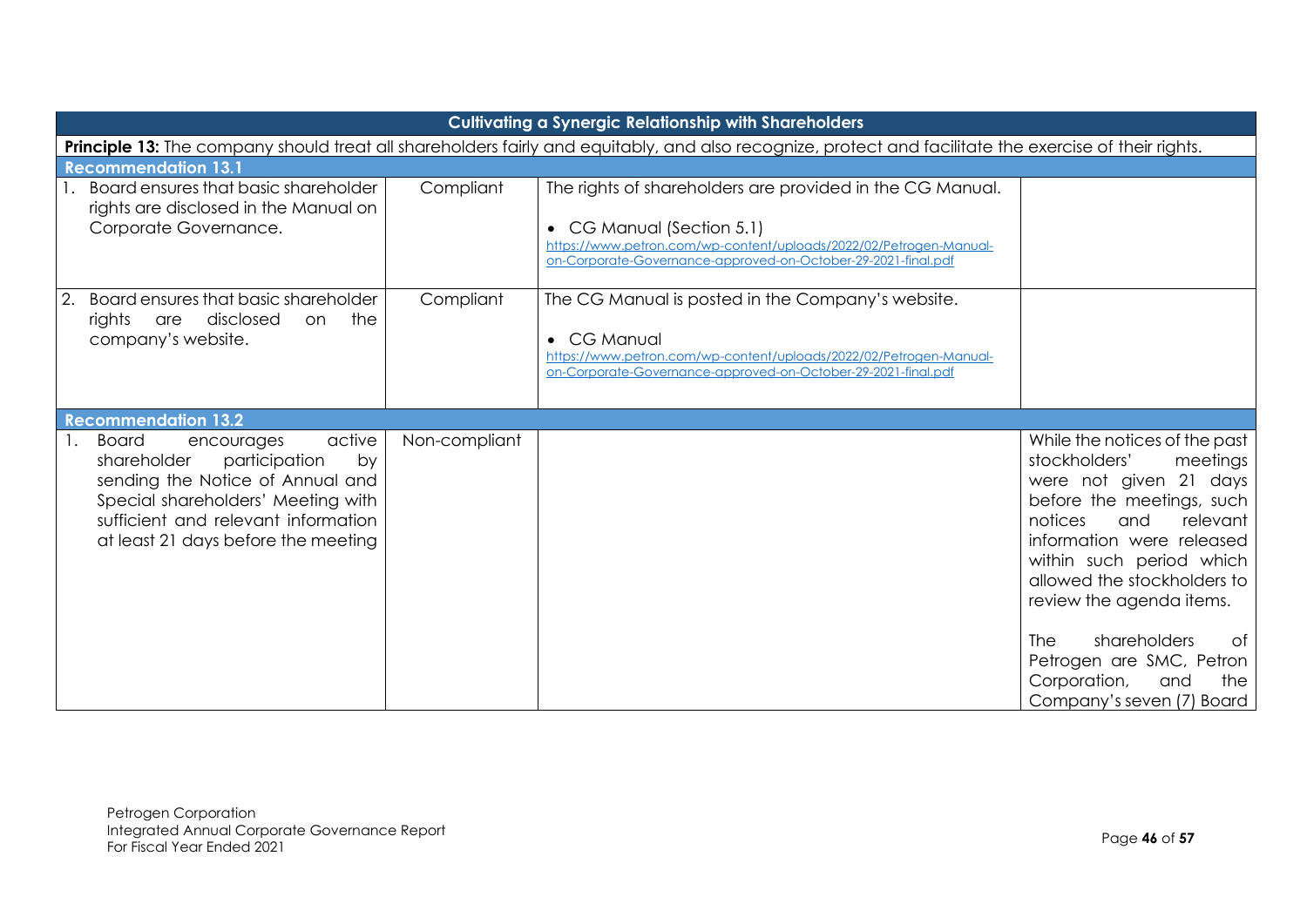| Cultivating a Synergic Relationship with Shareholders | | | |
|---|---|---|---|
| **Principle 13:** The company should treat all shareholders fairly and equitably, and also recognize, protect and facilitate the exercise of their rights. | | | |
| **Recommendation 13.1** | | | |
| 1. Board ensures that basic shareholder rights are disclosed in the Manual on Corporate Governance. | Compliant | The rights of shareholders are provided in the CG Manual.<br><br>• CG Manual (Section 5.1)<br>https://www.petron.com/wp-content/uploads/2022/02/Petrogen-Manual-on-Corporate-Governance-approved-on-October-29-2021-final.pdf | |
| 2. Board ensures that basic shareholder rights are disclosed on the company's website. | Compliant | The CG Manual is posted in the Company's website.<br><br>• CG Manual<br>https://www.petron.com/wp-content/uploads/2022/02/Petrogen-Manual-on-Corporate-Governance-approved-on-October-29-2021-final.pdf | |
| **Recommendation 13.2** | | | |
| 1. Board encourages active shareholder participation by sending the Notice of Annual and Special shareholders' Meeting with sufficient and relevant information at least 21 days before the meeting | Non-compliant | | While the notices of the past stockholders' meetings were not given 21 days before the meetings, such notices and relevant information were released within such period which allowed the stockholders to review the agenda items.<br><br>The shareholders of Petrogen are SMC, Petron Corporation, and the Company's seven (7) Board |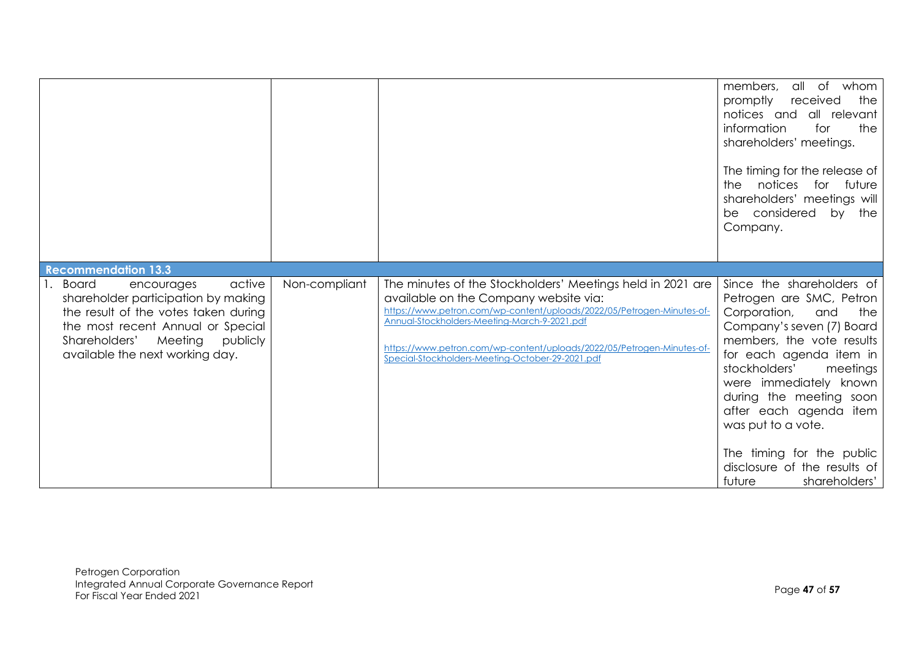| | | | |
|---|---|---|---|
| | | | members, all of whom promptly received the notices and all relevant information for the shareholders' meetings.<br><br>The timing for the release of the notices for future shareholders' meetings will be considered by the Company. |
| **Recommendation 13.3** | | | |
| 1. Board encourages active shareholder participation by making the result of the votes taken during the most recent Annual or Special Shareholders' Meeting publicly available the next working day. | Non-compliant | The minutes of the Stockholders' Meetings held in 2021 are available on the Company website via:<br>https://www.petron.com/wp-content/uploads/2022/05/Petrogen-Minutes-of-Annual-Stockholders-Meeting-March-9-2021.pdf<br><br>https://www.petron.com/wp-content/uploads/2022/05/Petrogen-Minutes-of-Special-Stockholders-Meeting-October-29-2021.pdf | Since the shareholders of Petrogen are SMC, Petron Corporation, and the Company's seven (7) Board members, the vote results for each agenda item in stockholders' meetings were immediately known during the meeting soon after each agenda item was put to a vote.<br><br>The timing for the public disclosure of the results of future shareholders' |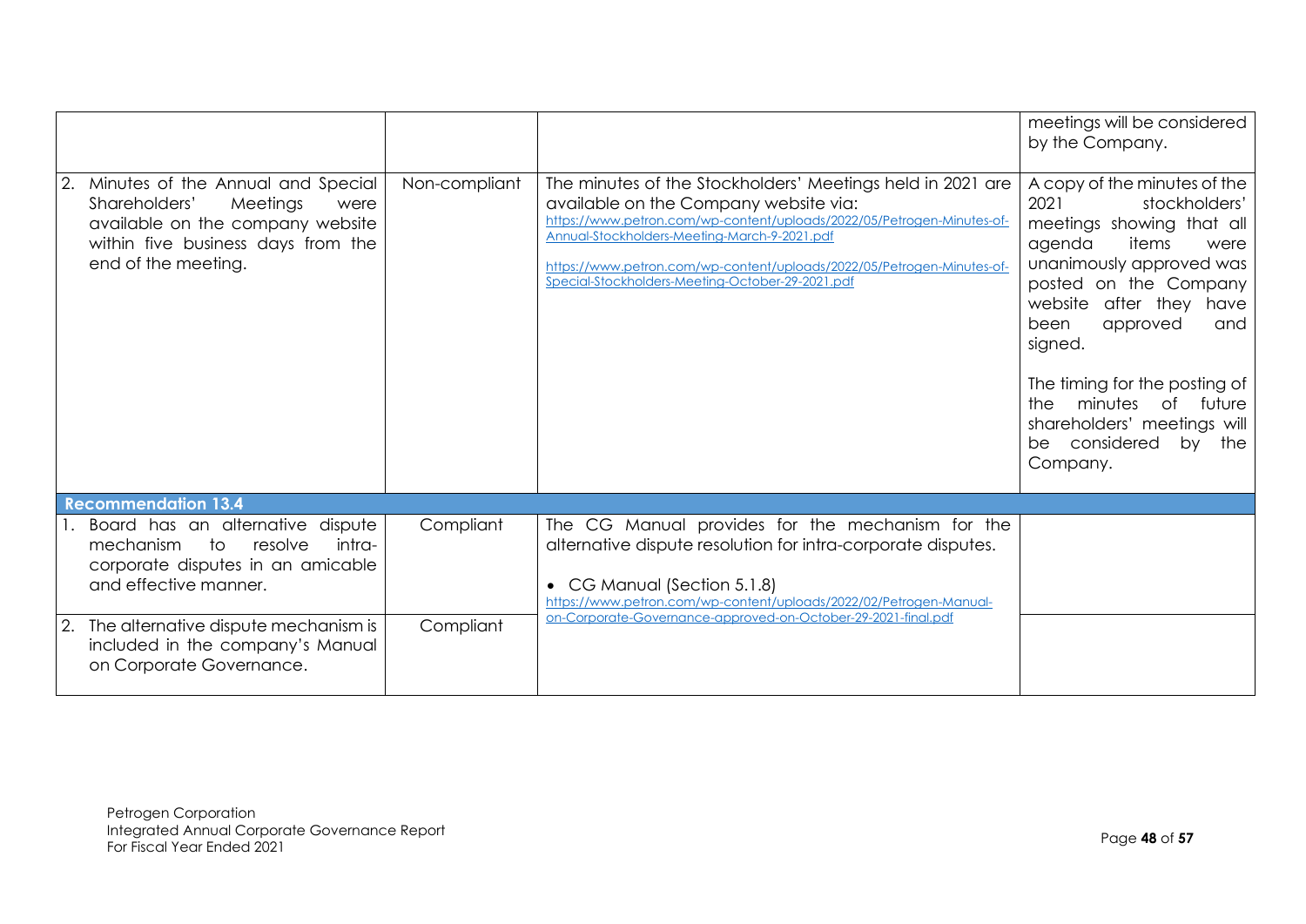| | | | |
|---|---|---|---|
| | | | meetings will be considered by the Company. |
| 2. Minutes of the Annual and Special Shareholders' Meetings were available on the company website within five business days from the end of the meeting. | Non-compliant | The minutes of the Stockholders' Meetings held in 2021 are available on the Company website via:<br>https://www.petron.com/wp-content/uploads/2022/05/Petrogen-Minutes-of-Annual-Stockholders-Meeting-March-9-2021.pdf<br>https://www.petron.com/wp-content/uploads/2022/05/Petrogen-Minutes-of-Special-Stockholders-Meeting-October-29-2021.pdf | A copy of the minutes of the 2021 stockholders' meetings showing that all agenda items were unanimously approved was posted on the Company website after they have been approved and signed.<br><br>The timing for the posting of the minutes of future shareholders' meetings will be considered by the Company. |
| **Recommendation 13.4** | | | |
| 1. Board has an alternative dispute mechanism to resolve intra-corporate disputes in an amicable and effective manner. | Compliant | The CG Manual provides for the mechanism for the alternative dispute resolution for intra-corporate disputes.<br><br>• CG Manual (Section 5.1.8)<br>https://www.petron.com/wp-content/uploads/2022/02/Petrogen-Manual-on-Corporate-Governance-approved-on-October-29-2021-final.pdf | |
| 2. The alternative dispute mechanism is included in the company's Manual on Corporate Governance. | Compliant | | |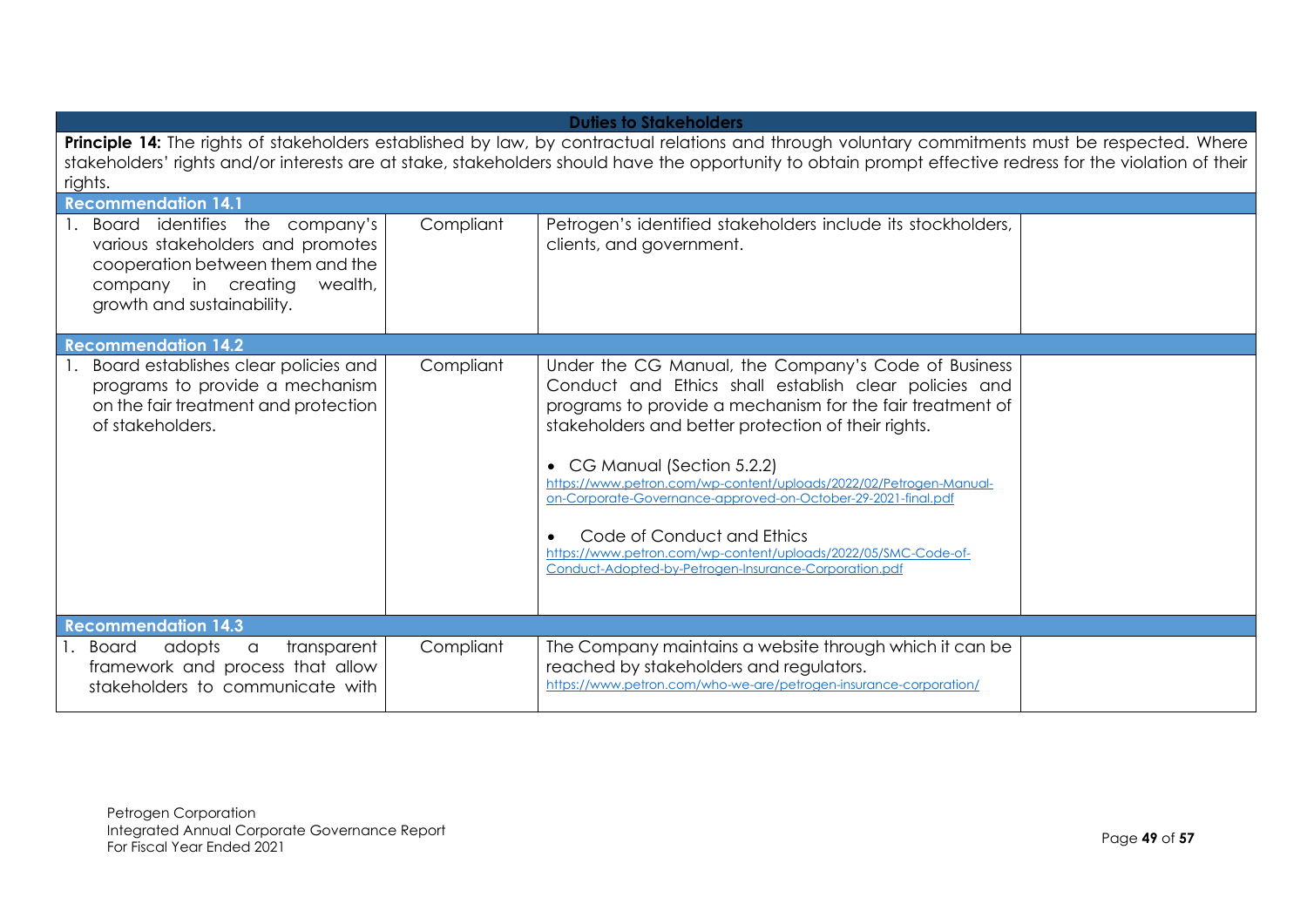| Duties to Stakeholders | | | |
|---|---|---|---|
| **Principle 14:** The rights of stakeholders established by law, by contractual relations and through voluntary commitments must be respected. Where stakeholders' rights and/or interests are at stake, stakeholders should have the opportunity to obtain prompt effective redress for the violation of their rights. | | | |
| **Recommendation 14.1** | | | |
| 1. Board identifies the company's various stakeholders and promotes cooperation between them and the company in creating wealth, growth and sustainability. | Compliant | Petrogen's identified stakeholders include its stockholders, clients, and government. | |
| **Recommendation 14.2** | | | |
| 1. Board establishes clear policies and programs to provide a mechanism on the fair treatment and protection of stakeholders. | Compliant | Under the CG Manual, the Company's Code of Business Conduct and Ethics shall establish clear policies and programs to provide a mechanism for the fair treatment of stakeholders and better protection of their rights.<br><br>• CG Manual (Section 5.2.2) https://www.petron.com/wp-content/uploads/2022/02/Petrogen-Manual-on-Corporate-Governance-approved-on-October-29-2021-final.pdf<br><br>• Code of Conduct and Ethics https://www.petron.com/wp-content/uploads/2022/05/SMC-Code-of-Conduct-Adopted-by-Petrogen-Insurance-Corporation.pdf | |
| **Recommendation 14.3** | | | |
| 1. Board adopts a transparent framework and process that allow stakeholders to communicate with | Compliant | The Company maintains a website through which it can be reached by stakeholders and regulators. https://www.petron.com/who-we-are/petrogen-insurance-corporation/ | |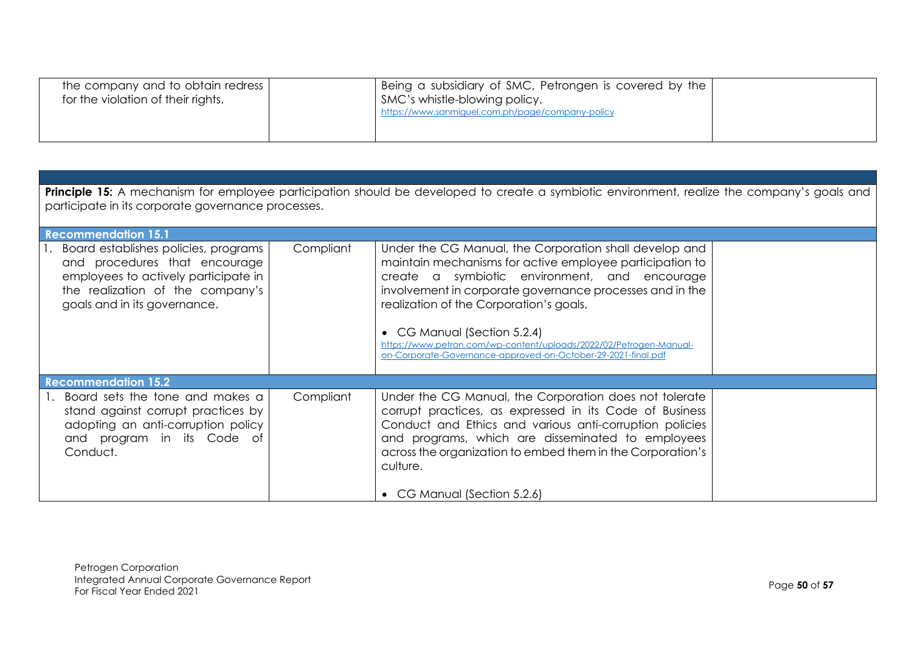| | | | |
|---|---|---|---|
| the company and to obtain redress for the violation of their rights. | | Being a subsidiary of SMC, Petrongen is covered by the SMC's whistle-blowing policy.<br>https://www.sanmiguel.com.ph/page/company-policy | |

| | | | |
|---|---|---|---|
| **Principle 15:** A mechanism for employee participation should be developed to create a symbiotic environment, realize the company's goals and participate in its corporate governance processes. | | | |
| **Recommendation 15.1** | | | |
| 1. Board establishes policies, programs and procedures that encourage employees to actively participate in the realization of the company's goals and in its governance. | Compliant | Under the CG Manual, the Corporation shall develop and maintain mechanisms for active employee participation to create a symbiotic environment, and encourage involvement in corporate governance processes and in the realization of the Corporation's goals.<br><br>• CG Manual (Section 5.2.4)<br>https://www.petron.com/wp-content/uploads/2022/02/Petrogen-Manual-on-Corporate-Governance-approved-on-October-29-2021-final.pdf | |
| **Recommendation 15.2** | | | |
| 1. Board sets the tone and makes a stand against corrupt practices by adopting an anti-corruption policy and program in its Code of Conduct. | Compliant | Under the CG Manual, the Corporation does not tolerate corrupt practices, as expressed in its Code of Business Conduct and Ethics and various anti-corruption policies and programs, which are disseminated to employees across the organization to embed them in the Corporation's culture.<br><br>• CG Manual (Section 5.2.6) | |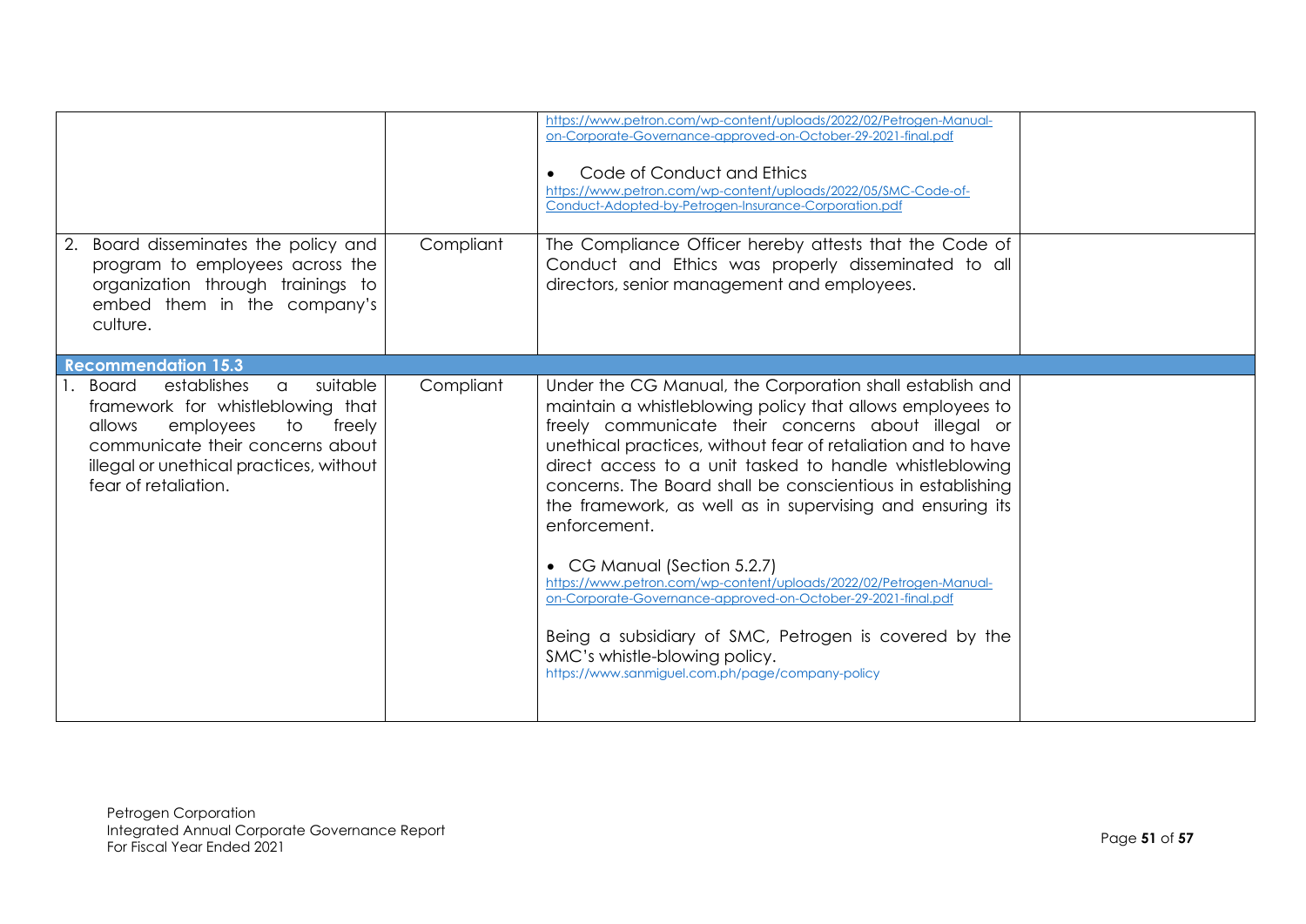| | | | |
|---|---|---|---|
| | | https://www.petron.com/wp-content/uploads/2022/02/Petrogen-Manual-on-Corporate-Governance-approved-on-October-29-2021-final.pdf<br><br>• Code of Conduct and Ethics<br>https://www.petron.com/wp-content/uploads/2022/05/SMC-Code-of-Conduct-Adopted-by-Petrogen-Insurance-Corporation.pdf | |
| 2. Board disseminates the policy and program to employees across the organization through trainings to embed them in the company's culture. | Compliant | The Compliance Officer hereby attests that the Code of Conduct and Ethics was properly disseminated to all directors, senior management and employees. | |
| **Recommendation 15.3** | | | |
| 1. Board establishes a suitable framework for whistleblowing that allows employees to freely communicate their concerns about illegal or unethical practices, without fear of retaliation. | Compliant | Under the CG Manual, the Corporation shall establish and maintain a whistleblowing policy that allows employees to freely communicate their concerns about illegal or unethical practices, without fear of retaliation and to have direct access to a unit tasked to handle whistleblowing concerns. The Board shall be conscientious in establishing the framework, as well as in supervising and ensuring its enforcement.<br><br>• CG Manual (Section 5.2.7)<br>https://www.petron.com/wp-content/uploads/2022/02/Petrogen-Manual-on-Corporate-Governance-approved-on-October-29-2021-final.pdf<br><br>Being a subsidiary of SMC, Petrogen is covered by the SMC's whistle-blowing policy.<br>https://www.sanmiguel.com.ph/page/company-policy | |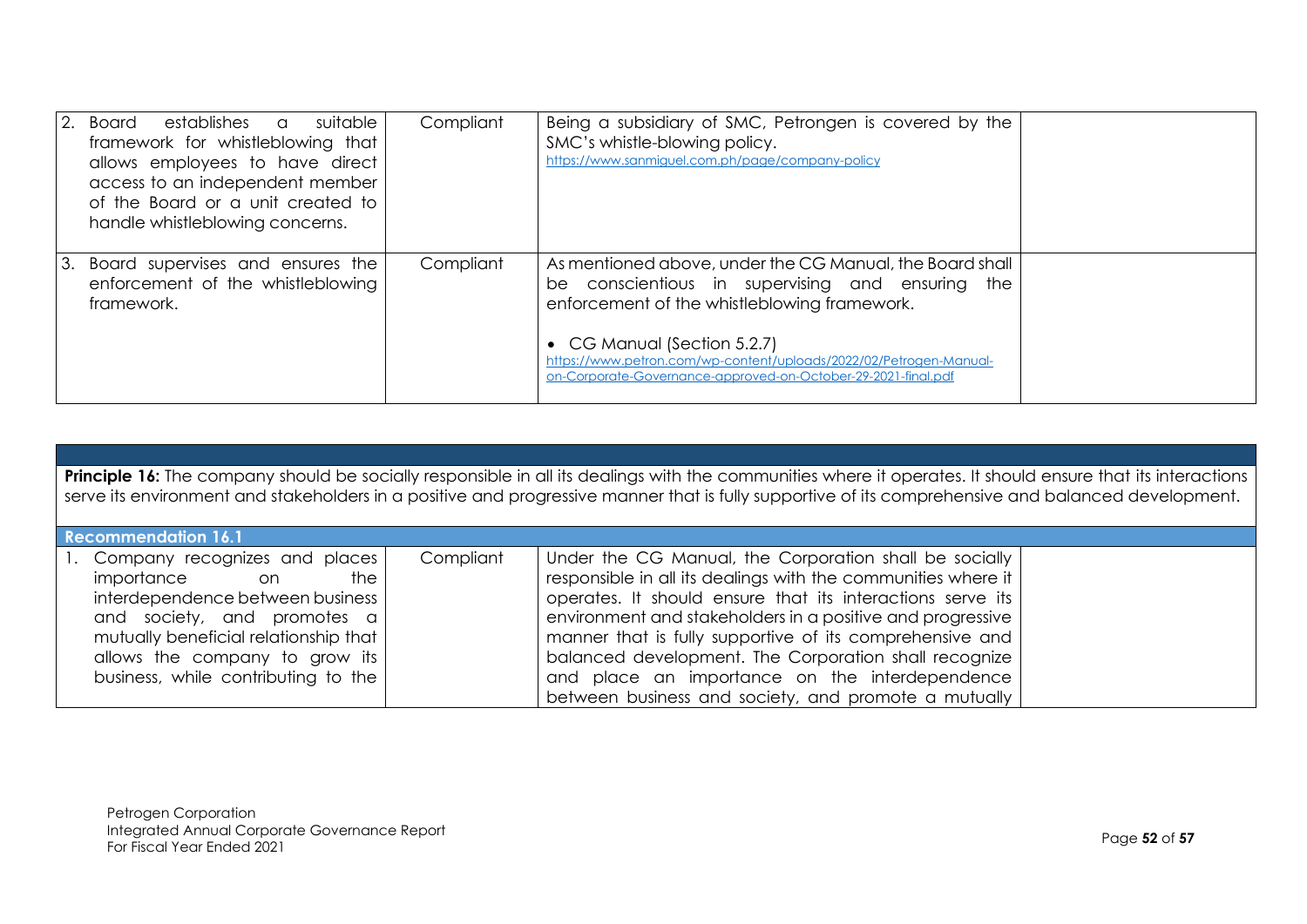| | | | |
|---|---|---|---|
| 2. Board establishes a suitable framework for whistleblowing that allows employees to have direct access to an independent member of the Board or a unit created to handle whistleblowing concerns. | Compliant | Being a subsidiary of SMC, Petrongen is covered by the SMC's whistle-blowing policy.<br>https://www.sanmiguel.com.ph/page/company-policy | |
| 3. Board supervises and ensures the enforcement of the whistleblowing framework. | Compliant | As mentioned above, under the CG Manual, the Board shall be conscientious in supervising and ensuring the enforcement of the whistleblowing framework.<br><br>• CG Manual (Section 5.2.7)<br>https://www.petron.com/wp-content/uploads/2022/02/Petrogen-Manual-on-Corporate-Governance-approved-on-October-29-2021-final.pdf | |

| | | | |
|---|---|---|---|
| **Principle 16:** The company should be socially responsible in all its dealings with the communities where it operates. It should ensure that its interactions serve its environment and stakeholders in a positive and progressive manner that is fully supportive of its comprehensive and balanced development. | | | |
| **Recommendation 16.1** | | | |
| 1. Company recognizes and places importance on the interdependence between business and society, and promotes a mutually beneficial relationship that allows the company to grow its business, while contributing to the | Compliant | Under the CG Manual, the Corporation shall be socially responsible in all its dealings with the communities where it operates. It should ensure that its interactions serve its environment and stakeholders in a positive and progressive manner that is fully supportive of its comprehensive and balanced development. The Corporation shall recognize and place an importance on the interdependence between business and society, and promote a mutually | |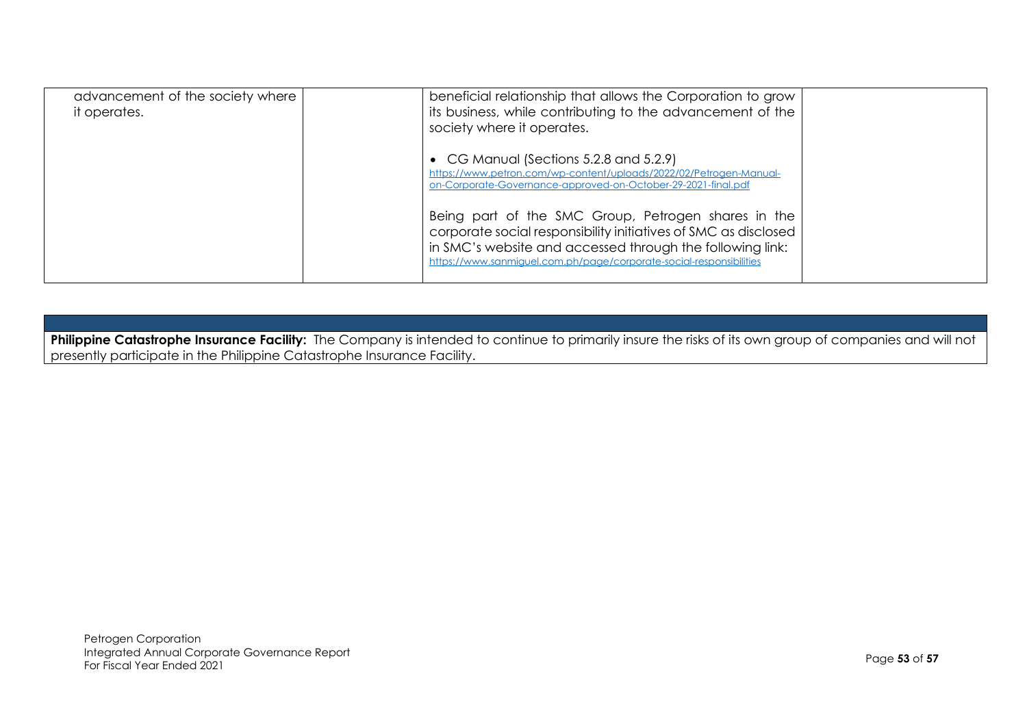| | | | |
|---|---|---|---|
| advancement of the society where it operates. | | beneficial relationship that allows the Corporation to grow its business, while contributing to the advancement of the society where it operates.<br><br>• CG Manual (Sections 5.2.8 and 5.2.9) https://www.petron.com/wp-content/uploads/2022/02/Petrogen-Manual-on-Corporate-Governance-approved-on-October-29-2021-final.pdf<br><br>Being part of the SMC Group, Petrogen shares in the corporate social responsibility initiatives of SMC as disclosed in SMC's website and accessed through the following link: https://www.sanmiguel.com.ph/page/corporate-social-responsibilities | |

| |
|---|
| **Philippine Catastrophe Insurance Facility:** The Company is intended to continue to primarily insure the risks of its own group of companies and will not presently participate in the Philippine Catastrophe Insurance Facility. |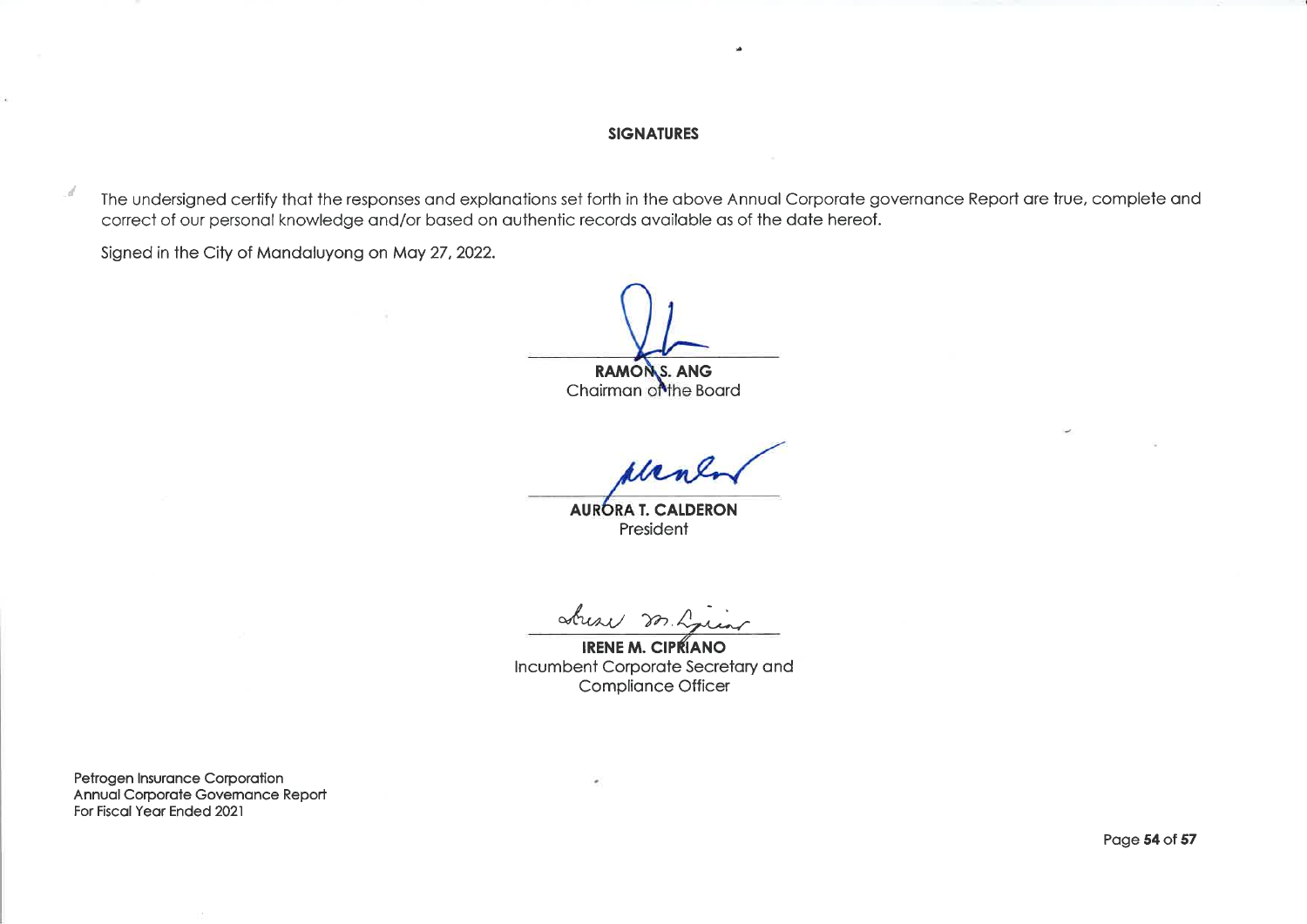## SIGNATURES

The undersigned certify that the responses and explanations set forth in the above Annual Corporate governance Report are true, complete and correct of our personal knowledge and/or based on authentic records available as of the date hereof.

Signed in the City of Mandaluyong on May 27, 2022.

**RAMON S. ANG**
Chairman of the Board

**AURORA T. CALDERON**
President

**IRENE M. CIPRIANO**
Incumbent Corporate Secretary and
Compliance Officer

Petrogen Insurance Corporation
Annual Corporate Governance Report
For Fiscal Year Ended 2021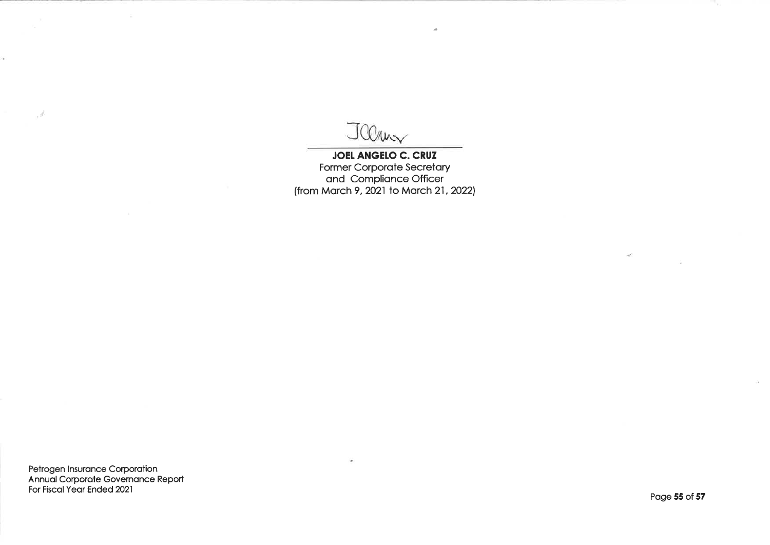**JOEL ANGELO C. CRUZ**
Former Corporate Secretary
and Compliance Officer
(from March 9, 2021 to March 21, 2022)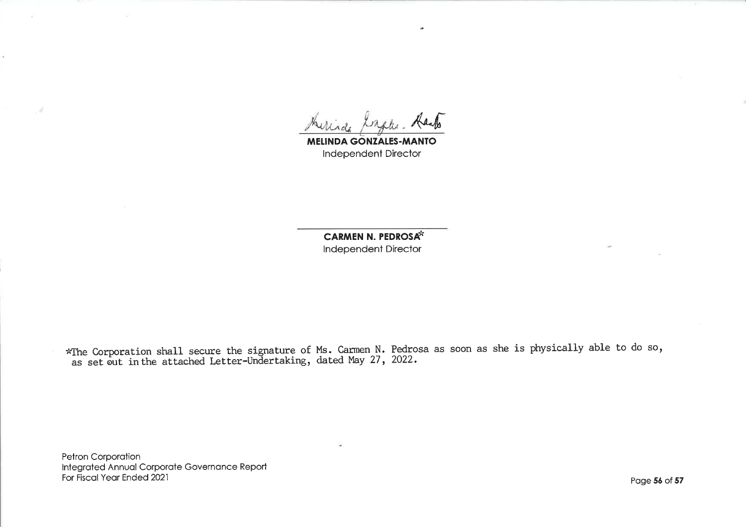**MELINDA GONZALES-MANTO**
Independent Director

---

**CARMEN N. PEDROSA***
Independent Director

*The Corporation shall secure the signature of Ms. Carmen N. Pedrosa as soon as she is physically able to do so, as set out in the attached Letter-Undertaking, dated May 27, 2022.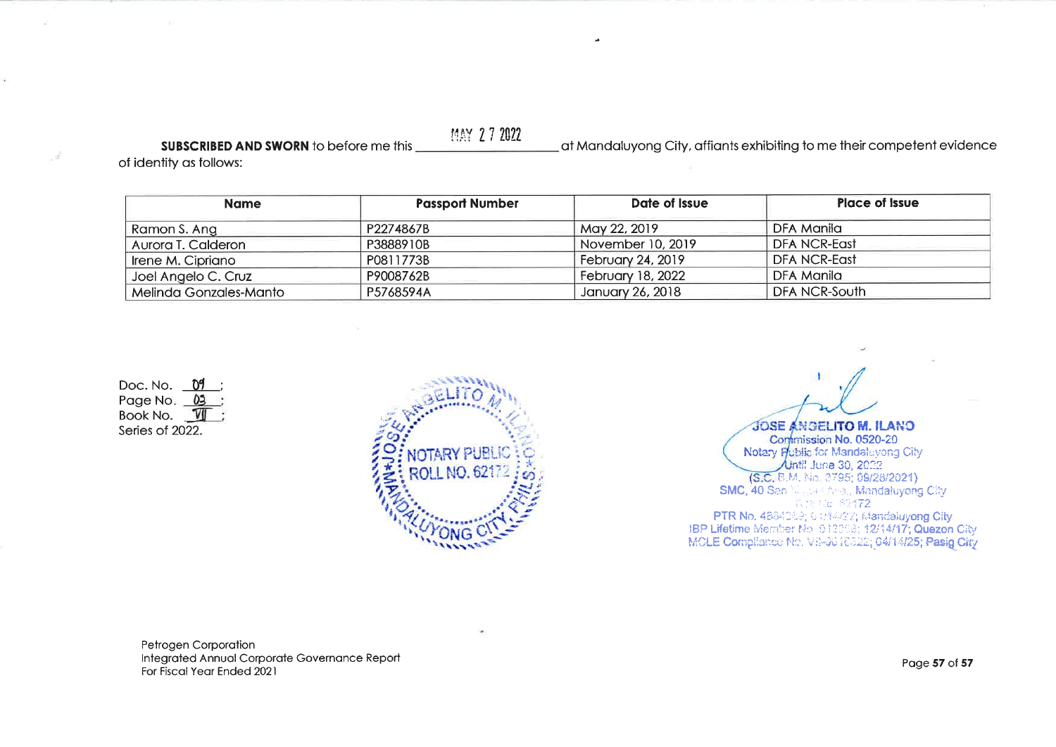**SUBSCRIBED AND SWORN** to before me this MAY 27 2022 at Mandaluyong City, affiants exhibiting to me their competent evidence of identity as follows:

| Name | Passport Number | Date of Issue | Place of Issue |
|---|---|---|---|
| Ramon S. Ang | P2274867B | May 22, 2019 | DFA Manila |
| Aurora T. Calderon | P3888910B | November 10, 2019 | DFA NCR-East |
| Irene M. Cipriano | P0811773B | February 24, 2019 | DFA NCR-East |
| Joel Angelo C. Cruz | P9008762B | February 18, 2022 | DFA Manila |
| Melinda Gonzales-Manto | P5768594A | January 26, 2018 | DFA NCR-South |

Doc. No. 09;
Page No. 03;
Book No. VII;
Series of 2022.

NOTARY PUBLIC
ROLL NO. 62172
JOSE ANGELITO M. ILANO
MANDALUYONG CITY, PHILS.

**JOSE ANGELITO M. ILANO**
Commission No. 0520-20
Notary Public for Mandaluyong City
Until June 30, 2022
(S.C. B.M. No. 3795; 09/28/2021)
SMC, 40 San Miguel Ave., Mandaluyong City
Roll No. 62172
PTR No. 4864069; 01/14/22; Mandaluyong City
IBP Lifetime Member No. 013008; 12/14/17; Quezon City
MCLE Compliance No. VII-0016522; 04/14/25; Pasig City

Petrogen Corporation
Integrated Annual Corporate Governance Report
For Fiscal Year Ended 2021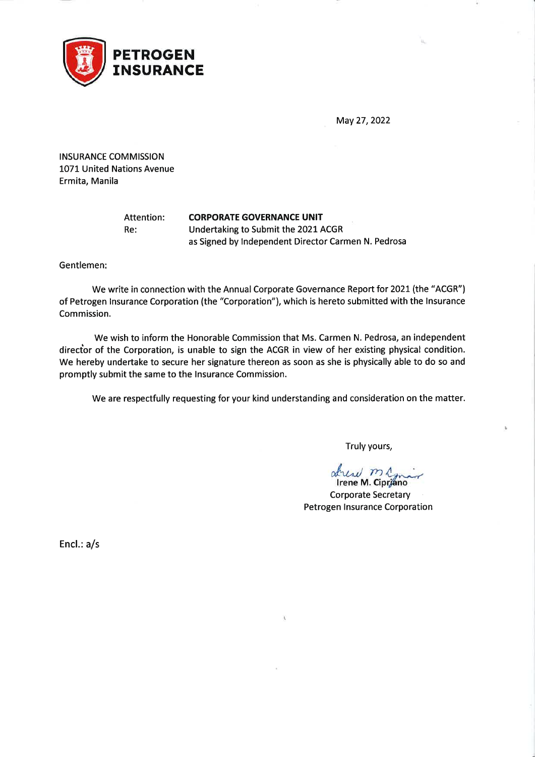**PETROGEN INSURANCE**

May 27, 2022

INSURANCE COMMISSION
1071 United Nations Avenue
Ermita, Manila

Attention: **CORPORATE GOVERNANCE UNIT**
Re: Undertaking to Submit the 2021 ACGR as Signed by Independent Director Carmen N. Pedrosa

Gentlemen:

We write in connection with the Annual Corporate Governance Report for 2021 (the "ACGR") of Petrogen Insurance Corporation (the "Corporation"), which is hereto submitted with the Insurance Commission.

We wish to inform the Honorable Commission that Ms. Carmen N. Pedrosa, an independent director of the Corporation, is unable to sign the ACGR in view of her existing physical condition. We hereby undertake to secure her signature thereon as soon as she is physically able to do so and promptly submit the same to the Insurance Commission.

We are respectfully requesting for your kind understanding and consideration on the matter.

Truly yours,

Irene M. Cipriano
Corporate Secretary
Petrogen Insurance Corporation

Encl.: a/s